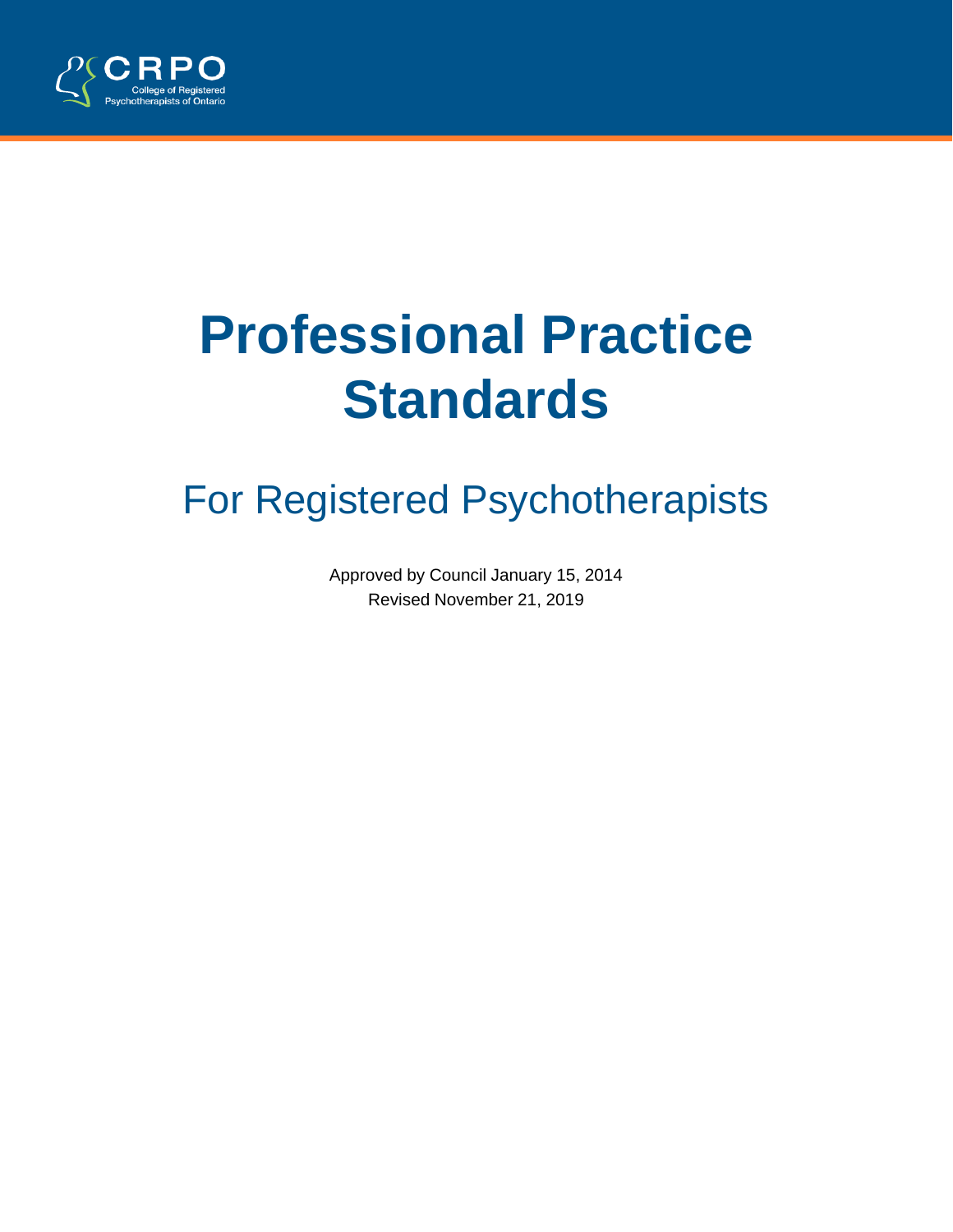CRPO
College of Registered Psychotherapists of Ontario

# Professional Practice Standards

## For Registered Psychotherapists

Approved by Council January 15, 2014
Revised November 21, 2019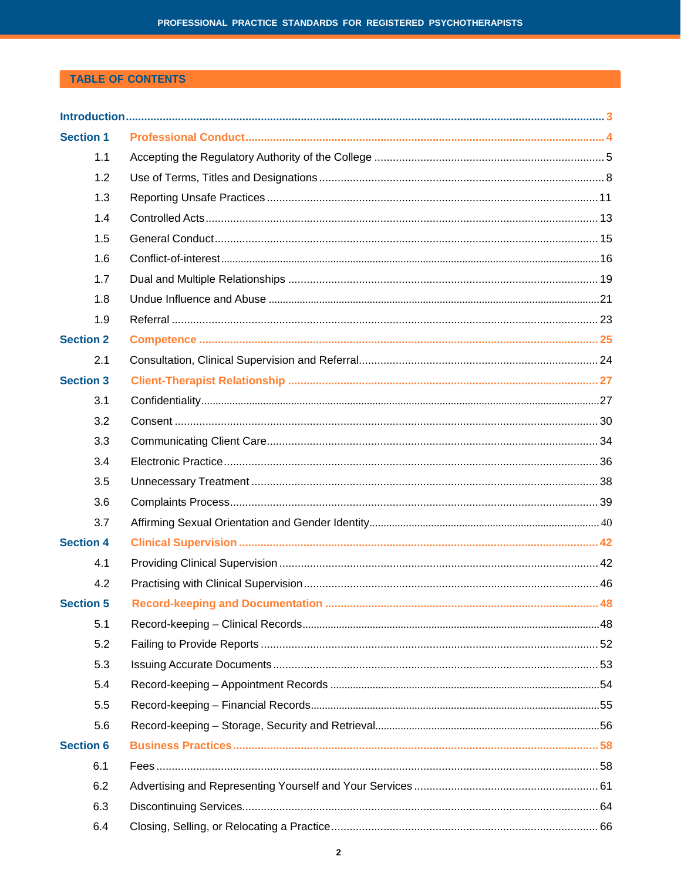## TABLE OF CONTENTS

**Introduction** .......... 3

**Section 1 Professional Conduct** .......... 4

- 1.1 Accepting the Regulatory Authority of the College .......... 5
- 1.2 Use of Terms, Titles and Designations .......... 8
- 1.3 Reporting Unsafe Practices .......... 11
- 1.4 Controlled Acts .......... 13
- 1.5 General Conduct .......... 15
- 1.6 Conflict-of-interest .......... 16
- 1.7 Dual and Multiple Relationships .......... 19
- 1.8 Undue Influence and Abuse .......... 21
- 1.9 Referral .......... 23

**Section 2 Competence** .......... 25

- 2.1 Consultation, Clinical Supervision and Referral .......... 24

**Section 3 Client-Therapist Relationship** .......... 27

- 3.1 Confidentiality .......... 27
- 3.2 Consent .......... 30
- 3.3 Communicating Client Care .......... 34
- 3.4 Electronic Practice .......... 36
- 3.5 Unnecessary Treatment .......... 38
- 3.6 Complaints Process .......... 39
- 3.7 Affirming Sexual Orientation and Gender Identity .......... 40

**Section 4 Clinical Supervision** .......... 42

- 4.1 Providing Clinical Supervision .......... 42
- 4.2 Practising with Clinical Supervision .......... 46

**Section 5 Record-keeping and Documentation** .......... 48

- 5.1 Record-keeping – Clinical Records .......... 48
- 5.2 Failing to Provide Reports .......... 52
- 5.3 Issuing Accurate Documents .......... 53
- 5.4 Record-keeping – Appointment Records .......... 54
- 5.5 Record-keeping – Financial Records .......... 55
- 5.6 Record-keeping – Storage, Security and Retrieval .......... 56

**Section 6 Business Practices** .......... 58

- 6.1 Fees .......... 58
- 6.2 Advertising and Representing Yourself and Your Services .......... 61
- 6.3 Discontinuing Services .......... 64
- 6.4 Closing, Selling, or Relocating a Practice .......... 66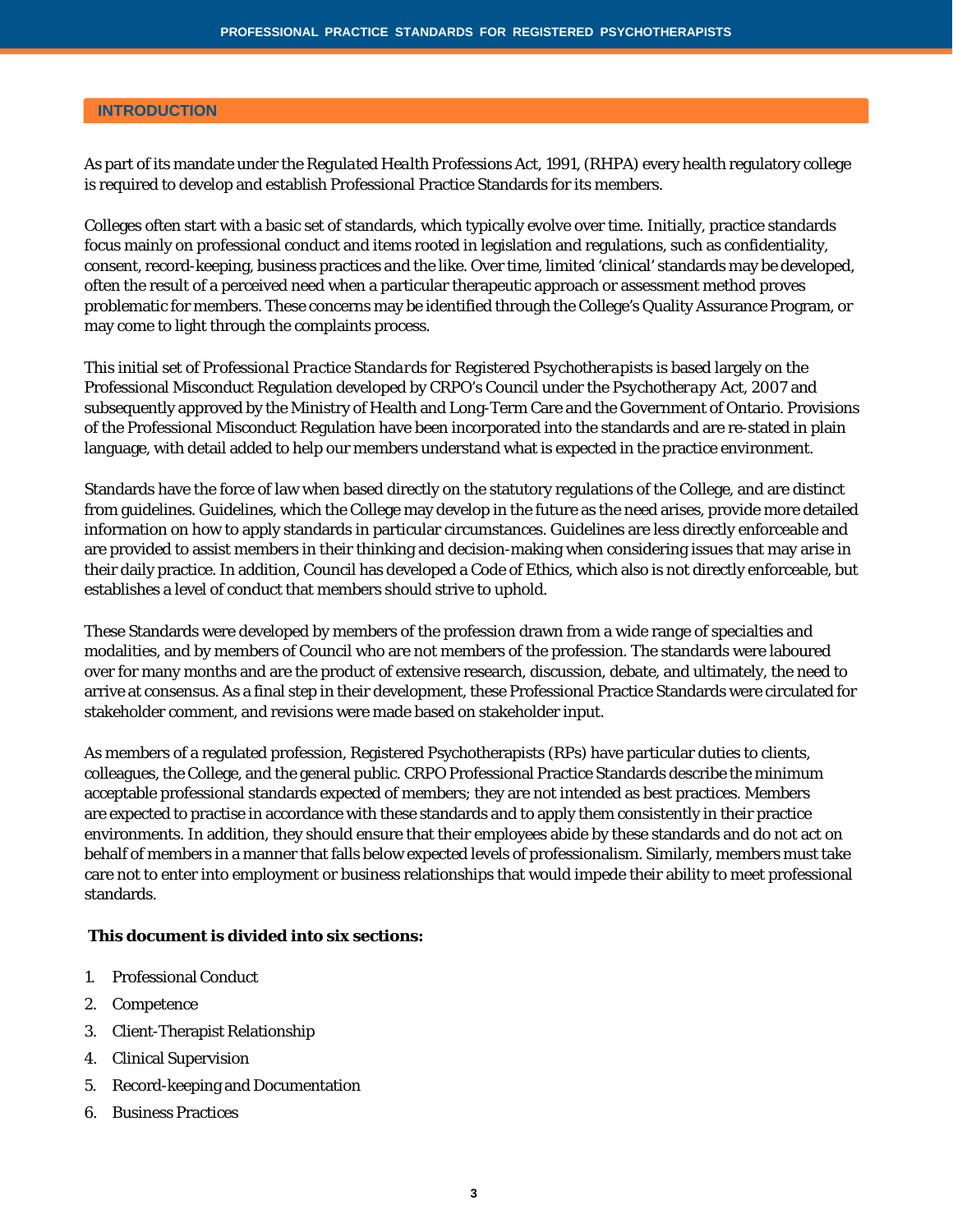## INTRODUCTION

As part of its mandate under the *Regulated Health Professions Act, 1991*, (RHPA) every health regulatory college is required to develop and establish Professional Practice Standards for its members.

Colleges often start with a basic set of standards, which typically evolve over time. Initially, practice standards focus mainly on professional conduct and items rooted in legislation and regulations, such as confidentiality, consent, record-keeping, business practices and the like. Over time, limited 'clinical' standards may be developed, often the result of a perceived need when a particular therapeutic approach or assessment method proves problematic for members. These concerns may be identified through the College's Quality Assurance Program, or may come to light through the complaints process.

This initial set of *Professional Practice Standards for Registered Psychotherapists* is based largely on the Professional Misconduct Regulation developed by CRPO's Council under the *Psychotherapy Act, 2007* and subsequently approved by the Ministry of Health and Long-Term Care and the Government of Ontario. Provisions of the Professional Misconduct Regulation have been incorporated into the standards and are re-stated in plain language, with detail added to help our members understand what is expected in the practice environment.

Standards have the force of law when based directly on the statutory regulations of the College, and are distinct from guidelines. Guidelines, which the College may develop in the future as the need arises, provide more detailed information on how to apply standards in particular circumstances. Guidelines are less directly enforceable and are provided to assist members in their thinking and decision-making when considering issues that may arise in their daily practice. In addition, Council has developed a Code of Ethics, which also is not directly enforceable, but establishes a level of conduct that members should strive to uphold.

These Standards were developed by members of the profession drawn from a wide range of specialties and modalities, and by members of Council who are not members of the profession. The standards were laboured over for many months and are the product of extensive research, discussion, debate, and ultimately, the need to arrive at consensus. As a final step in their development, these Professional Practice Standards were circulated for stakeholder comment, and revisions were made based on stakeholder input.

As members of a regulated profession, Registered Psychotherapists (RPs) have particular duties to clients, colleagues, the College, and the general public. CRPO Professional Practice Standards describe the minimum acceptable professional standards expected of members; they are not intended as best practices. Members are expected to practise in accordance with these standards and to apply them consistently in their practice environments. In addition, they should ensure that their employees abide by these standards and do not act on behalf of members in a manner that falls below expected levels of professionalism. Similarly, members must take care not to enter into employment or business relationships that would impede their ability to meet professional standards.

**This document is divided into six sections:**

1. Professional Conduct
2. Competence
3. Client-Therapist Relationship
4. Clinical Supervision
5. Record-keeping and Documentation
6. Business Practices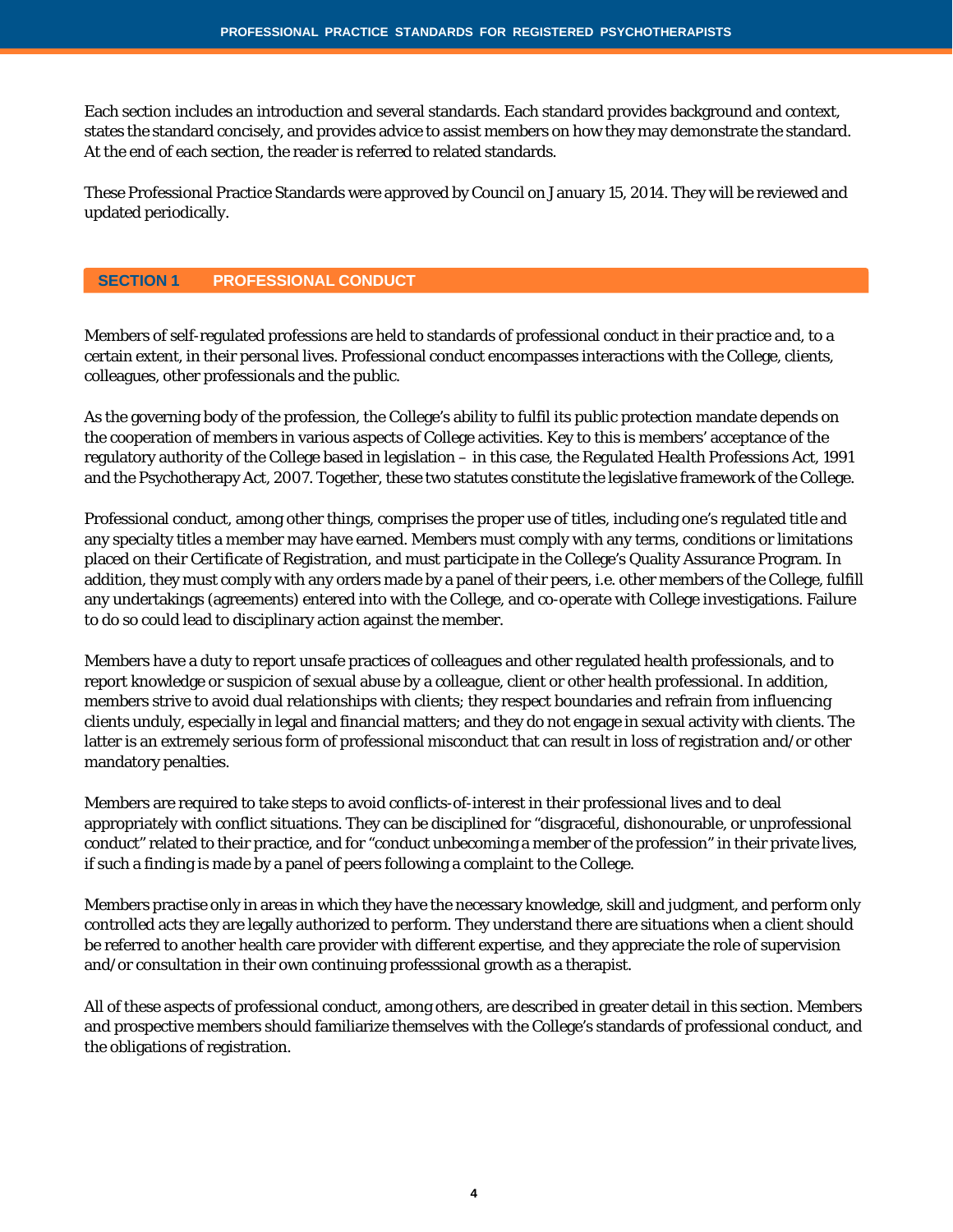Each section includes an introduction and several standards. Each standard provides background and context, states the standard concisely, and provides advice to assist members on how they may demonstrate the standard. At the end of each section, the reader is referred to related standards.

These Professional Practice Standards were approved by Council on January 15, 2014. They will be reviewed and updated periodically.

## SECTION 1 PROFESSIONAL CONDUCT

Members of self-regulated professions are held to standards of professional conduct in their practice and, to a certain extent, in their personal lives. Professional conduct encompasses interactions with the College, clients, colleagues, other professionals and the public.

As the governing body of the profession, the College's ability to fulfil its public protection mandate depends on the cooperation of members in various aspects of College activities. Key to this is members' acceptance of the regulatory authority of the College based in legislation – in this case, the *Regulated Health Professions Act*, 1991 and the Psychotherapy Act, 2007. Together, these two statutes constitute the legislative framework of the College.

Professional conduct, among other things, comprises the proper use of titles, including one's regulated title and any specialty titles a member may have earned. Members must comply with any terms, conditions or limitations placed on their Certificate of Registration, and must participate in the College's Quality Assurance Program. In addition, they must comply with any orders made by a panel of their peers, i.e. other members of the College, fulfill any undertakings (agreements) entered into with the College, and co-operate with College investigations. Failure to do so could lead to disciplinary action against the member.

Members have a duty to report unsafe practices of colleagues and other regulated health professionals, and to report knowledge or suspicion of sexual abuse by a colleague, client or other health professional. In addition, members strive to avoid dual relationships with clients; they respect boundaries and refrain from influencing clients unduly, especially in legal and financial matters; and they do not engage in sexual activity with clients. The latter is an extremely serious form of professional misconduct that can result in loss of registration and/or other mandatory penalties.

Members are required to take steps to avoid conflicts-of-interest in their professional lives and to deal appropriately with conflict situations. They can be disciplined for "disgraceful, dishonourable, or unprofessional conduct" related to their practice, and for "conduct unbecoming a member of the profession" in their private lives, if such a finding is made by a panel of peers following a complaint to the College.

Members practise only in areas in which they have the necessary knowledge, skill and judgment, and perform only controlled acts they are legally authorized to perform. They understand there are situations when a client should be referred to another health care provider with different expertise, and they appreciate the role of supervision and/or consultation in their own continuing professsional growth as a therapist.

All of these aspects of professional conduct, among others, are described in greater detail in this section. Members and prospective members should familiarize themselves with the College's standards of professional conduct, and the obligations of registration.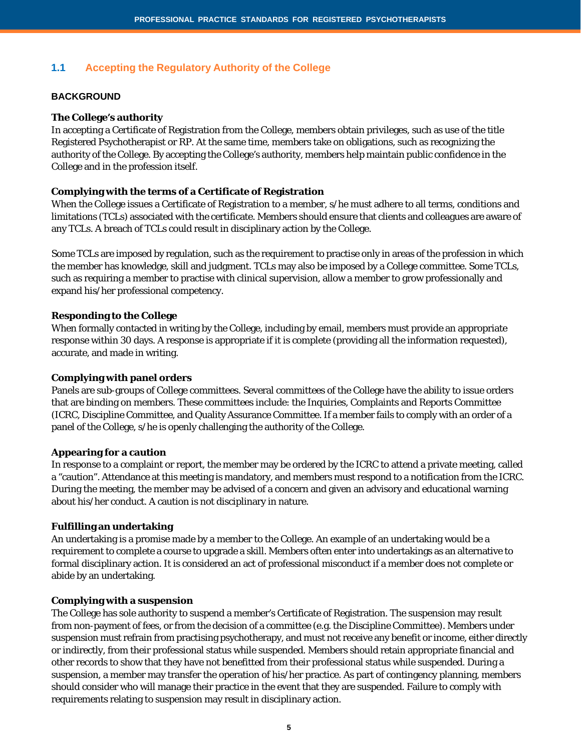## 1.1 Accepting the Regulatory Authority of the College

### BACKGROUND

**The College's authority**
In accepting a Certificate of Registration from the College, members obtain privileges, such as use of the title Registered Psychotherapist or RP. At the same time, members take on obligations, such as recognizing the authority of the College. By accepting the College's authority, members help maintain public confidence in the College and in the profession itself.

**Complying with the terms of a Certificate of Registration**
When the College issues a Certificate of Registration to a member, s/he must adhere to all terms, conditions and limitations (TCLs) associated with the certificate. Members should ensure that clients and colleagues are aware of any TCLs. A breach of TCLs could result in disciplinary action by the College.

Some TCLs are imposed by regulation, such as the requirement to practise only in areas of the profession in which the member has knowledge, skill and judgment. TCLs may also be imposed by a College committee. Some TCLs, such as requiring a member to practise with clinical supervision, allow a member to grow professionally and expand his/her professional competency.

**Responding to the College**
When formally contacted in writing by the College, including by email, members must provide an appropriate response within 30 days. A response is appropriate if it is complete (providing all the information requested), accurate, and made in writing.

**Complying with panel orders**
Panels are sub-groups of College committees. Several committees of the College have the ability to issue orders that are binding on members. These committees include: the Inquiries, Complaints and Reports Committee (ICRC, Discipline Committee, and Quality Assurance Committee. If a member fails to comply with an order of a panel of the College, s/he is openly challenging the authority of the College.

**Appearing for a caution**
In response to a complaint or report, the member may be ordered by the ICRC to attend a private meeting, called a "caution". Attendance at this meeting is mandatory, and members must respond to a notification from the ICRC. During the meeting, the member may be advised of a concern and given an advisory and educational warning about his/her conduct. A caution is not disciplinary in nature.

**Fulfilling an undertaking**
An undertaking is a promise made by a member to the College. An example of an undertaking would be a requirement to complete a course to upgrade a skill. Members often enter into undertakings as an alternative to formal disciplinary action. It is considered an act of professional misconduct if a member does not complete or abide by an undertaking.

**Complying with a suspension**
The College has sole authority to suspend a member's Certificate of Registration. The suspension may result from non-payment of fees, or from the decision of a committee (e.g. the Discipline Committee). Members under suspension must refrain from practising psychotherapy, and must not receive any benefit or income, either directly or indirectly, from their professional status while suspended. Members should retain appropriate financial and other records to show that they have not benefitted from their professional status while suspended. During a suspension, a member may transfer the operation of his/her practice. As part of contingency planning, members should consider who will manage their practice in the event that they are suspended. Failure to comply with requirements relating to suspension may result in disciplinary action.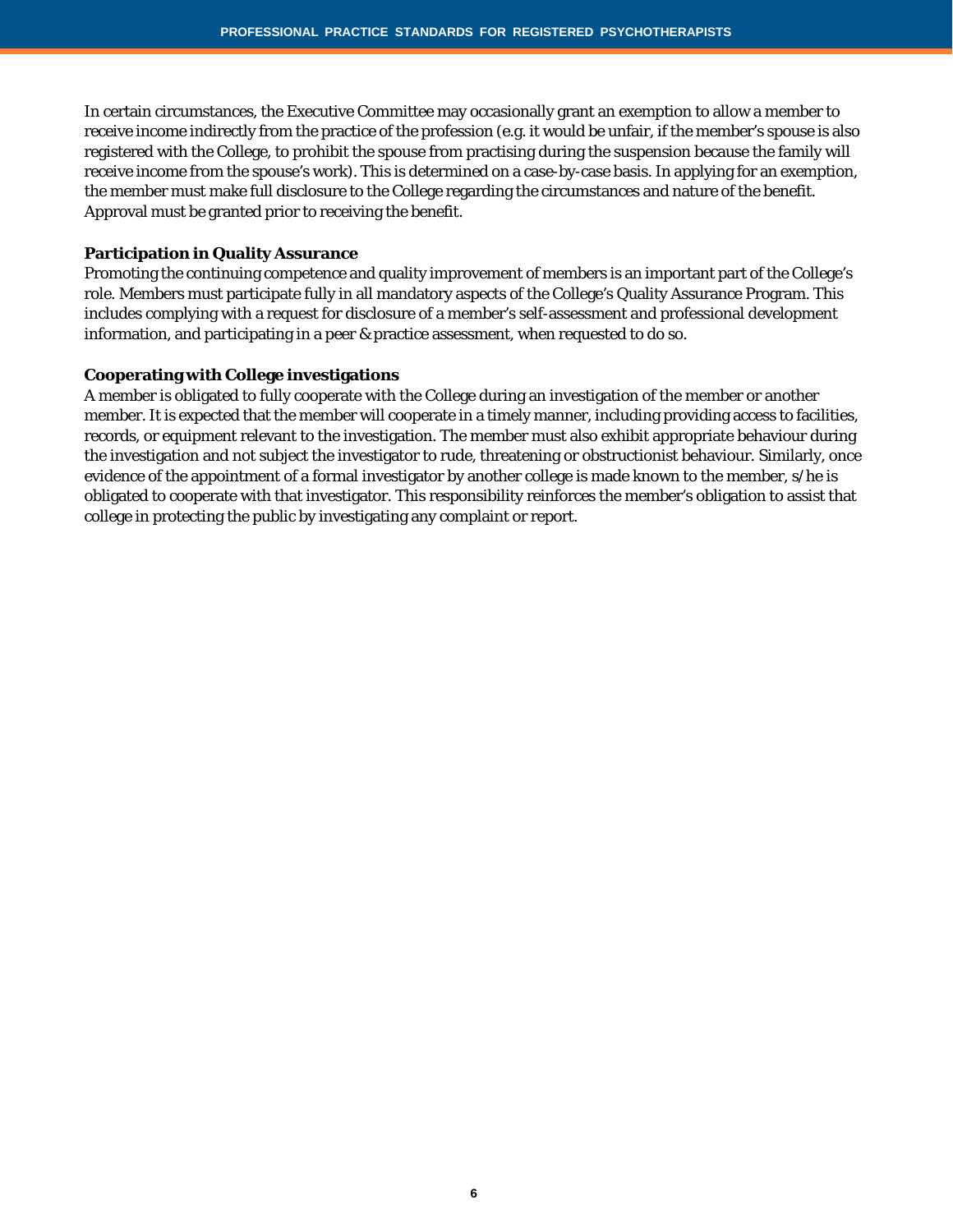In certain circumstances, the Executive Committee may occasionally grant an exemption to allow a member to receive income indirectly from the practice of the profession (e.g. it would be unfair, if the member's spouse is also registered with the College, to prohibit the spouse from practising during the suspension because the family will receive income from the spouse's work). This is determined on a case-by-case basis. In applying for an exemption, the member must make full disclosure to the College regarding the circumstances and nature of the benefit. Approval must be granted prior to receiving the benefit.

**Participation in Quality Assurance**

Promoting the continuing competence and quality improvement of members is an important part of the College's role. Members must participate fully in all mandatory aspects of the College's Quality Assurance Program. This includes complying with a request for disclosure of a member's self-assessment and professional development information, and participating in a peer & practice assessment, when requested to do so.

**Cooperating with College investigations**

A member is obligated to fully cooperate with the College during an investigation of the member or another member. It is expected that the member will cooperate in a timely manner, including providing access to facilities, records, or equipment relevant to the investigation. The member must also exhibit appropriate behaviour during the investigation and not subject the investigator to rude, threatening or obstructionist behaviour. Similarly, once evidence of the appointment of a formal investigator by another college is made known to the member, s/he is obligated to cooperate with that investigator. This responsibility reinforces the member's obligation to assist that college in protecting the public by investigating any complaint or report.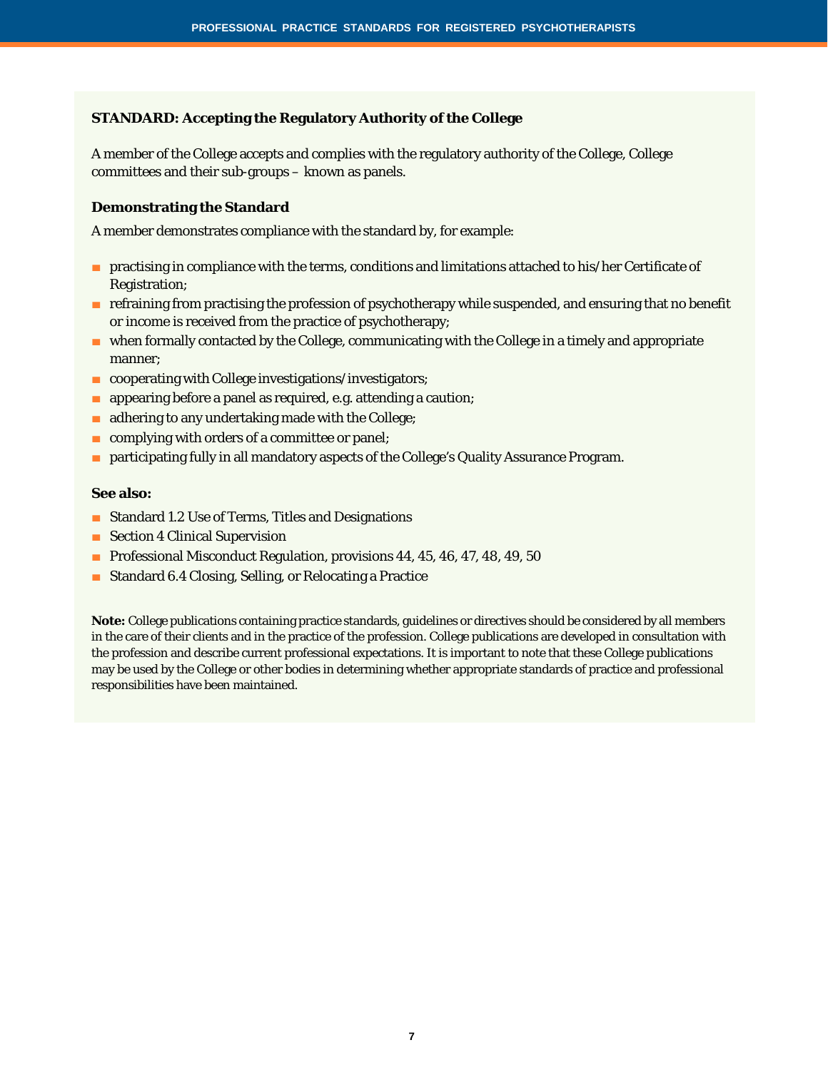### STANDARD: Accepting the Regulatory Authority of the College

A member of the College accepts and complies with the regulatory authority of the College, College committees and their sub-groups – known as panels.

#### Demonstrating the Standard

A member demonstrates compliance with the standard by, for example:

- practising in compliance with the terms, conditions and limitations attached to his/her Certificate of Registration;
- refraining from practising the profession of psychotherapy while suspended, and ensuring that no benefit or income is received from the practice of psychotherapy;
- when formally contacted by the College, communicating with the College in a timely and appropriate manner;
- cooperating with College investigations/investigators;
- appearing before a panel as required, e.g. attending a caution;
- adhering to any undertaking made with the College;
- complying with orders of a committee or panel;
- participating fully in all mandatory aspects of the College's Quality Assurance Program.

#### See also:

- Standard 1.2 Use of Terms, Titles and Designations
- Section 4 Clinical Supervision
- Professional Misconduct Regulation, provisions 44, 45, 46, 47, 48, 49, 50
- Standard 6.4 Closing, Selling, or Relocating a Practice

**Note:** College publications containing practice standards, guidelines or directives should be considered by all members in the care of their clients and in the practice of the profession. College publications are developed in consultation with the profession and describe current professional expectations. It is important to note that these College publications may be used by the College or other bodies in determining whether appropriate standards of practice and professional responsibilities have been maintained.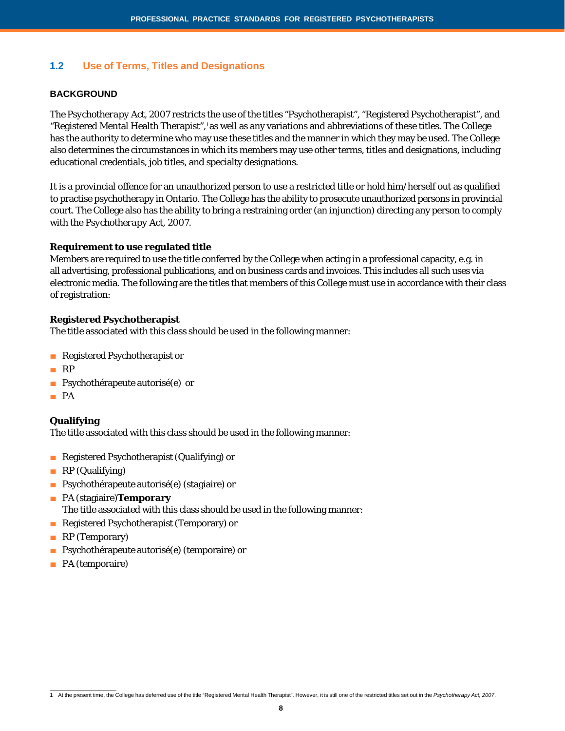## 1.2 Use of Terms, Titles and Designations

### BACKGROUND

The *Psychotherapy Act, 2007* restricts the use of the titles "Psychotherapist", "Registered Psychotherapist", and "Registered Mental Health Therapist",[1] as well as any variations and abbreviations of these titles. The College has the authority to determine who may use these titles and the manner in which they may be used. The College also determines the circumstances in which its members may use other terms, titles and designations, including educational credentials, job titles, and specialty designations.

It is a provincial offence for an unauthorized person to use a restricted title or hold him/herself out as qualified to practise psychotherapy in Ontario. The College has the ability to prosecute unauthorized persons in provincial court. The College also has the ability to bring a restraining order (an injunction) directing any person to comply with the *Psychotherapy Act, 2007*.

**Requirement to use regulated title**
Members are required to use the title conferred by the College when acting in a professional capacity, e.g. in all advertising, professional publications, and on business cards and invoices. This includes all such uses via electronic media. The following are the titles that members of this College must use in accordance with their class of registration:

**Registered Psychotherapist**
The title associated with this class should be used in the following manner:

- Registered Psychotherapist or
- RP
- Psychothérapeute autorisé(e) or
- PA

**Qualifying**
The title associated with this class should be used in the following manner:

- Registered Psychotherapist (Qualifying) or
- RP (Qualifying)
- Psychothérapeute autorisé(e) (stagiaire) or
- PA (stagiaire)

**Temporary**
The title associated with this class should be used in the following manner:

- Registered Psychotherapist (Temporary) or
- RP (Temporary)
- Psychothérapeute autorisé(e) (temporaire) or
- PA (temporaire)

---

1 At the present time, the College has deferred use of the title "Registered Mental Health Therapist". However, it is still one of the restricted titles set out in the *Psychotherapy Act, 2007*.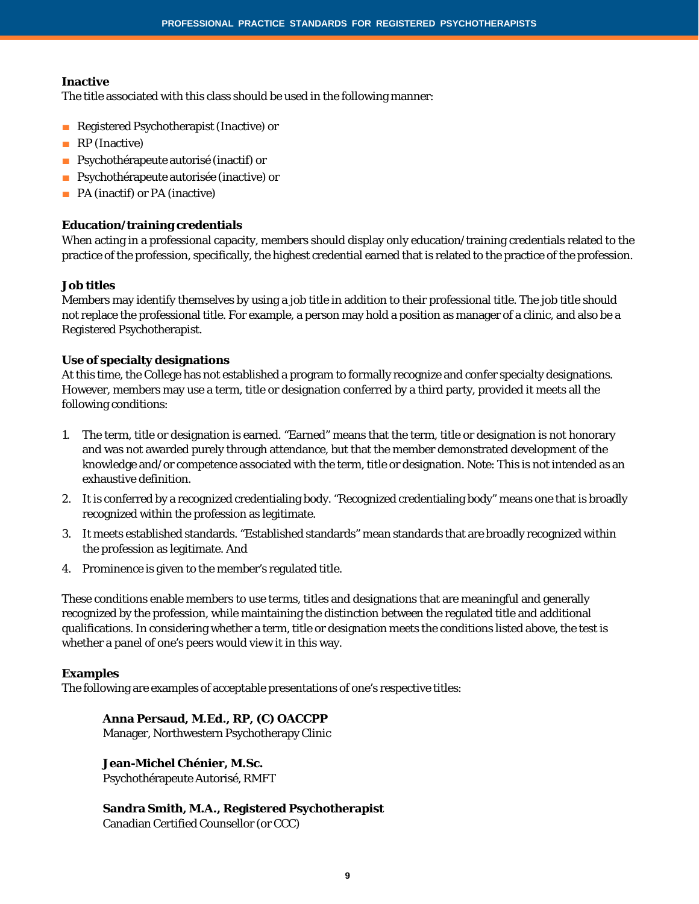**Inactive**

The title associated with this class should be used in the following manner:

- Registered Psychotherapist (Inactive) or
- RP (Inactive)
- Psychothérapeute autorisé (inactif) or
- Psychothérapeute autorisée (inactive) or
- PA (inactif) or PA (inactive)

**Education/training credentials**

When acting in a professional capacity, members should display only education/training credentials related to the practice of the profession, specifically, the highest credential earned that is related to the practice of the profession.

**Job titles**

Members may identify themselves by using a job title in addition to their professional title. The job title should not replace the professional title. For example, a person may hold a position as manager of a clinic, and also be a Registered Psychotherapist.

**Use of specialty designations**

At this time, the College has not established a program to formally recognize and confer specialty designations. However, members may use a term, title or designation conferred by a third party, provided it meets all the following conditions:

1. The term, title or designation is earned. "Earned" means that the term, title or designation is not honorary and was not awarded purely through attendance, but that the member demonstrated development of the knowledge and/or competence associated with the term, title or designation. Note: This is not intended as an exhaustive definition.
2. It is conferred by a recognized credentialing body. "Recognized credentialing body" means one that is broadly recognized within the profession as legitimate.
3. It meets established standards. "Established standards" mean standards that are broadly recognized within the profession as legitimate. And
4. Prominence is given to the member's regulated title.

These conditions enable members to use terms, titles and designations that are meaningful and generally recognized by the profession, while maintaining the distinction between the regulated title and additional qualifications. In considering whether a term, title or designation meets the conditions listed above, the test is whether a panel of one's peers would view it in this way.

**Examples**

The following are examples of acceptable presentations of one's respective titles:

> **Anna Persaud, M.Ed., RP, (C) OACCPP**
> Manager, Northwestern Psychotherapy Clinic
>
> **Jean-Michel Chénier, M.Sc.**
> Psychothérapeute Autorisé, RMFT
>
> **Sandra Smith, M.A., Registered Psychotherapist**
> Canadian Certified Counsellor (or CCC)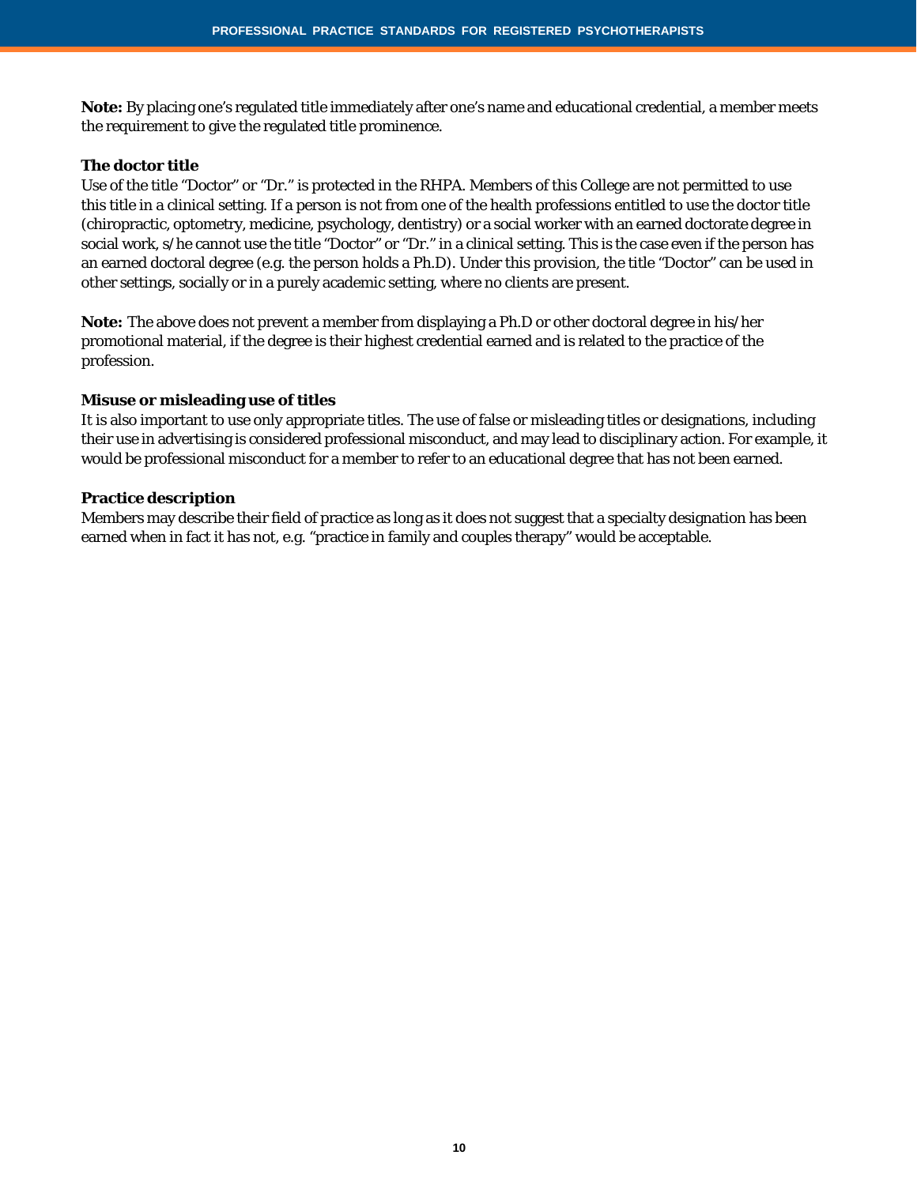**Note:** By placing one's regulated title immediately after one's name and educational credential, a member meets the requirement to give the regulated title prominence.

**The doctor title**

Use of the title "Doctor" or "Dr." is protected in the RHPA. Members of this College are not permitted to use this title in a clinical setting. If a person is not from one of the health professions entitled to use the doctor title (chiropractic, optometry, medicine, psychology, dentistry) or a social worker with an earned doctorate degree in social work, s/he cannot use the title "Doctor" or "Dr." in a clinical setting. This is the case even if the person has an earned doctoral degree (e.g. the person holds a Ph.D). Under this provision, the title "Doctor" can be used in other settings, socially or in a purely academic setting, where no clients are present.

**Note:** The above does not prevent a member from displaying a Ph.D or other doctoral degree in his/her promotional material, if the degree is their highest credential earned and is related to the practice of the profession.

**Misuse or misleading use of titles**

It is also important to use only appropriate titles. The use of false or misleading titles or designations, including their use in advertising is considered professional misconduct, and may lead to disciplinary action. For example, it would be professional misconduct for a member to refer to an educational degree that has not been earned.

**Practice description**

Members may describe their field of practice as long as it does not suggest that a specialty designation has been earned when in fact it has not, e.g. "practice in family and couples therapy" would be acceptable.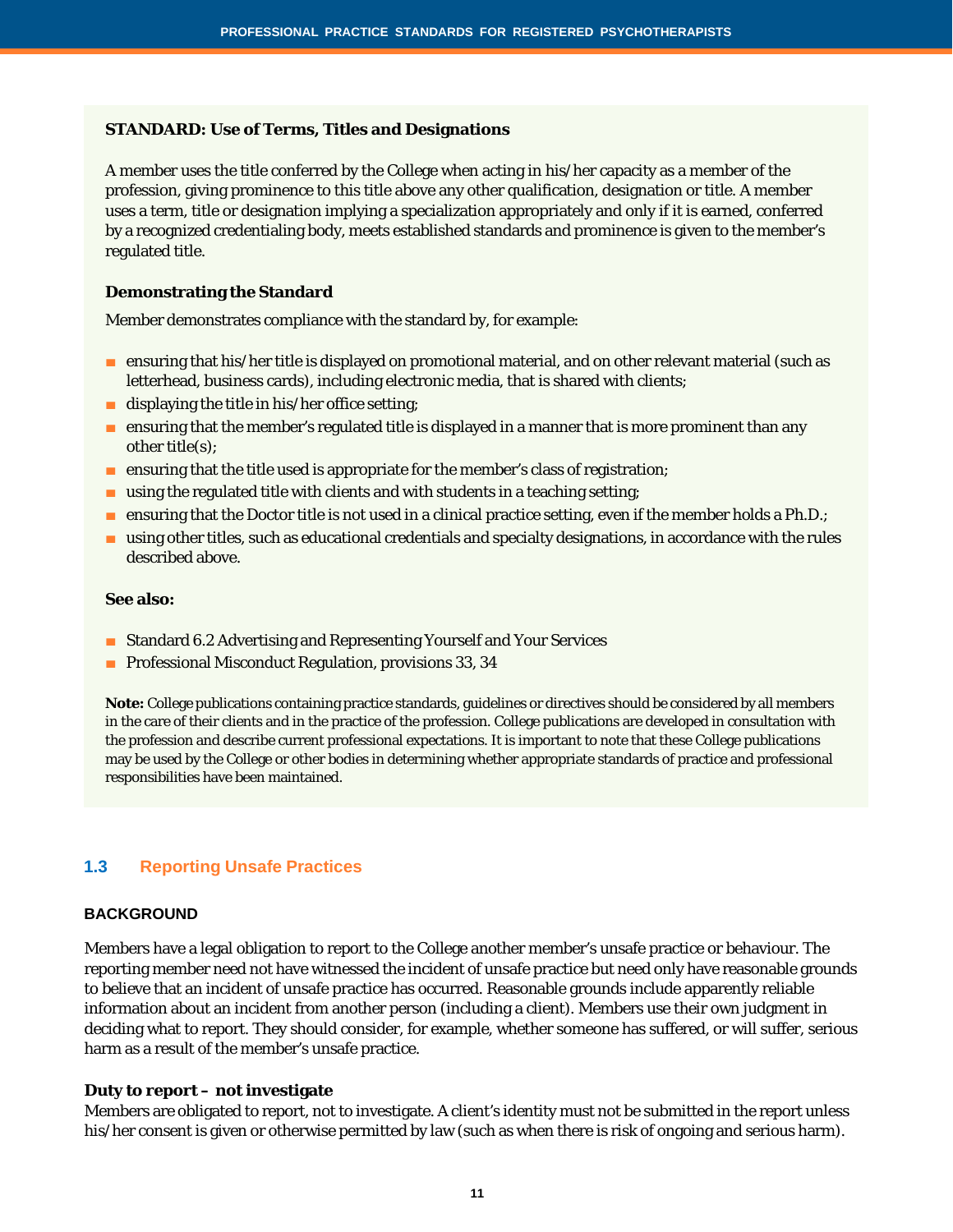**STANDARD: Use of Terms, Titles and Designations**

A member uses the title conferred by the College when acting in his/her capacity as a member of the profession, giving prominence to this title above any other qualification, designation or title. A member uses a term, title or designation implying a specialization appropriately and only if it is earned, conferred by a recognized credentialing body, meets established standards and prominence is given to the member's regulated title.

**Demonstrating the Standard**

Member demonstrates compliance with the standard by, for example:

- ensuring that his/her title is displayed on promotional material, and on other relevant material (such as letterhead, business cards), including electronic media, that is shared with clients;
- displaying the title in his/her office setting;
- ensuring that the member's regulated title is displayed in a manner that is more prominent than any other title(s);
- ensuring that the title used is appropriate for the member's class of registration;
- using the regulated title with clients and with students in a teaching setting;
- ensuring that the Doctor title is not used in a clinical practice setting, even if the member holds a Ph.D.;
- using other titles, such as educational credentials and specialty designations, in accordance with the rules described above.

**See also:**

- Standard 6.2 Advertising and Representing Yourself and Your Services
- Professional Misconduct Regulation, provisions 33, 34

**Note:** College publications containing practice standards, guidelines or directives should be considered by all members in the care of their clients and in the practice of the profession. College publications are developed in consultation with the profession and describe current professional expectations. It is important to note that these College publications may be used by the College or other bodies in determining whether appropriate standards of practice and professional responsibilities have been maintained.

## 1.3 Reporting Unsafe Practices

### BACKGROUND

Members have a legal obligation to report to the College another member's unsafe practice or behaviour. The reporting member need not have witnessed the incident of unsafe practice but need only have reasonable grounds to believe that an incident of unsafe practice has occurred. Reasonable grounds include apparently reliable information about an incident from another person (including a client). Members use their own judgment in deciding what to report. They should consider, for example, whether someone has suffered, or will suffer, serious harm as a result of the member's unsafe practice.

**Duty to report – not investigate**

Members are obligated to report, not to investigate. A client's identity must not be submitted in the report unless his/her consent is given or otherwise permitted by law (such as when there is risk of ongoing and serious harm).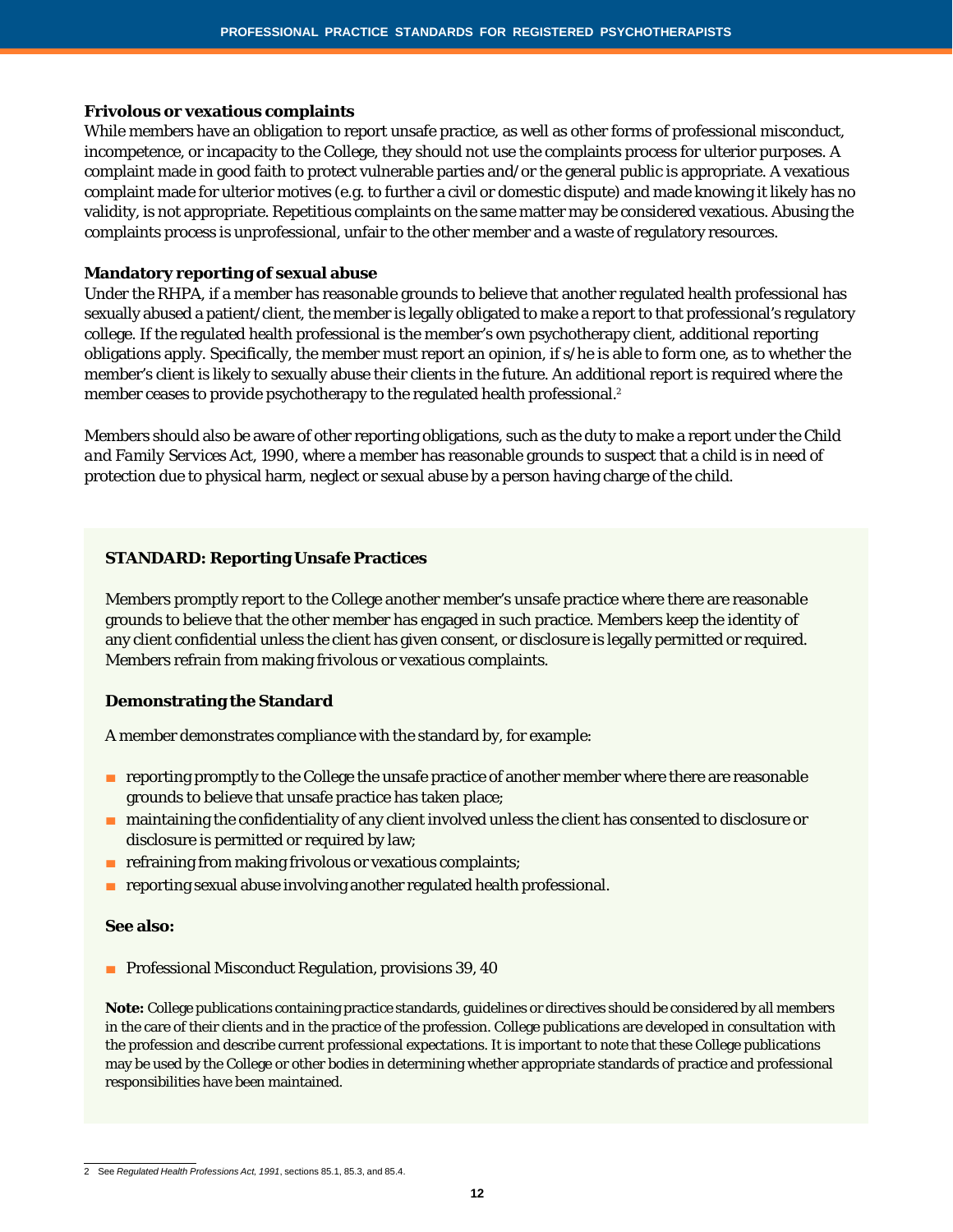**Frivolous or vexatious complaints**

While members have an obligation to report unsafe practice, as well as other forms of professional misconduct, incompetence, or incapacity to the College, they should not use the complaints process for ulterior purposes. A complaint made in good faith to protect vulnerable parties and/or the general public is appropriate. A vexatious complaint made for ulterior motives (e.g. to further a civil or domestic dispute) and made knowing it likely has no validity, is not appropriate. Repetitious complaints on the same matter may be considered vexatious. Abusing the complaints process is unprofessional, unfair to the other member and a waste of regulatory resources.

**Mandatory reporting of sexual abuse**

Under the RHPA, if a member has reasonable grounds to believe that another regulated health professional has sexually abused a patient/client, the member is legally obligated to make a report to that professional's regulatory college. If the regulated health professional is the member's own psychotherapy client, additional reporting obligations apply. Specifically, the member must report an opinion, if s/he is able to form one, as to whether the member's client is likely to sexually abuse their clients in the future. An additional report is required where the member ceases to provide psychotherapy to the regulated health professional.[2]

Members should also be aware of other reporting obligations, such as the duty to make a report under the *Child and Family Services Act, 1990*, where a member has reasonable grounds to suspect that a child is in need of protection due to physical harm, neglect or sexual abuse by a person having charge of the child.

**STANDARD: Reporting Unsafe Practices**

Members promptly report to the College another member's unsafe practice where there are reasonable grounds to believe that the other member has engaged in such practice. Members keep the identity of any client confidential unless the client has given consent, or disclosure is legally permitted or required. Members refrain from making frivolous or vexatious complaints.

**Demonstrating the Standard**

A member demonstrates compliance with the standard by, for example:

- reporting promptly to the College the unsafe practice of another member where there are reasonable grounds to believe that unsafe practice has taken place;
- maintaining the confidentiality of any client involved unless the client has consented to disclosure or disclosure is permitted or required by law;
- refraining from making frivolous or vexatious complaints;
- reporting sexual abuse involving another regulated health professional.

**See also:**

- Professional Misconduct Regulation, provisions 39, 40

**Note:** College publications containing practice standards, guidelines or directives should be considered by all members in the care of their clients and in the practice of the profession. College publications are developed in consultation with the profession and describe current professional expectations. It is important to note that these College publications may be used by the College or other bodies in determining whether appropriate standards of practice and professional responsibilities have been maintained.

---

2 See *Regulated Health Professions Act, 1991*, sections 85.1, 85.3, and 85.4.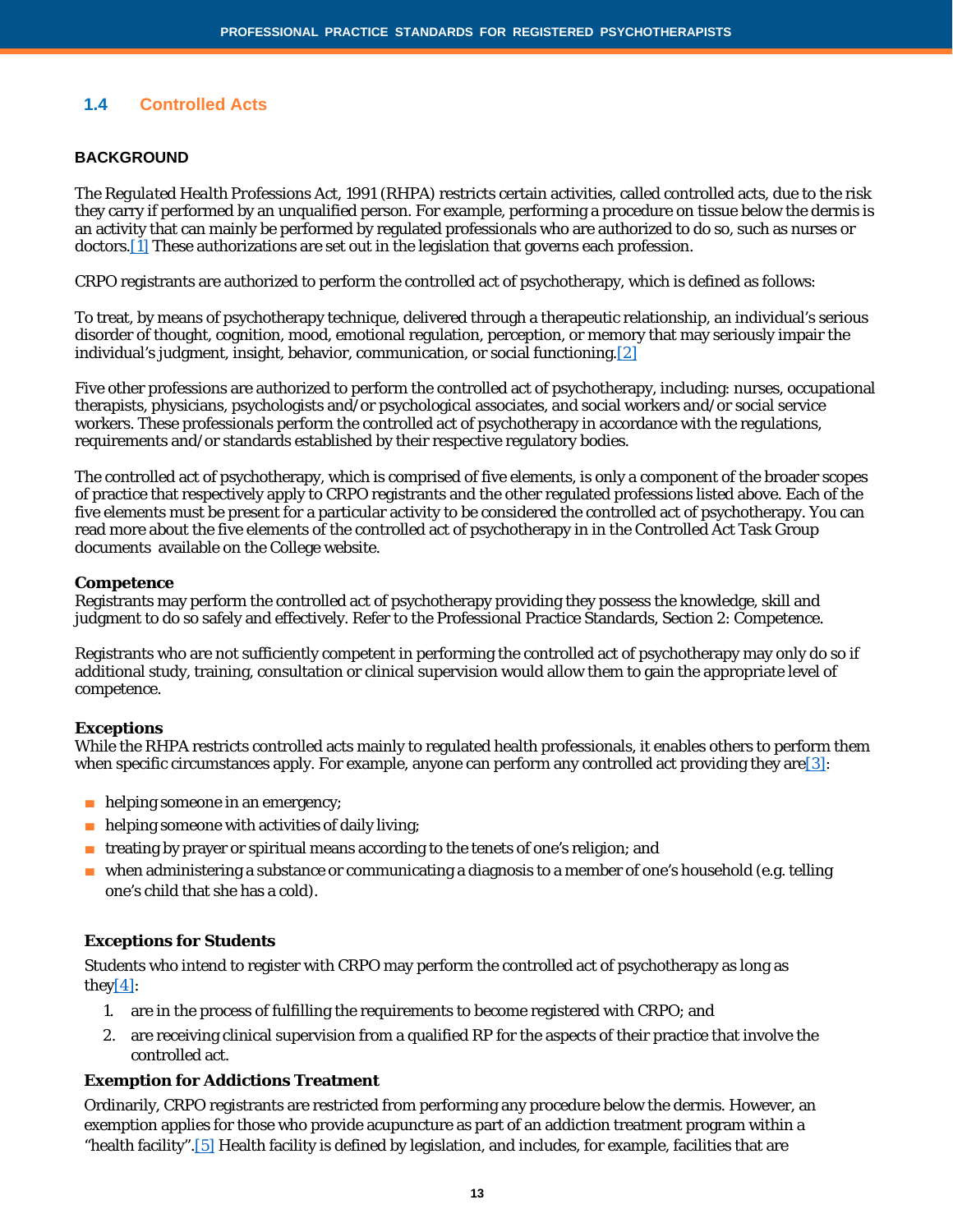## 1.4 Controlled Acts

### BACKGROUND

The *Regulated Health Professions Act, 1991* (RHPA) restricts certain activities, called controlled acts, due to the risk they carry if performed by an unqualified person. For example, performing a procedure on tissue below the dermis is an activity that can mainly be performed by regulated professionals who are authorized to do so, such as nurses or doctors.[1] These authorizations are set out in the legislation that governs each profession.

CRPO registrants are authorized to perform the controlled act of psychotherapy, which is defined as follows:

To treat, by means of psychotherapy technique, delivered through a therapeutic relationship, an individual's serious disorder of thought, cognition, mood, emotional regulation, perception, or memory that may seriously impair the individual's judgment, insight, behavior, communication, or social functioning.[2]

Five other professions are authorized to perform the controlled act of psychotherapy, including: nurses, occupational therapists, physicians, psychologists and/or psychological associates, and social workers and/or social service workers. These professionals perform the controlled act of psychotherapy in accordance with the regulations, requirements and/or standards established by their respective regulatory bodies.

The controlled act of psychotherapy, which is comprised of five elements, is only a component of the broader scopes of practice that respectively apply to CRPO registrants and the other regulated professions listed above. Each of the five elements must be present for a particular activity to be considered the controlled act of psychotherapy. You can read more about the five elements of the controlled act of psychotherapy in in the Controlled Act Task Group documents available on the College website.

**Competence**
Registrants may perform the controlled act of psychotherapy providing they possess the knowledge, skill and judgment to do so safely and effectively. Refer to the Professional Practice Standards, Section 2: Competence.

Registrants who are not sufficiently competent in performing the controlled act of psychotherapy may only do so if additional study, training, consultation or clinical supervision would allow them to gain the appropriate level of competence.

**Exceptions**
While the RHPA restricts controlled acts mainly to regulated health professionals, it enables others to perform them when specific circumstances apply. For example, anyone can perform any controlled act providing they are[3]:

- helping someone in an emergency;
- helping someone with activities of daily living;
- treating by prayer or spiritual means according to the tenets of one's religion; and
- when administering a substance or communicating a diagnosis to a member of one's household (e.g. telling one's child that she has a cold).

**Exceptions for Students**

Students who intend to register with CRPO may perform the controlled act of psychotherapy as long as they[4]:

1. are in the process of fulfilling the requirements to become registered with CRPO; and
2. are receiving clinical supervision from a qualified RP for the aspects of their practice that involve the controlled act.

**Exemption for Addictions Treatment**

Ordinarily, CRPO registrants are restricted from performing any procedure below the dermis. However, an exemption applies for those who provide acupuncture as part of an addiction treatment program within a "health facility".[5] Health facility is defined by legislation, and includes, for example, facilities that are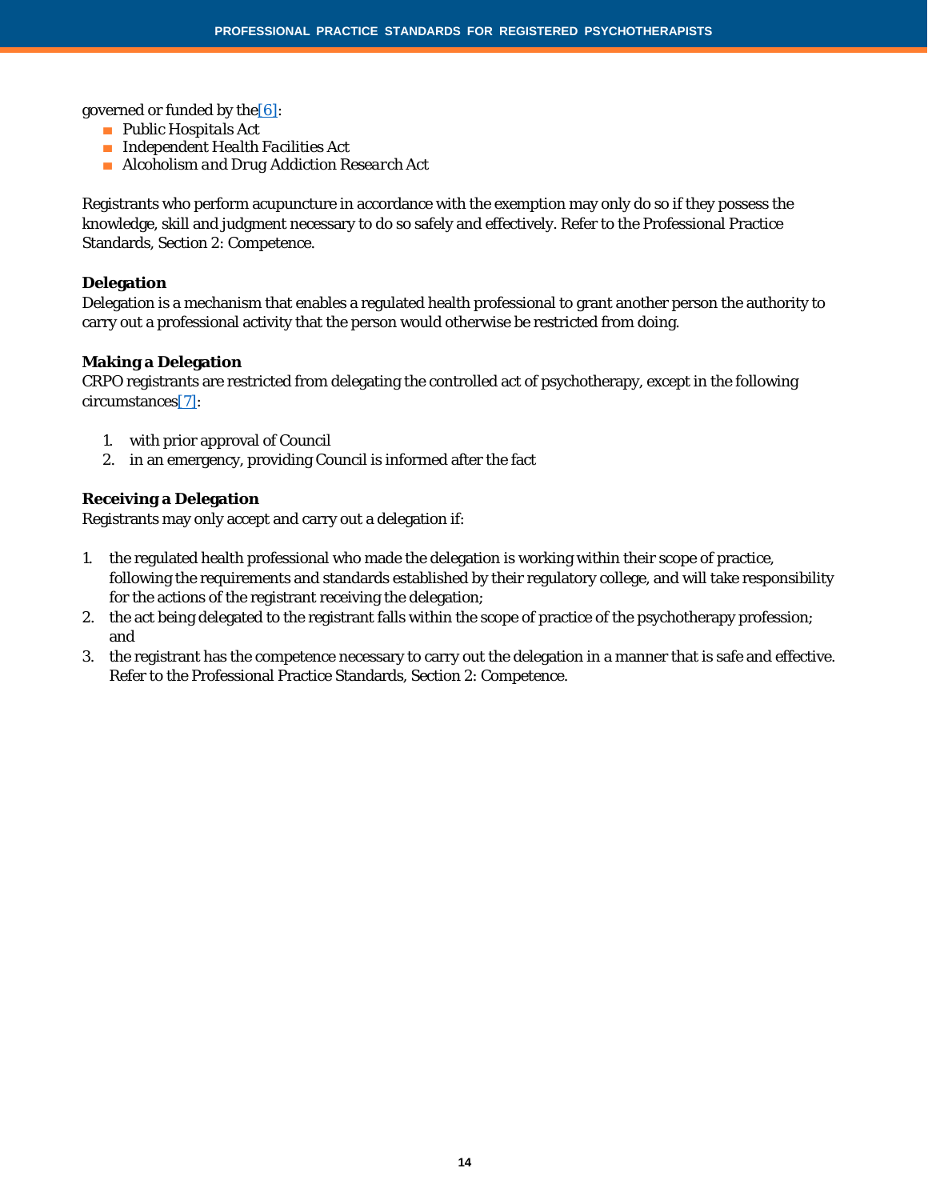governed or funded by the[6]:

- *Public Hospitals Act*
- *Independent Health Facilities Act*
- *Alcoholism and Drug Addiction Research Act*

Registrants who perform acupuncture in accordance with the exemption may only do so if they possess the knowledge, skill and judgment necessary to do so safely and effectively. Refer to the Professional Practice Standards, Section 2: Competence.

**Delegation**

Delegation is a mechanism that enables a regulated health professional to grant another person the authority to carry out a professional activity that the person would otherwise be restricted from doing.

**Making a Delegation**

CRPO registrants are restricted from delegating the controlled act of psychotherapy, except in the following circumstances[7]:

1. with prior approval of Council
2. in an emergency, providing Council is informed after the fact

**Receiving a Delegation**

Registrants may only accept and carry out a delegation if:

1. the regulated health professional who made the delegation is working within their scope of practice, following the requirements and standards established by their regulatory college, and will take responsibility for the actions of the registrant receiving the delegation;
2. the act being delegated to the registrant falls within the scope of practice of the psychotherapy profession; and
3. the registrant has the competence necessary to carry out the delegation in a manner that is safe and effective. Refer to the Professional Practice Standards, Section 2: Competence.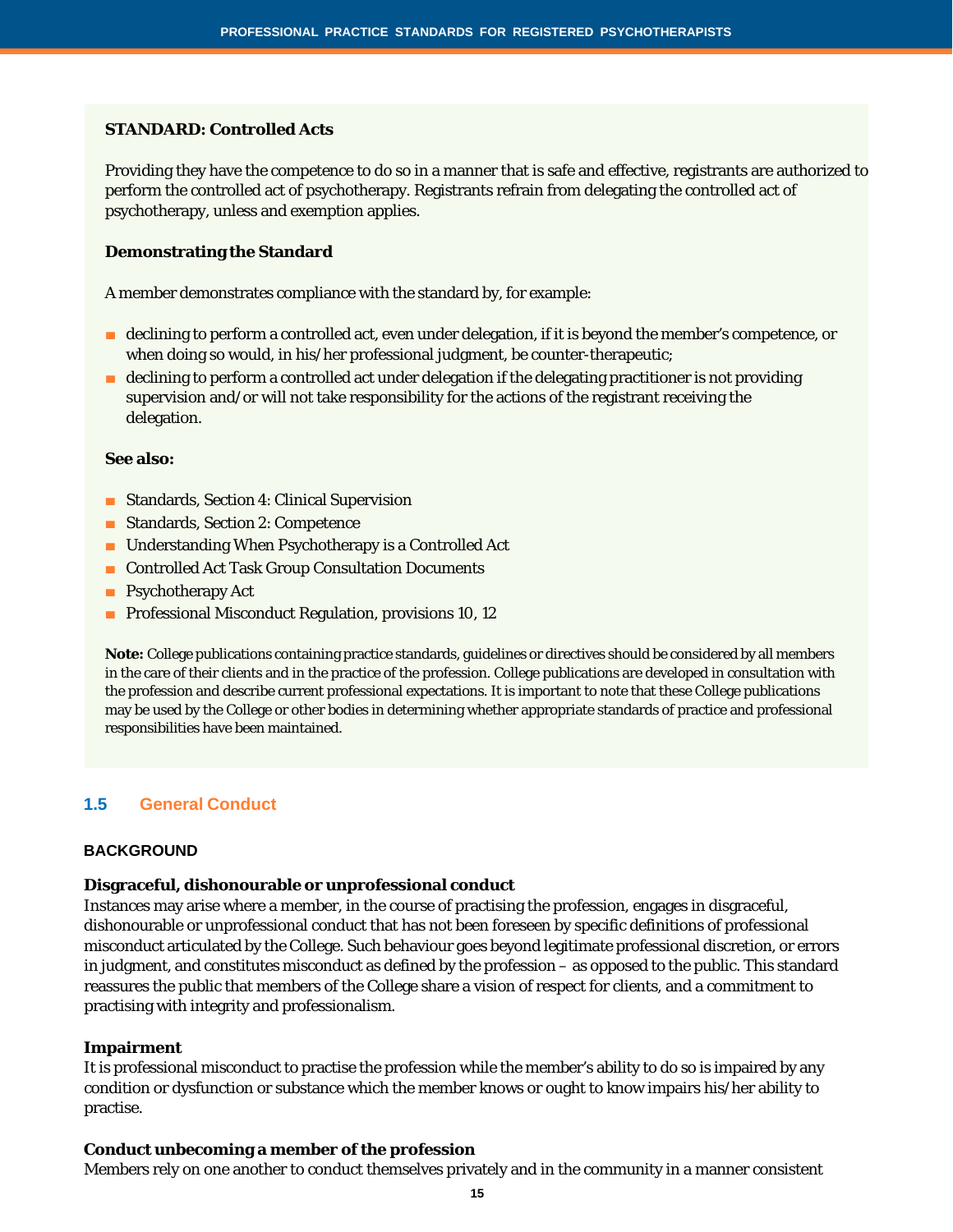**STANDARD: Controlled Acts**

Providing they have the competence to do so in a manner that is safe and effective, registrants are authorized to perform the controlled act of psychotherapy. Registrants refrain from delegating the controlled act of psychotherapy, unless and exemption applies.

**Demonstrating the Standard**

A member demonstrates compliance with the standard by, for example:

- declining to perform a controlled act, even under delegation, if it is beyond the member's competence, or when doing so would, in his/her professional judgment, be counter-therapeutic;
- declining to perform a controlled act under delegation if the delegating practitioner is not providing supervision and/or will not take responsibility for the actions of the registrant receiving the delegation.

**See also:**

- Standards, Section 4: Clinical Supervision
- Standards, Section 2: Competence
- Understanding When Psychotherapy is a Controlled Act
- Controlled Act Task Group Consultation Documents
- Psychotherapy Act
- Professional Misconduct Regulation, provisions 10, 12

**Note:** College publications containing practice standards, guidelines or directives should be considered by all members in the care of their clients and in the practice of the profession. College publications are developed in consultation with the profession and describe current professional expectations. It is important to note that these College publications may be used by the College or other bodies in determining whether appropriate standards of practice and professional responsibilities have been maintained.

## 1.5 General Conduct

### BACKGROUND

**Disgraceful, dishonourable or unprofessional conduct**

Instances may arise where a member, in the course of practising the profession, engages in disgraceful, dishonourable or unprofessional conduct that has not been foreseen by specific definitions of professional misconduct articulated by the College. Such behaviour goes beyond legitimate professional discretion, or errors in judgment, and constitutes misconduct as defined by the profession – as opposed to the public. This standard reassures the public that members of the College share a vision of respect for clients, and a commitment to practising with integrity and professionalism.

**Impairment**

It is professional misconduct to practise the profession while the member's ability to do so is impaired by any condition or dysfunction or substance which the member knows or ought to know impairs his/her ability to practise.

**Conduct unbecoming a member of the profession**

Members rely on one another to conduct themselves privately and in the community in a manner consistent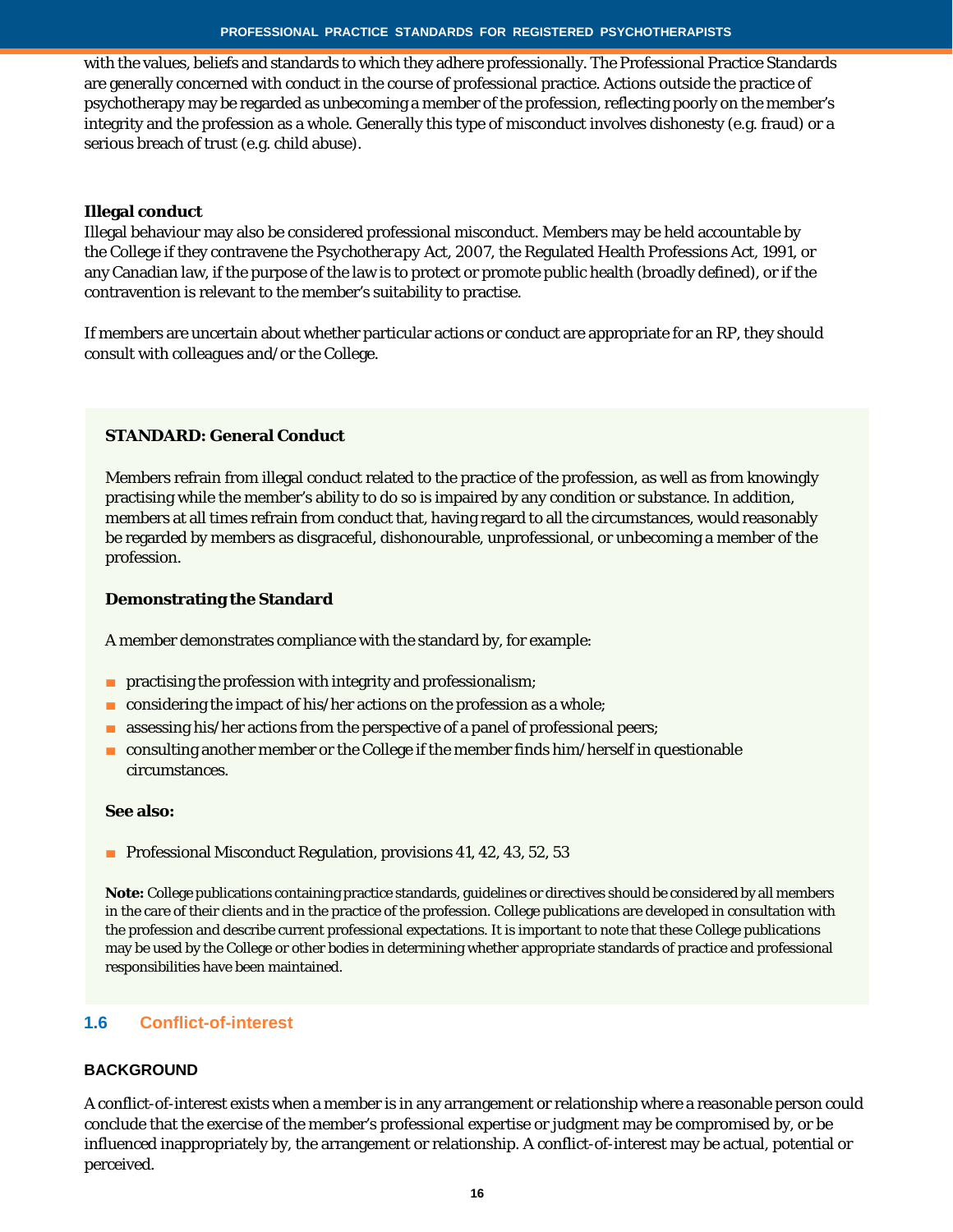with the values, beliefs and standards to which they adhere professionally. The Professional Practice Standards are generally concerned with conduct in the course of professional practice. Actions outside the practice of psychotherapy may be regarded as unbecoming a member of the profession, reflecting poorly on the member's integrity and the profession as a whole. Generally this type of misconduct involves dishonesty (e.g. fraud) or a serious breach of trust (e.g. child abuse).

**Illegal conduct**

Illegal behaviour may also be considered professional misconduct. Members may be held accountable by the College if they contravene the *Psychotherapy Act, 2007*, the Regulated Health Professions Act, 1991, or any Canadian law, if the purpose of the law is to protect or promote public health (broadly defined), or if the contravention is relevant to the member's suitability to practise.

If members are uncertain about whether particular actions or conduct are appropriate for an RP, they should consult with colleagues and/or the College.

**STANDARD: General Conduct**

Members refrain from illegal conduct related to the practice of the profession, as well as from knowingly practising while the member's ability to do so is impaired by any condition or substance. In addition, members at all times refrain from conduct that, having regard to all the circumstances, would reasonably be regarded by members as disgraceful, dishonourable, unprofessional, or unbecoming a member of the profession.

**Demonstrating the Standard**

A member demonstrates compliance with the standard by, for example:

- practising the profession with integrity and professionalism;
- considering the impact of his/her actions on the profession as a whole;
- assessing his/her actions from the perspective of a panel of professional peers;
- consulting another member or the College if the member finds him/herself in questionable circumstances.

**See also:**

- Professional Misconduct Regulation, provisions 41, 42, 43, 52, 53

**Note:** College publications containing practice standards, guidelines or directives should be considered by all members in the care of their clients and in the practice of the profession. College publications are developed in consultation with the profession and describe current professional expectations. It is important to note that these College publications may be used by the College or other bodies in determining whether appropriate standards of practice and professional responsibilities have been maintained.

## 1.6 Conflict-of-interest

### BACKGROUND

A conflict-of-interest exists when a member is in any arrangement or relationship where a reasonable person could conclude that the exercise of the member's professional expertise or judgment may be compromised by, or be influenced inappropriately by, the arrangement or relationship. A conflict-of-interest may be actual, potential or perceived.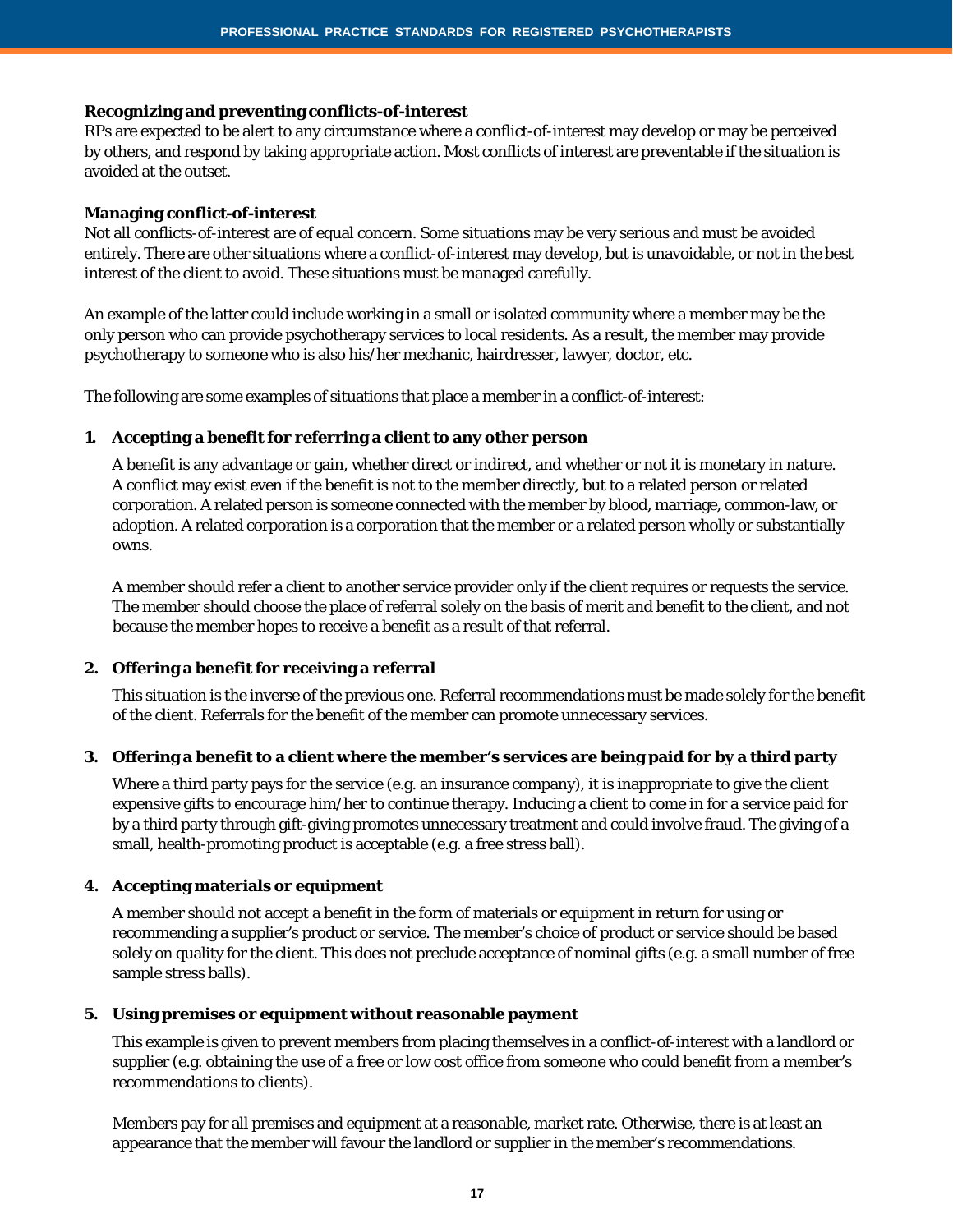### Recognizing and preventing conflicts-of-interest

RPs are expected to be alert to any circumstance where a conflict-of-interest may develop or may be perceived by others, and respond by taking appropriate action. Most conflicts of interest are preventable if the situation is avoided at the outset.

### Managing conflict-of-interest

Not all conflicts-of-interest are of equal concern. Some situations may be very serious and must be avoided entirely. There are other situations where a conflict-of-interest may develop, but is unavoidable, or not in the best interest of the client to avoid. These situations must be managed carefully.

An example of the latter could include working in a small or isolated community where a member may be the only person who can provide psychotherapy services to local residents. As a result, the member may provide psychotherapy to someone who is also his/her mechanic, hairdresser, lawyer, doctor, etc.

The following are some examples of situations that place a member in a conflict-of-interest:

**1. Accepting a benefit for referring a client to any other person**

A benefit is any advantage or gain, whether direct or indirect, and whether or not it is monetary in nature. A conflict may exist even if the benefit is not to the member directly, but to a related person or related corporation. A related person is someone connected with the member by blood, marriage, common-law, or adoption. A related corporation is a corporation that the member or a related person wholly or substantially owns.

A member should refer a client to another service provider only if the client requires or requests the service. The member should choose the place of referral solely on the basis of merit and benefit to the client, and not because the member hopes to receive a benefit as a result of that referral.

**2. Offering a benefit for receiving a referral**

This situation is the inverse of the previous one. Referral recommendations must be made solely for the benefit of the client. Referrals for the benefit of the member can promote unnecessary services.

**3. Offering a benefit to a client where the member's services are being paid for by a third party**

Where a third party pays for the service (e.g. an insurance company), it is inappropriate to give the client expensive gifts to encourage him/her to continue therapy. Inducing a client to come in for a service paid for by a third party through gift-giving promotes unnecessary treatment and could involve fraud. The giving of a small, health-promoting product is acceptable (e.g. a free stress ball).

**4. Accepting materials or equipment**

A member should not accept a benefit in the form of materials or equipment in return for using or recommending a supplier's product or service. The member's choice of product or service should be based solely on quality for the client. This does not preclude acceptance of nominal gifts (e.g. a small number of free sample stress balls).

**5. Using premises or equipment without reasonable payment**

This example is given to prevent members from placing themselves in a conflict-of-interest with a landlord or supplier (e.g. obtaining the use of a free or low cost office from someone who could benefit from a member's recommendations to clients).

Members pay for all premises and equipment at a reasonable, market rate. Otherwise, there is at least an appearance that the member will favour the landlord or supplier in the member's recommendations.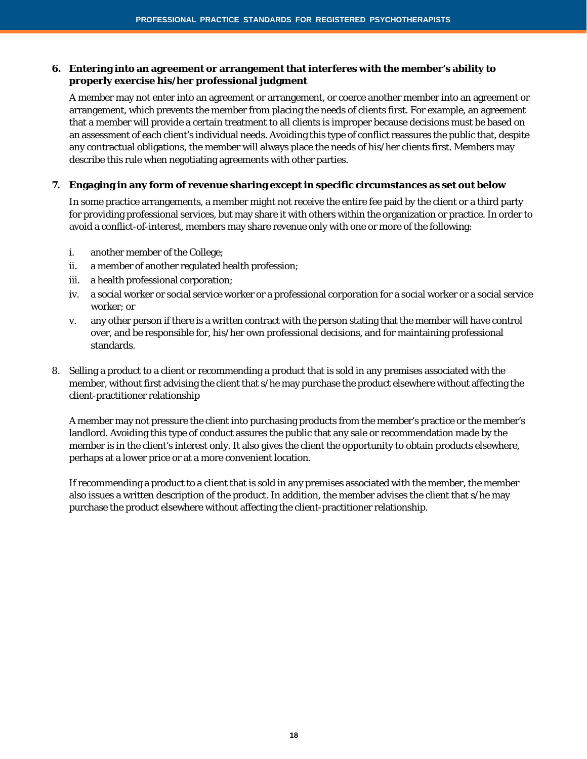**6. Entering into an agreement or arrangement that interferes with the member's ability to properly exercise his/her professional judgment**

A member may not enter into an agreement or arrangement, or coerce another member into an agreement or arrangement, which prevents the member from placing the needs of clients first. For example, an agreement that a member will provide a certain treatment to all clients is improper because decisions must be based on an assessment of each client's individual needs. Avoiding this type of conflict reassures the public that, despite any contractual obligations, the member will always place the needs of his/her clients first. Members may describe this rule when negotiating agreements with other parties.

**7. Engaging in any form of revenue sharing except in specific circumstances as set out below**

In some practice arrangements, a member might not receive the entire fee paid by the client or a third party for providing professional services, but may share it with others within the organization or practice. In order to avoid a conflict-of-interest, members may share revenue only with one or more of the following:

i. another member of the College;
ii. a member of another regulated health profession;
iii. a health professional corporation;
iv. a social worker or social service worker or a professional corporation for a social worker or a social service worker; or
v. any other person if there is a written contract with the person stating that the member will have control over, and be responsible for, his/her own professional decisions, and for maintaining professional standards.

8. Selling a product to a client or recommending a product that is sold in any premises associated with the member, without first advising the client that s/he may purchase the product elsewhere without affecting the client-practitioner relationship

A member may not pressure the client into purchasing products from the member's practice or the member's landlord. Avoiding this type of conduct assures the public that any sale or recommendation made by the member is in the client's interest only. It also gives the client the opportunity to obtain products elsewhere, perhaps at a lower price or at a more convenient location.

If recommending a product to a client that is sold in any premises associated with the member, the member also issues a written description of the product. In addition, the member advises the client that s/he may purchase the product elsewhere without affecting the client-practitioner relationship.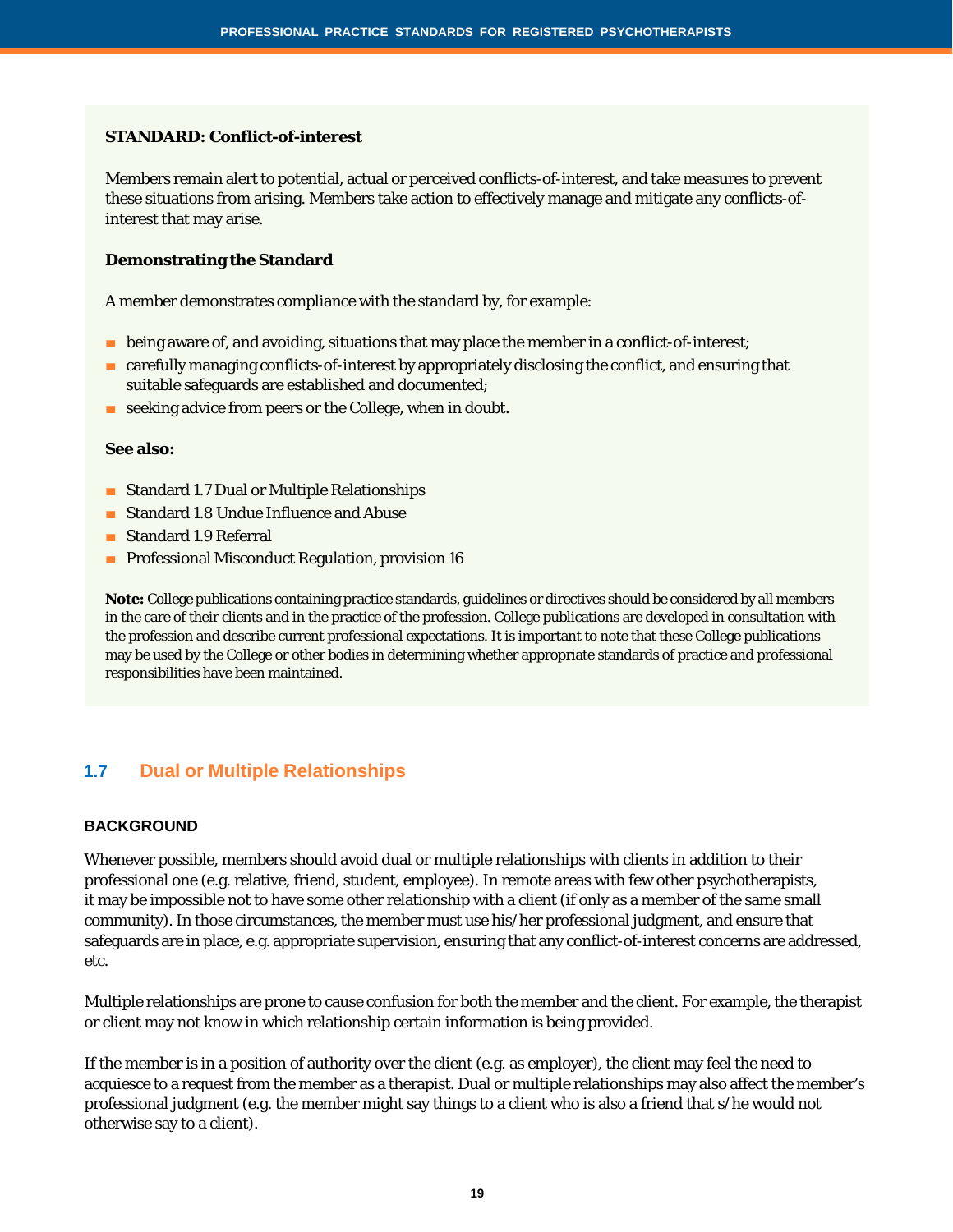**STANDARD: Conflict-of-interest**

Members remain alert to potential, actual or perceived conflicts-of-interest, and take measures to prevent these situations from arising. Members take action to effectively manage and mitigate any conflicts-of-interest that may arise.

**Demonstrating the Standard**

A member demonstrates compliance with the standard by, for example:

- being aware of, and avoiding, situations that may place the member in a conflict-of-interest;
- carefully managing conflicts-of-interest by appropriately disclosing the conflict, and ensuring that suitable safeguards are established and documented;
- seeking advice from peers or the College, when in doubt.

**See also:**

- Standard 1.7 Dual or Multiple Relationships
- Standard 1.8 Undue Influence and Abuse
- Standard 1.9 Referral
- Professional Misconduct Regulation, provision 16

**Note:** College publications containing practice standards, guidelines or directives should be considered by all members in the care of their clients and in the practice of the profession. College publications are developed in consultation with the profession and describe current professional expectations. It is important to note that these College publications may be used by the College or other bodies in determining whether appropriate standards of practice and professional responsibilities have been maintained.

## 1.7 Dual or Multiple Relationships

### BACKGROUND

Whenever possible, members should avoid dual or multiple relationships with clients in addition to their professional one (e.g. relative, friend, student, employee). In remote areas with few other psychotherapists, it may be impossible not to have some other relationship with a client (if only as a member of the same small community). In those circumstances, the member must use his/her professional judgment, and ensure that safeguards are in place, e.g. appropriate supervision, ensuring that any conflict-of-interest concerns are addressed, etc.

Multiple relationships are prone to cause confusion for both the member and the client. For example, the therapist or client may not know in which relationship certain information is being provided.

If the member is in a position of authority over the client (e.g. as employer), the client may feel the need to acquiesce to a request from the member as a therapist. Dual or multiple relationships may also affect the member's professional judgment (e.g. the member might say things to a client who is also a friend that s/he would not otherwise say to a client).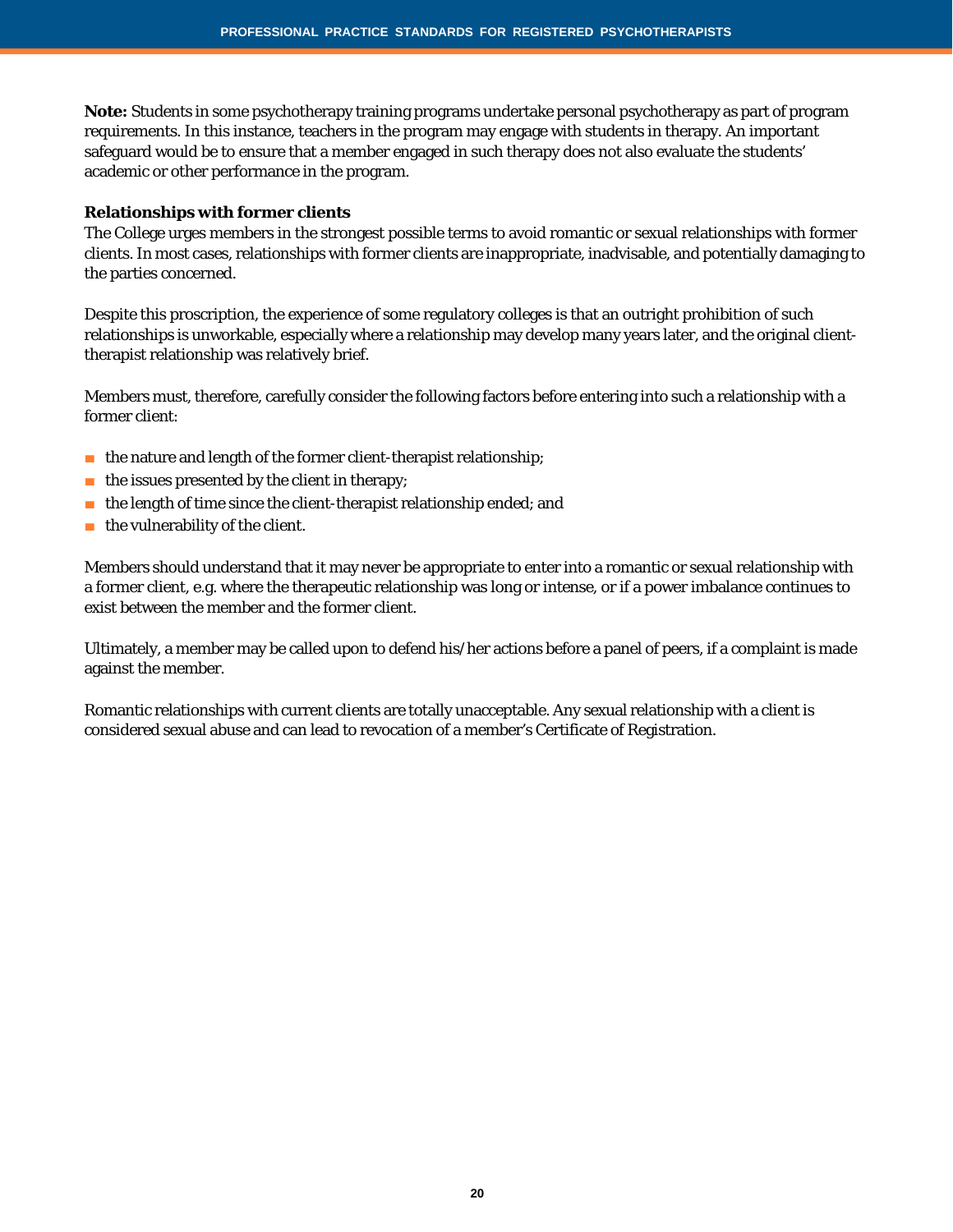**Note:** Students in some psychotherapy training programs undertake personal psychotherapy as part of program requirements. In this instance, teachers in the program may engage with students in therapy. An important safeguard would be to ensure that a member engaged in such therapy does not also evaluate the students' academic or other performance in the program.

**Relationships with former clients**

The College urges members in the strongest possible terms to avoid romantic or sexual relationships with former clients. In most cases, relationships with former clients are inappropriate, inadvisable, and potentially damaging to the parties concerned.

Despite this proscription, the experience of some regulatory colleges is that an outright prohibition of such relationships is unworkable, especially where a relationship may develop many years later, and the original client-therapist relationship was relatively brief.

Members must, therefore, carefully consider the following factors before entering into such a relationship with a former client:

- the nature and length of the former client-therapist relationship;
- the issues presented by the client in therapy;
- the length of time since the client-therapist relationship ended; and
- the vulnerability of the client.

Members should understand that it may never be appropriate to enter into a romantic or sexual relationship with a former client, e.g. where the therapeutic relationship was long or intense, or if a power imbalance continues to exist between the member and the former client.

Ultimately, a member may be called upon to defend his/her actions before a panel of peers, if a complaint is made against the member.

Romantic relationships with current clients are totally unacceptable. Any sexual relationship with a client is considered sexual abuse and can lead to revocation of a member's Certificate of Registration.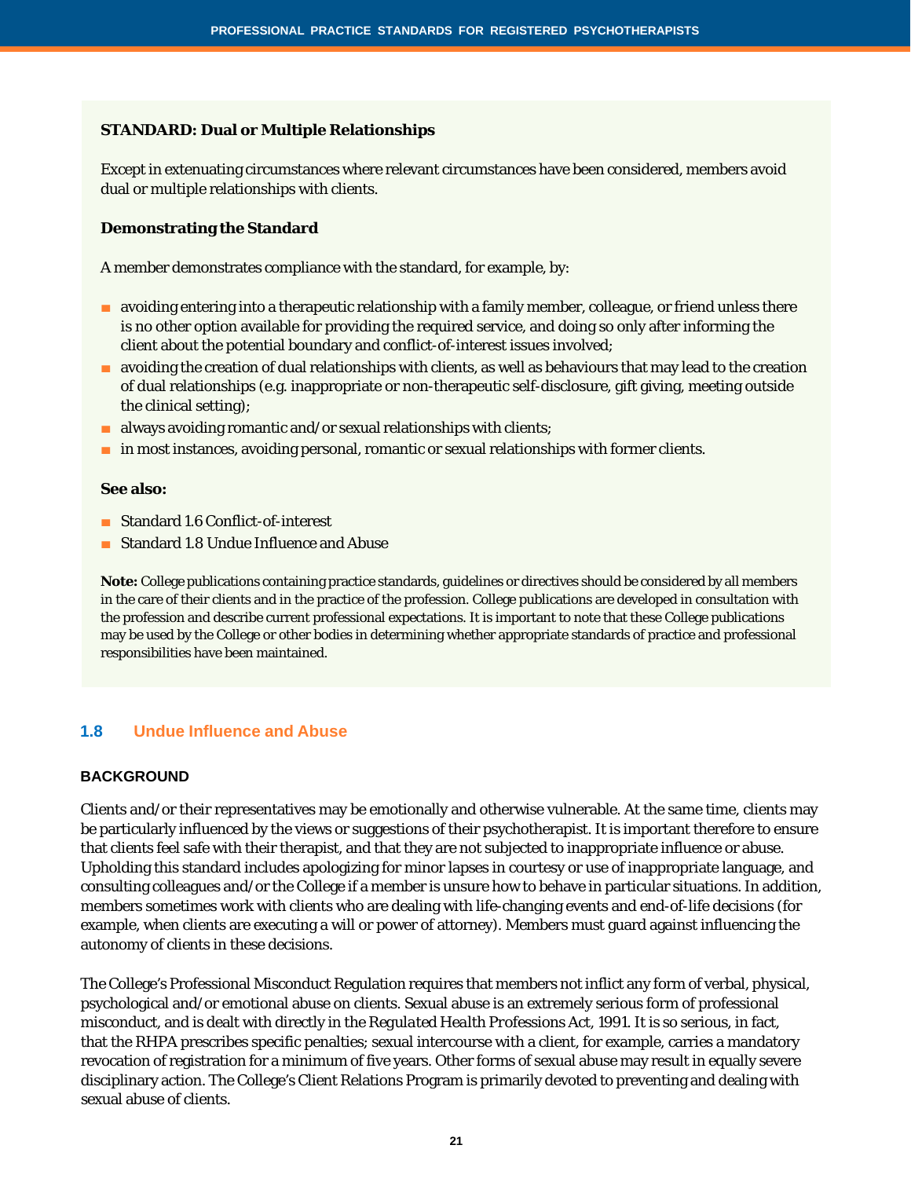**STANDARD: Dual or Multiple Relationships**

Except in extenuating circumstances where relevant circumstances have been considered, members avoid dual or multiple relationships with clients.

**Demonstrating the Standard**

A member demonstrates compliance with the standard, for example, by:

- avoiding entering into a therapeutic relationship with a family member, colleague, or friend unless there is no other option available for providing the required service, and doing so only after informing the client about the potential boundary and conflict-of-interest issues involved;
- avoiding the creation of dual relationships with clients, as well as behaviours that may lead to the creation of dual relationships (e.g. inappropriate or non-therapeutic self-disclosure, gift giving, meeting outside the clinical setting);
- always avoiding romantic and/or sexual relationships with clients;
- in most instances, avoiding personal, romantic or sexual relationships with former clients.

**See also:**

- Standard 1.6 Conflict-of-interest
- Standard 1.8 Undue Influence and Abuse

**Note:** College publications containing practice standards, guidelines or directives should be considered by all members in the care of their clients and in the practice of the profession. College publications are developed in consultation with the profession and describe current professional expectations. It is important to note that these College publications may be used by the College or other bodies in determining whether appropriate standards of practice and professional responsibilities have been maintained.

## 1.8 Undue Influence and Abuse

### BACKGROUND

Clients and/or their representatives may be emotionally and otherwise vulnerable. At the same time, clients may be particularly influenced by the views or suggestions of their psychotherapist. It is important therefore to ensure that clients feel safe with their therapist, and that they are not subjected to inappropriate influence or abuse. Upholding this standard includes apologizing for minor lapses in courtesy or use of inappropriate language, and consulting colleagues and/or the College if a member is unsure how to behave in particular situations. In addition, members sometimes work with clients who are dealing with life-changing events and end-of-life decisions (for example, when clients are executing a will or power of attorney). Members must guard against influencing the autonomy of clients in these decisions.

The College's Professional Misconduct Regulation requires that members not inflict any form of verbal, physical, psychological and/or emotional abuse on clients. Sexual abuse is an extremely serious form of professional misconduct, and is dealt with directly in the *Regulated Health Professions Act, 1991*. It is so serious, in fact, that the RHPA prescribes specific penalties; sexual intercourse with a client, for example, carries a mandatory revocation of registration for a minimum of five years. Other forms of sexual abuse may result in equally severe disciplinary action. The College's Client Relations Program is primarily devoted to preventing and dealing with sexual abuse of clients.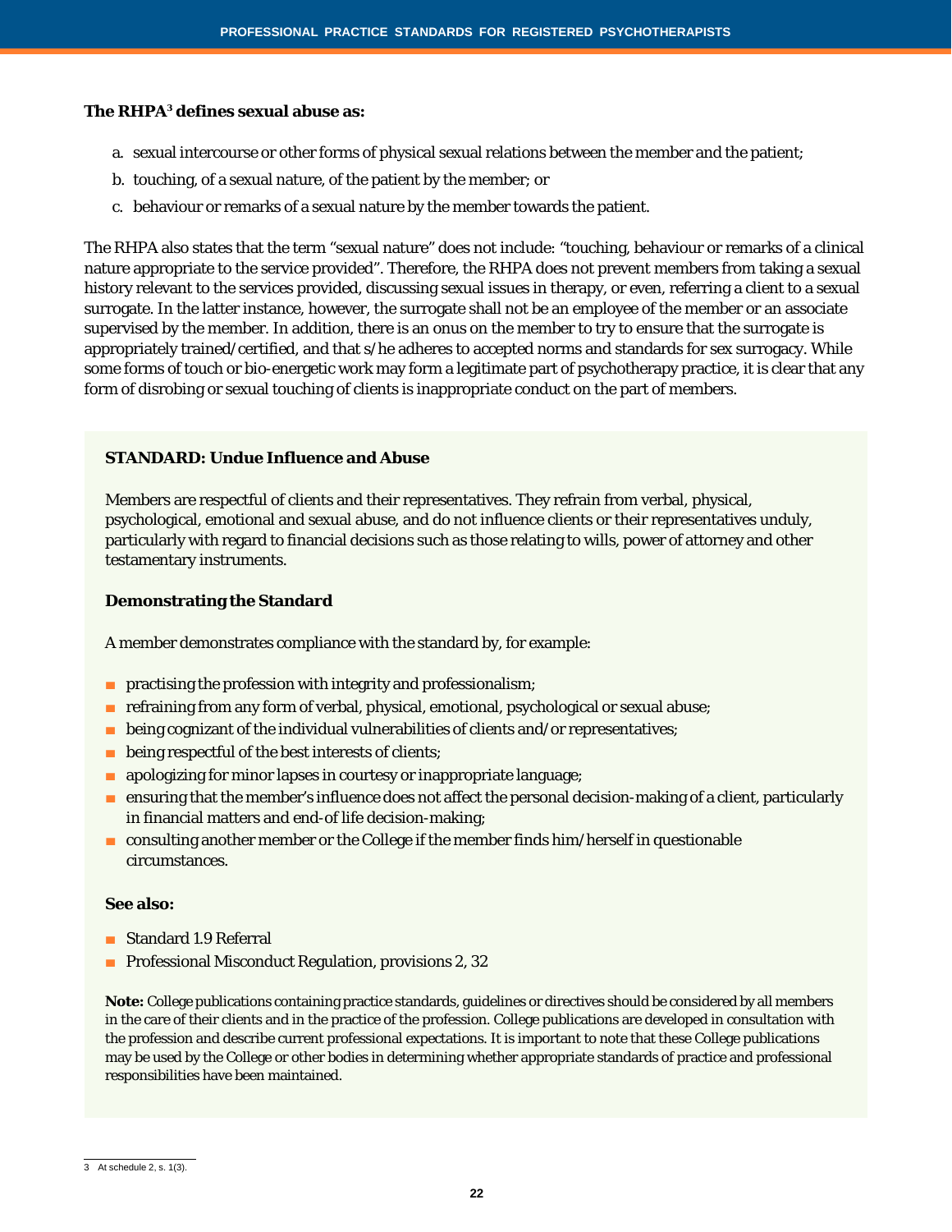**The RHPA[3] defines sexual abuse as:**

a. sexual intercourse or other forms of physical sexual relations between the member and the patient;
b. touching, of a sexual nature, of the patient by the member; or
c. behaviour or remarks of a sexual nature by the member towards the patient.

The RHPA also states that the term "sexual nature" does not include: "touching, behaviour or remarks of a clinical nature appropriate to the service provided". Therefore, the RHPA does not prevent members from taking a sexual history relevant to the services provided, discussing sexual issues in therapy, or even, referring a client to a sexual surrogate. In the latter instance, however, the surrogate shall not be an employee of the member or an associate supervised by the member. In addition, there is an onus on the member to try to ensure that the surrogate is appropriately trained/certified, and that s/he adheres to accepted norms and standards for sex surrogacy. While some forms of touch or bio-energetic work may form a legitimate part of psychotherapy practice, it is clear that any form of disrobing or sexual touching of clients is inappropriate conduct on the part of members.

**STANDARD: Undue Influence and Abuse**

Members are respectful of clients and their representatives. They refrain from verbal, physical, psychological, emotional and sexual abuse, and do not influence clients or their representatives unduly, particularly with regard to financial decisions such as those relating to wills, power of attorney and other testamentary instruments.

**Demonstrating the Standard**

A member demonstrates compliance with the standard by, for example:

- practising the profession with integrity and professionalism;
- refraining from any form of verbal, physical, emotional, psychological or sexual abuse;
- being cognizant of the individual vulnerabilities of clients and/or representatives;
- being respectful of the best interests of clients;
- apologizing for minor lapses in courtesy or inappropriate language;
- ensuring that the member's influence does not affect the personal decision-making of a client, particularly in financial matters and end-of life decision-making;
- consulting another member or the College if the member finds him/herself in questionable circumstances.

**See also:**

- Standard 1.9 Referral
- Professional Misconduct Regulation, provisions 2, 32

**Note:** College publications containing practice standards, guidelines or directives should be considered by all members in the care of their clients and in the practice of the profession. College publications are developed in consultation with the profession and describe current professional expectations. It is important to note that these College publications may be used by the College or other bodies in determining whether appropriate standards of practice and professional responsibilities have been maintained.

---

[3] At schedule 2, s. 1(3).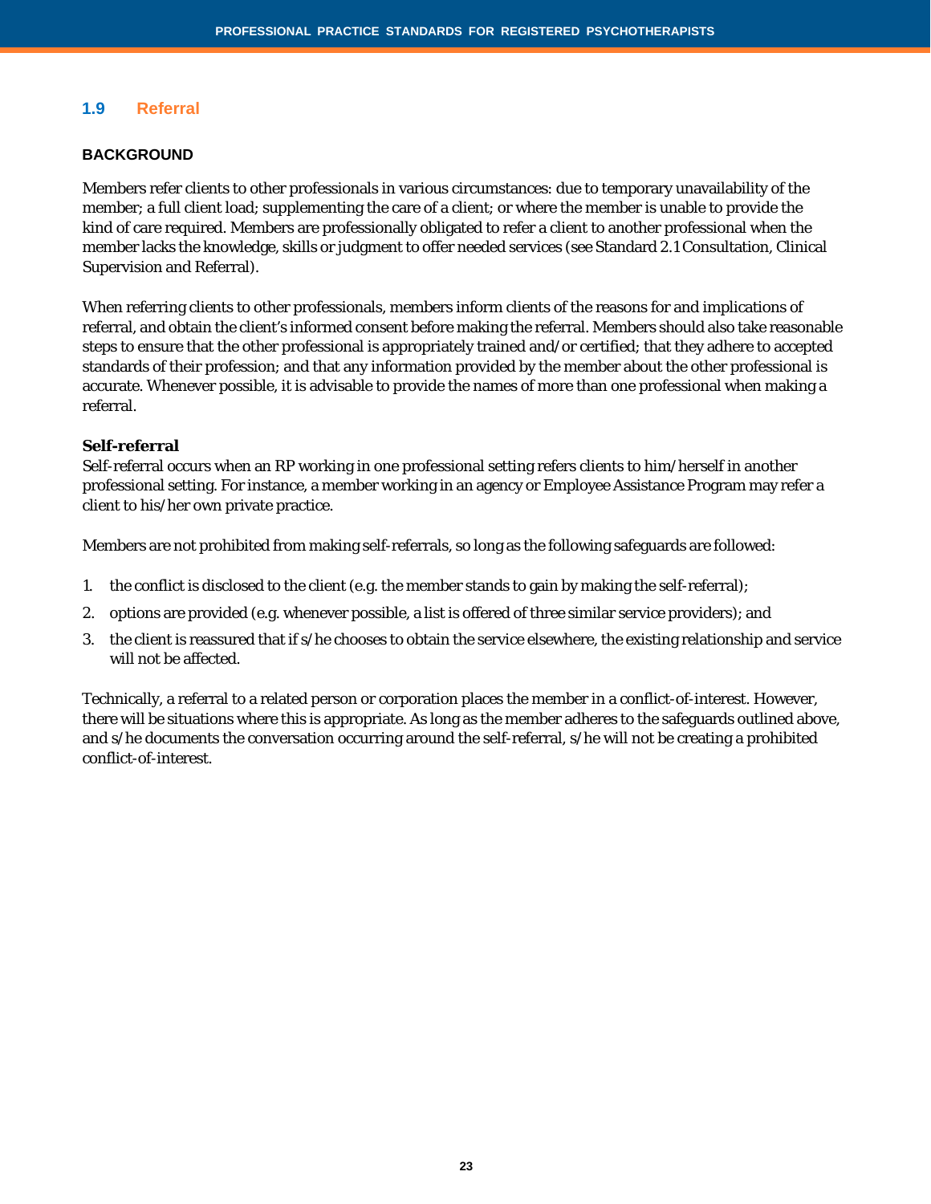## 1.9 Referral

### BACKGROUND

Members refer clients to other professionals in various circumstances: due to temporary unavailability of the member; a full client load; supplementing the care of a client; or where the member is unable to provide the kind of care required. Members are professionally obligated to refer a client to another professional when the member lacks the knowledge, skills or judgment to offer needed services (see Standard 2.1 Consultation, Clinical Supervision and Referral).

When referring clients to other professionals, members inform clients of the reasons for and implications of referral, and obtain the client's informed consent before making the referral. Members should also take reasonable steps to ensure that the other professional is appropriately trained and/or certified; that they adhere to accepted standards of their profession; and that any information provided by the member about the other professional is accurate. Whenever possible, it is advisable to provide the names of more than one professional when making a referral.

**Self-referral**

Self-referral occurs when an RP working in one professional setting refers clients to him/herself in another professional setting. For instance, a member working in an agency or Employee Assistance Program may refer a client to his/her own private practice.

Members are not prohibited from making self-referrals, so long as the following safeguards are followed:

1. the conflict is disclosed to the client (e.g. the member stands to gain by making the self-referral);
2. options are provided (e.g. whenever possible, a list is offered of three similar service providers); and
3. the client is reassured that if s/he chooses to obtain the service elsewhere, the existing relationship and service will not be affected.

Technically, a referral to a related person or corporation places the member in a conflict-of-interest. However, there will be situations where this is appropriate. As long as the member adheres to the safeguards outlined above, and s/he documents the conversation occurring around the self-referral, s/he will not be creating a prohibited conflict-of-interest.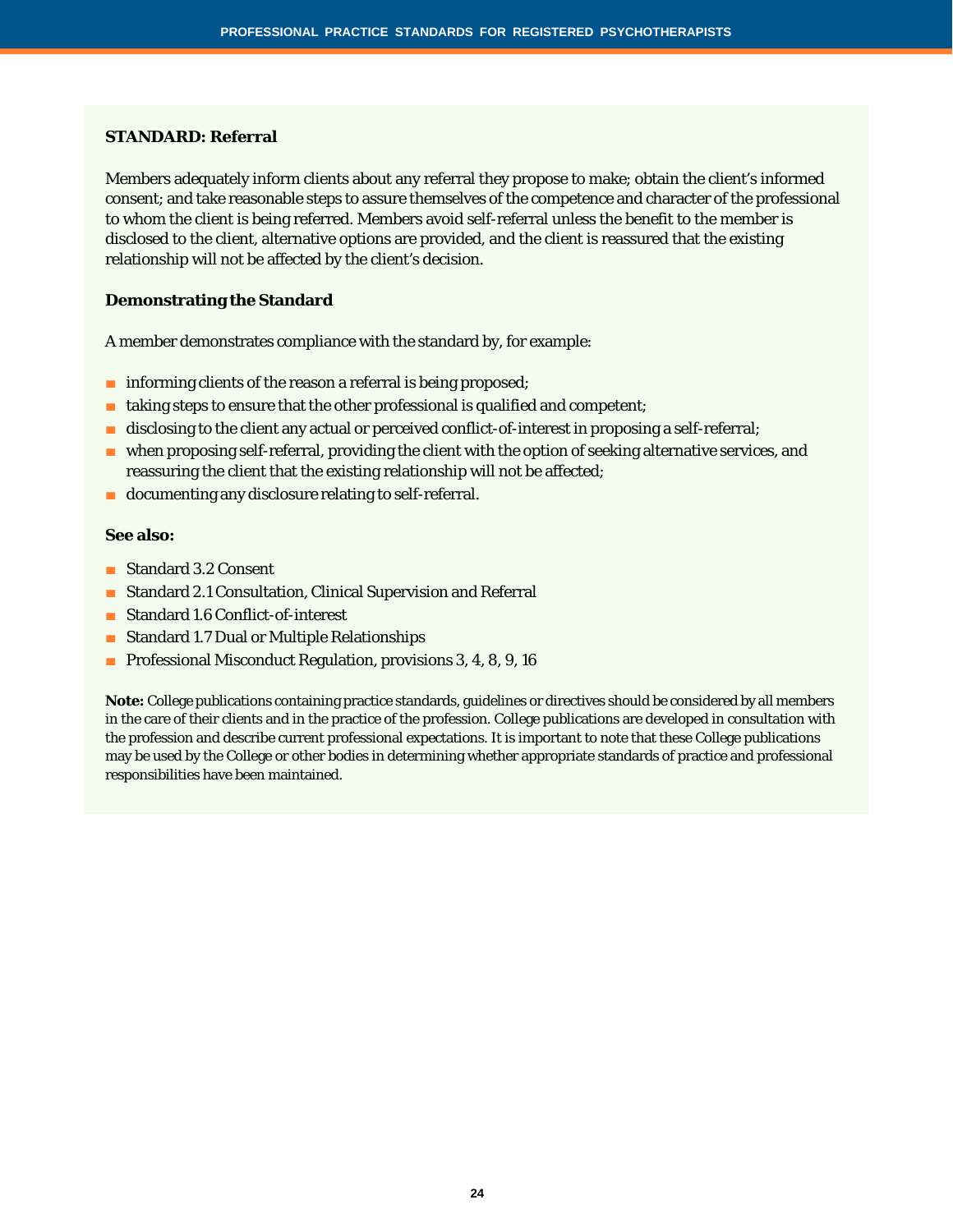**STANDARD: Referral**

Members adequately inform clients about any referral they propose to make; obtain the client's informed consent; and take reasonable steps to assure themselves of the competence and character of the professional to whom the client is being referred. Members avoid self-referral unless the benefit to the member is disclosed to the client, alternative options are provided, and the client is reassured that the existing relationship will not be affected by the client's decision.

**Demonstrating the Standard**

A member demonstrates compliance with the standard by, for example:

- informing clients of the reason a referral is being proposed;
- taking steps to ensure that the other professional is qualified and competent;
- disclosing to the client any actual or perceived conflict-of-interest in proposing a self-referral;
- when proposing self-referral, providing the client with the option of seeking alternative services, and reassuring the client that the existing relationship will not be affected;
- documenting any disclosure relating to self-referral.

**See also:**

- Standard 3.2 Consent
- Standard 2.1 Consultation, Clinical Supervision and Referral
- Standard 1.6 Conflict-of-interest
- Standard 1.7 Dual or Multiple Relationships
- Professional Misconduct Regulation, provisions 3, 4, 8, 9, 16

**Note:** College publications containing practice standards, guidelines or directives should be considered by all members in the care of their clients and in the practice of the profession. College publications are developed in consultation with the profession and describe current professional expectations. It is important to note that these College publications may be used by the College or other bodies in determining whether appropriate standards of practice and professional responsibilities have been maintained.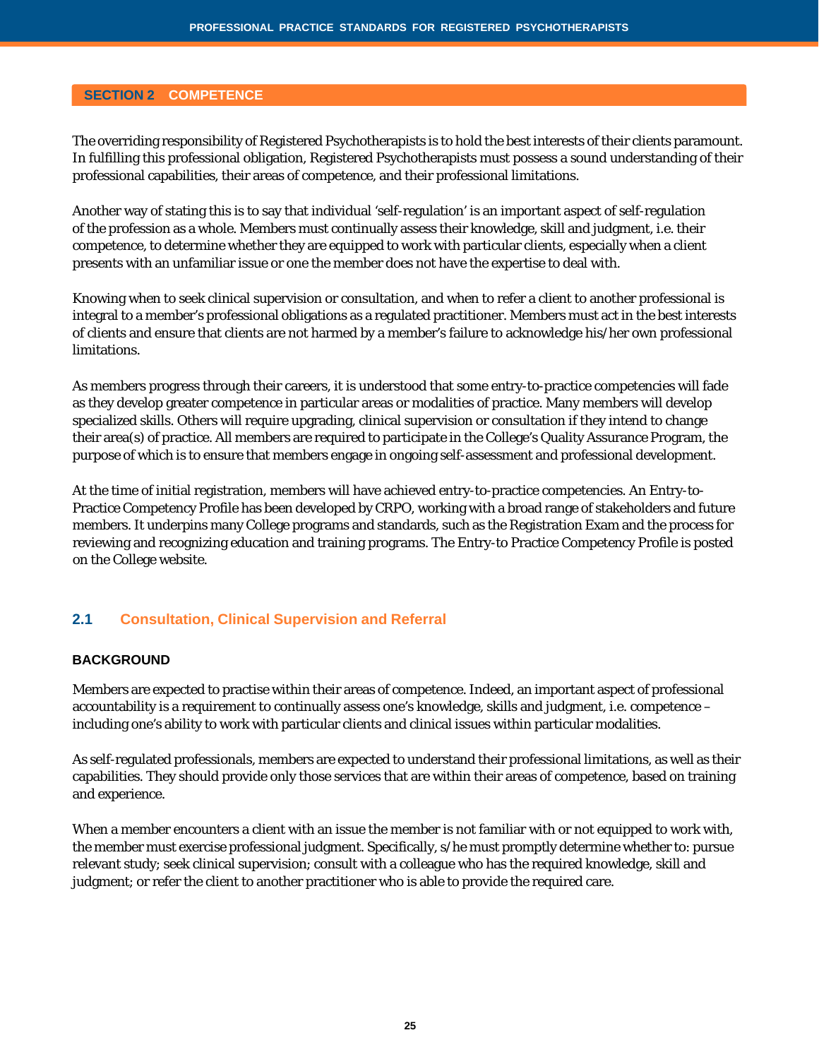## SECTION 2 COMPETENCE

The overriding responsibility of Registered Psychotherapists is to hold the best interests of their clients paramount. In fulfilling this professional obligation, Registered Psychotherapists must possess a sound understanding of their professional capabilities, their areas of competence, and their professional limitations.

Another way of stating this is to say that individual 'self-regulation' is an important aspect of self-regulation of the profession as a whole. Members must continually assess their knowledge, skill and judgment, i.e. their competence, to determine whether they are equipped to work with particular clients, especially when a client presents with an unfamiliar issue or one the member does not have the expertise to deal with.

Knowing when to seek clinical supervision or consultation, and when to refer a client to another professional is integral to a member's professional obligations as a regulated practitioner. Members must act in the best interests of clients and ensure that clients are not harmed by a member's failure to acknowledge his/her own professional limitations.

As members progress through their careers, it is understood that some entry-to-practice competencies will fade as they develop greater competence in particular areas or modalities of practice. Many members will develop specialized skills. Others will require upgrading, clinical supervision or consultation if they intend to change their area(s) of practice. All members are required to participate in the College's Quality Assurance Program, the purpose of which is to ensure that members engage in ongoing self-assessment and professional development.

At the time of initial registration, members will have achieved entry-to-practice competencies. An Entry-to-Practice Competency Profile has been developed by CRPO, working with a broad range of stakeholders and future members. It underpins many College programs and standards, such as the Registration Exam and the process for reviewing and recognizing education and training programs. The Entry-to Practice Competency Profile is posted on the College website.

### 2.1 Consultation, Clinical Supervision and Referral

#### BACKGROUND

Members are expected to practise within their areas of competence. Indeed, an important aspect of professional accountability is a requirement to continually assess one's knowledge, skills and judgment, i.e. competence – including one's ability to work with particular clients and clinical issues within particular modalities.

As self-regulated professionals, members are expected to understand their professional limitations, as well as their capabilities. They should provide only those services that are within their areas of competence, based on training and experience.

When a member encounters a client with an issue the member is not familiar with or not equipped to work with, the member must exercise professional judgment. Specifically, s/he must promptly determine whether to: pursue relevant study; seek clinical supervision; consult with a colleague who has the required knowledge, skill and judgment; or refer the client to another practitioner who is able to provide the required care.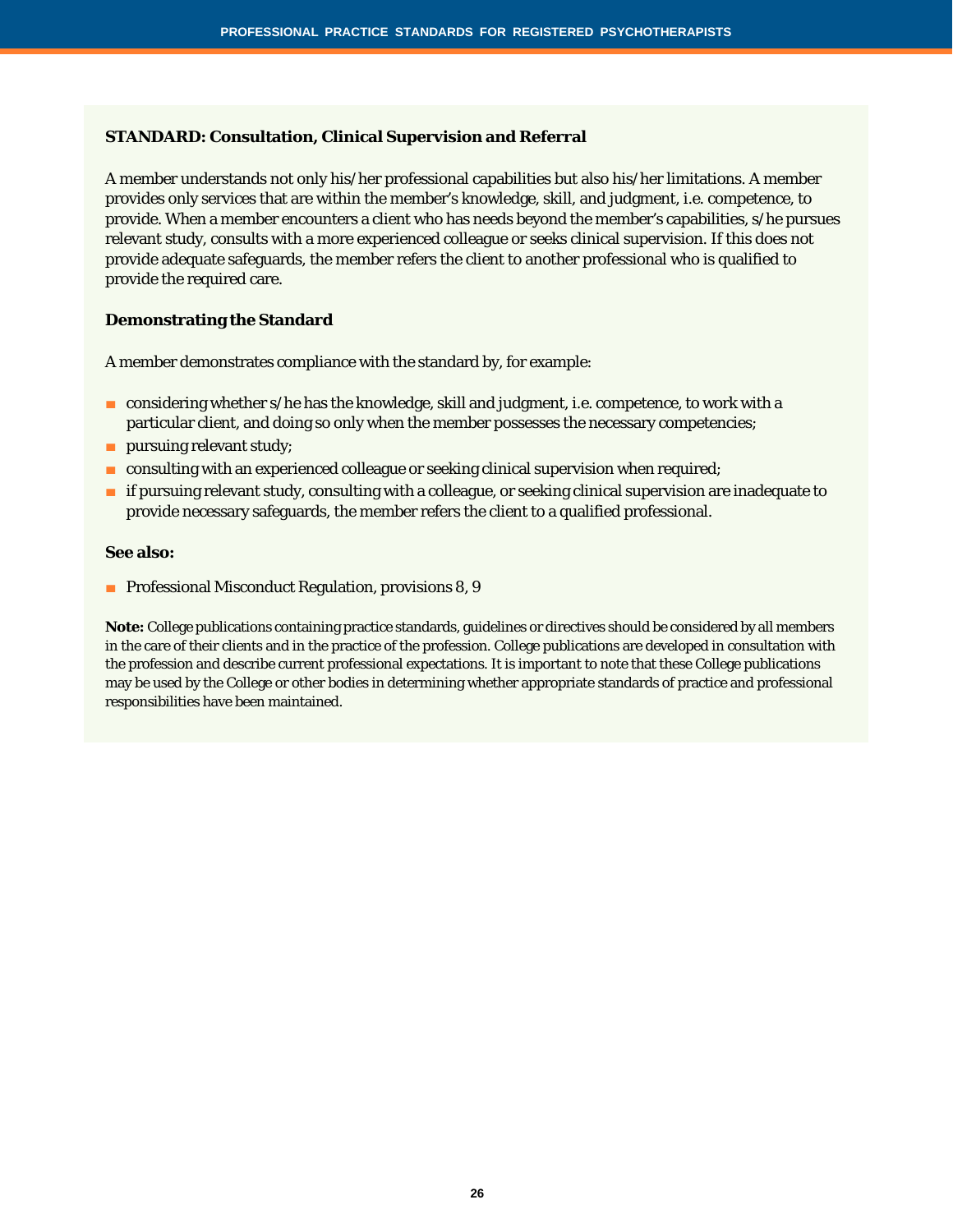### STANDARD: Consultation, Clinical Supervision and Referral

A member understands not only his/her professional capabilities but also his/her limitations. A member provides only services that are within the member's knowledge, skill, and judgment, i.e. competence, to provide. When a member encounters a client who has needs beyond the member's capabilities, s/he pursues relevant study, consults with a more experienced colleague or seeks clinical supervision. If this does not provide adequate safeguards, the member refers the client to another professional who is qualified to provide the required care.

#### Demonstrating the Standard

A member demonstrates compliance with the standard by, for example:

- considering whether s/he has the knowledge, skill and judgment, i.e. competence, to work with a particular client, and doing so only when the member possesses the necessary competencies;
- pursuing relevant study;
- consulting with an experienced colleague or seeking clinical supervision when required;
- if pursuing relevant study, consulting with a colleague, or seeking clinical supervision are inadequate to provide necessary safeguards, the member refers the client to a qualified professional.

#### See also:

- Professional Misconduct Regulation, provisions 8, 9

**Note:** College publications containing practice standards, guidelines or directives should be considered by all members in the care of their clients and in the practice of the profession. College publications are developed in consultation with the profession and describe current professional expectations. It is important to note that these College publications may be used by the College or other bodies in determining whether appropriate standards of practice and professional responsibilities have been maintained.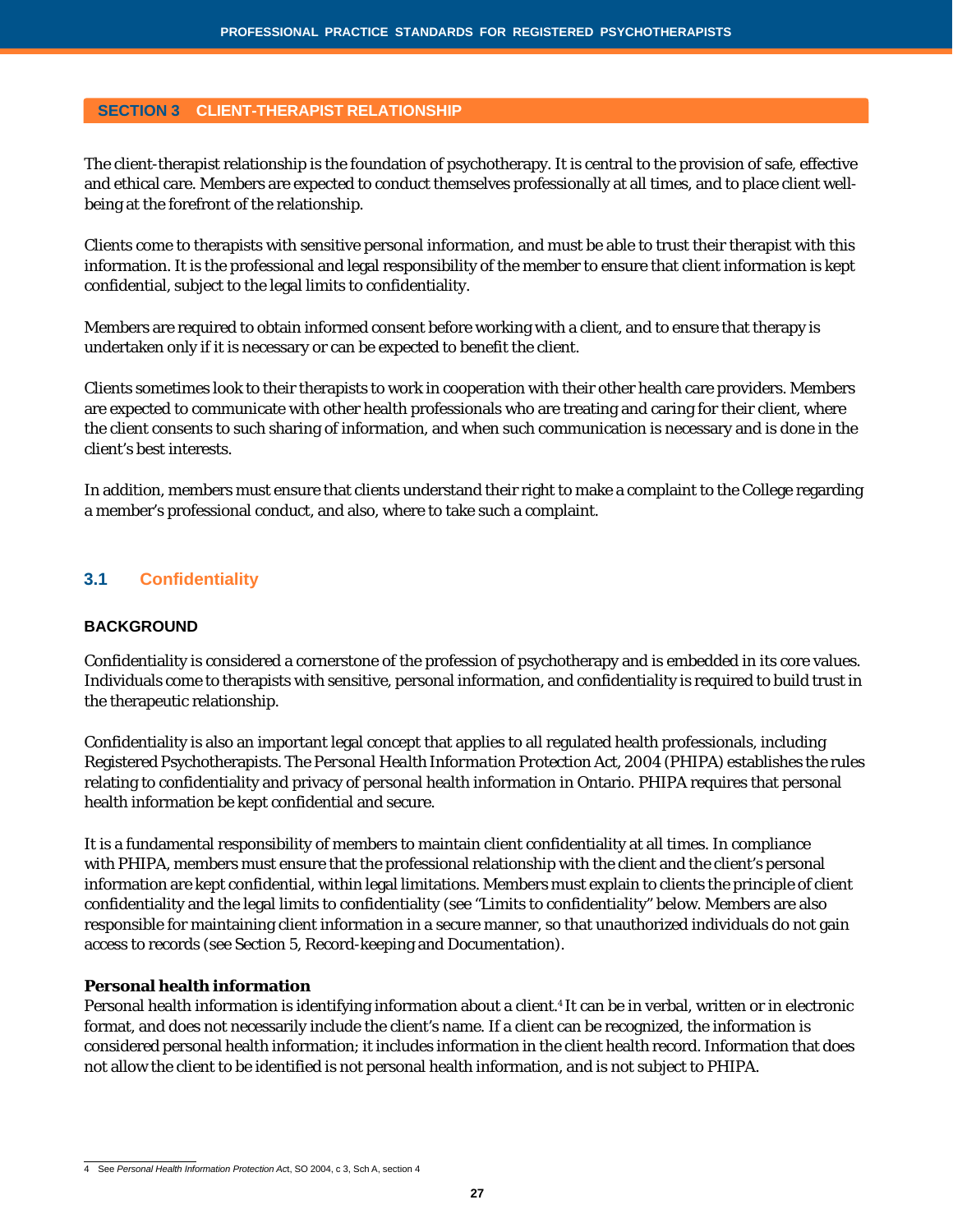## SECTION 3 CLIENT-THERAPIST RELATIONSHIP

The client-therapist relationship is the foundation of psychotherapy. It is central to the provision of safe, effective and ethical care. Members are expected to conduct themselves professionally at all times, and to place client well-being at the forefront of the relationship.

Clients come to therapists with sensitive personal information, and must be able to trust their therapist with this information. It is the professional and legal responsibility of the member to ensure that client information is kept confidential, subject to the legal limits to confidentiality.

Members are required to obtain informed consent before working with a client, and to ensure that therapy is undertaken only if it is necessary or can be expected to benefit the client.

Clients sometimes look to their therapists to work in cooperation with their other health care providers. Members are expected to communicate with other health professionals who are treating and caring for their client, where the client consents to such sharing of information, and when such communication is necessary and is done in the client's best interests.

In addition, members must ensure that clients understand their right to make a complaint to the College regarding a member's professional conduct, and also, where to take such a complaint.

### 3.1 Confidentiality

#### BACKGROUND

Confidentiality is considered a cornerstone of the profession of psychotherapy and is embedded in its core values. Individuals come to therapists with sensitive, personal information, and confidentiality is required to build trust in the therapeutic relationship.

Confidentiality is also an important legal concept that applies to all regulated health professionals, including Registered Psychotherapists. The *Personal Health Information Protection Act, 2004* (PHIPA) establishes the rules relating to confidentiality and privacy of personal health information in Ontario. PHIPA requires that personal health information be kept confidential and secure.

It is a fundamental responsibility of members to maintain client confidentiality at all times. In compliance with PHIPA, members must ensure that the professional relationship with the client and the client's personal information are kept confidential, within legal limitations. Members must explain to clients the principle of client confidentiality and the legal limits to confidentiality (see "Limits to confidentiality" below. Members are also responsible for maintaining client information in a secure manner, so that unauthorized individuals do not gain access to records (see Section 5, Record-keeping and Documentation).

**Personal health information**

Personal health information is identifying information about a client.[4] It can be in verbal, written or in electronic format, and does not necessarily include the client's name. If a client can be recognized, the information is considered personal health information; it includes information in the client health record. Information that does not allow the client to be identified is not personal health information, and is not subject to PHIPA.

---

4 See *Personal Health Information Protection Act*, SO 2004, c 3, Sch A, section 4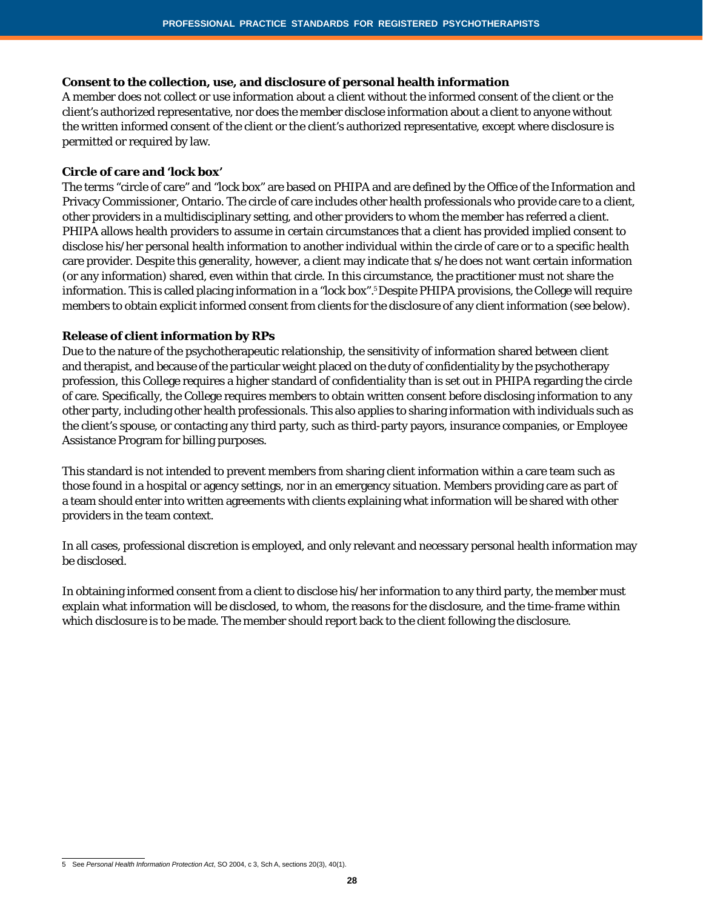### Consent to the collection, use, and disclosure of personal health information

A member does not collect or use information about a client without the informed consent of the client or the client's authorized representative, nor does the member disclose information about a client to anyone without the written informed consent of the client or the client's authorized representative, except where disclosure is permitted or required by law.

### Circle of care and 'lock box'

The terms "circle of care" and "lock box" are based on PHIPA and are defined by the Office of the Information and Privacy Commissioner, Ontario. The circle of care includes other health professionals who provide care to a client, other providers in a multidisciplinary setting, and other providers to whom the member has referred a client. PHIPA allows health providers to assume in certain circumstances that a client has provided implied consent to disclose his/her personal health information to another individual within the circle of care or to a specific health care provider. Despite this generality, however, a client may indicate that s/he does not want certain information (or any information) shared, even within that circle. In this circumstance, the practitioner must not share the information. This is called placing information in a "lock box".[5] Despite PHIPA provisions, the College will require members to obtain explicit informed consent from clients for the disclosure of any client information (see below).

### Release of client information by RPs

Due to the nature of the psychotherapeutic relationship, the sensitivity of information shared between client and therapist, and because of the particular weight placed on the duty of confidentiality by the psychotherapy profession, this College requires a higher standard of confidentiality than is set out in PHIPA regarding the circle of care. Specifically, the College requires members to obtain written consent before disclosing information to any other party, including other health professionals. This also applies to sharing information with individuals such as the client's spouse, or contacting any third party, such as third-party payors, insurance companies, or Employee Assistance Program for billing purposes.

This standard is not intended to prevent members from sharing client information within a care team such as those found in a hospital or agency settings, nor in an emergency situation. Members providing care as part of a team should enter into written agreements with clients explaining what information will be shared with other providers in the team context.

In all cases, professional discretion is employed, and only relevant and necessary personal health information may be disclosed.

In obtaining informed consent from a client to disclose his/her information to any third party, the member must explain what information will be disclosed, to whom, the reasons for the disclosure, and the time-frame within which disclosure is to be made. The member should report back to the client following the disclosure.

---

5 See *Personal Health Information Protection Act*, SO 2004, c 3, Sch A, sections 20(3), 40(1).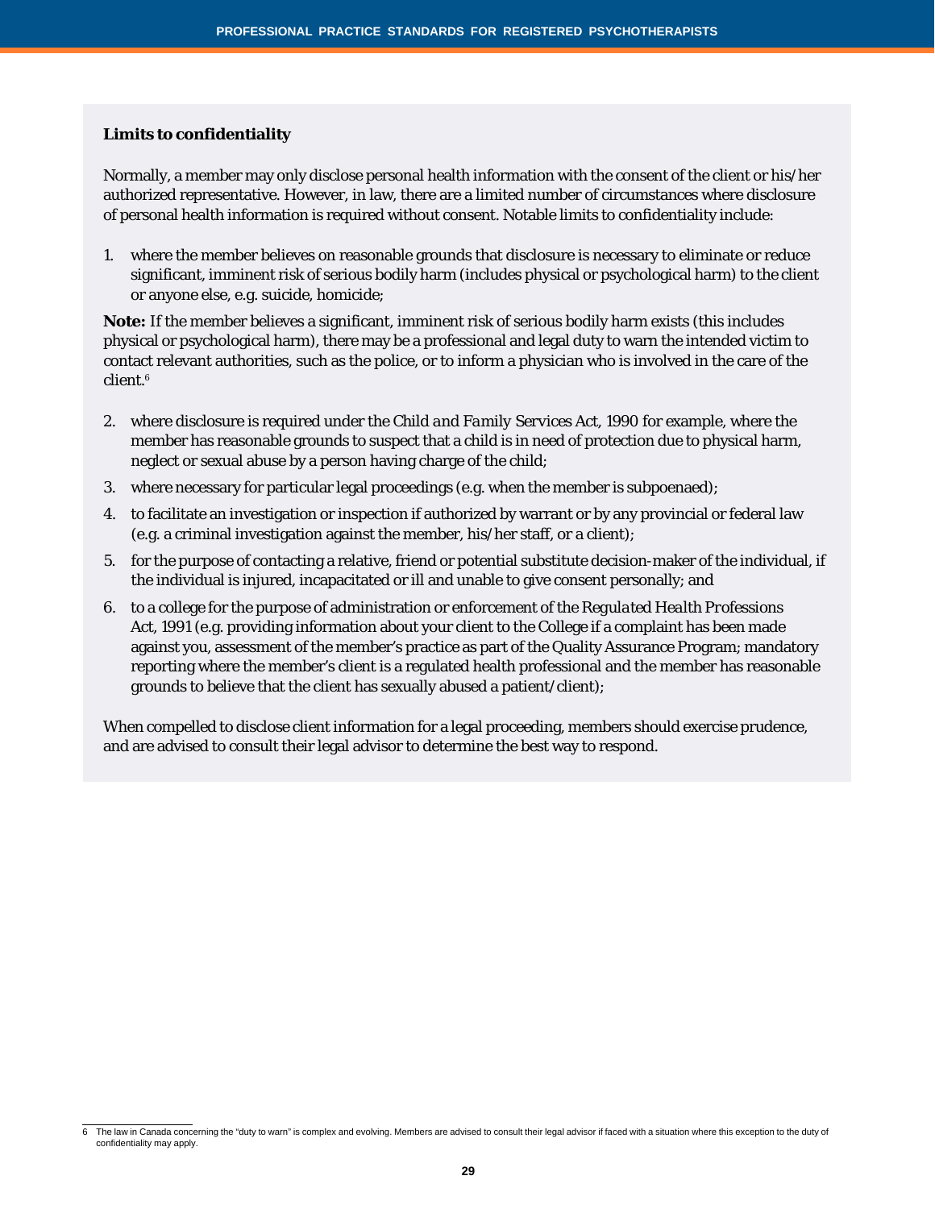**Limits to confidentiality**

Normally, a member may only disclose personal health information with the consent of the client or his/her authorized representative. However, in law, there are a limited number of circumstances where disclosure of personal health information is required without consent. Notable limits to confidentiality include:

1. where the member believes on reasonable grounds that disclosure is necessary to eliminate or reduce significant, imminent risk of serious bodily harm (includes physical or psychological harm) to the client or anyone else, e.g. suicide, homicide;

**Note:** If the member believes a significant, imminent risk of serious bodily harm exists (this includes physical or psychological harm), there may be a professional and legal duty to warn the intended victim to contact relevant authorities, such as the police, or to inform a physician who is involved in the care of the client.[6]

2. where disclosure is required under the *Child and Family Services Act, 1990* for example, where the member has reasonable grounds to suspect that a child is in need of protection due to physical harm, neglect or sexual abuse by a person having charge of the child;
3. where necessary for particular legal proceedings (e.g. when the member is subpoenaed);
4. to facilitate an investigation or inspection if authorized by warrant or by any provincial or federal law (e.g. a criminal investigation against the member, his/her staff, or a client);
5. for the purpose of contacting a relative, friend or potential substitute decision-maker of the individual, if the individual is injured, incapacitated or ill and unable to give consent personally; and
6. to a college for the purpose of administration or enforcement of the *Regulated Health Professions Act, 1991* (e.g. providing information about your client to the College if a complaint has been made against you, assessment of the member's practice as part of the Quality Assurance Program; mandatory reporting where the member's client is a regulated health professional and the member has reasonable grounds to believe that the client has sexually abused a patient/client);

When compelled to disclose client information for a legal proceeding, members should exercise prudence, and are advised to consult their legal advisor to determine the best way to respond.

---

6 The law in Canada concerning the "duty to warn" is complex and evolving. Members are advised to consult their legal advisor if faced with a situation where this exception to the duty of confidentiality may apply.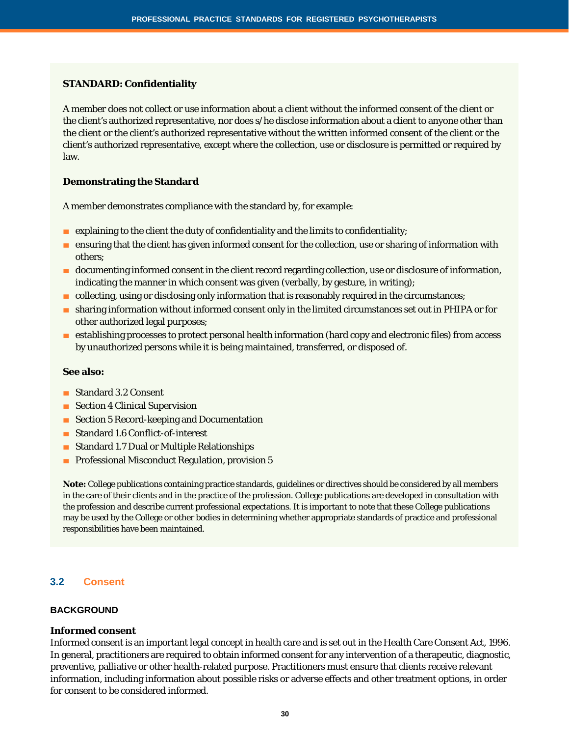**STANDARD: Confidentiality**

A member does not collect or use information about a client without the informed consent of the client or the client's authorized representative, nor does s/he disclose information about a client to anyone other than the client or the client's authorized representative without the written informed consent of the client or the client's authorized representative, except where the collection, use or disclosure is permitted or required by law.

**Demonstrating the Standard**

A member demonstrates compliance with the standard by, for example:

- explaining to the client the duty of confidentiality and the limits to confidentiality;
- ensuring that the client has given informed consent for the collection, use or sharing of information with others;
- documenting informed consent in the client record regarding collection, use or disclosure of information, indicating the manner in which consent was given (verbally, by gesture, in writing);
- collecting, using or disclosing only information that is reasonably required in the circumstances;
- sharing information without informed consent only in the limited circumstances set out in PHIPA or for other authorized legal purposes;
- establishing processes to protect personal health information (hard copy and electronic files) from access by unauthorized persons while it is being maintained, transferred, or disposed of.

**See also:**

- Standard 3.2 Consent
- Section 4 Clinical Supervision
- Section 5 Record-keeping and Documentation
- Standard 1.6 Conflict-of-interest
- Standard 1.7 Dual or Multiple Relationships
- Professional Misconduct Regulation, provision 5

**Note:** College publications containing practice standards, guidelines or directives should be considered by all members in the care of their clients and in the practice of the profession. College publications are developed in consultation with the profession and describe current professional expectations. It is important to note that these College publications may be used by the College or other bodies in determining whether appropriate standards of practice and professional responsibilities have been maintained.

## 3.2 Consent

### BACKGROUND

**Informed consent**

Informed consent is an important legal concept in health care and is set out in the Health Care Consent Act, 1996. In general, practitioners are required to obtain informed consent for any intervention of a therapeutic, diagnostic, preventive, palliative or other health-related purpose. Practitioners must ensure that clients receive relevant information, including information about possible risks or adverse effects and other treatment options, in order for consent to be considered informed.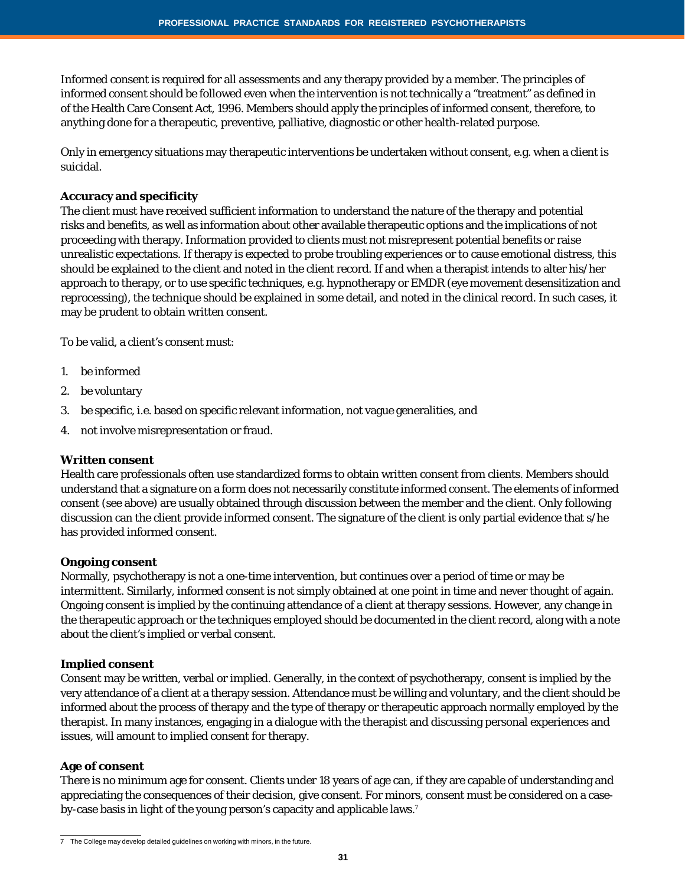Informed consent is required for all assessments and any therapy provided by a member. The principles of informed consent should be followed even when the intervention is not technically a "treatment" as defined in of the Health Care Consent Act, 1996. Members should apply the principles of informed consent, therefore, to anything done for a therapeutic, preventive, palliative, diagnostic or other health-related purpose.

Only in emergency situations may therapeutic interventions be undertaken without consent, e.g. when a client is suicidal.

**Accuracy and specificity**

The client must have received sufficient information to understand the nature of the therapy and potential risks and benefits, as well as information about other available therapeutic options and the implications of not proceeding with therapy. Information provided to clients must not misrepresent potential benefits or raise unrealistic expectations. If therapy is expected to probe troubling experiences or to cause emotional distress, this should be explained to the client and noted in the client record. If and when a therapist intends to alter his/her approach to therapy, or to use specific techniques, e.g. hypnotherapy or EMDR (eye movement desensitization and reprocessing), the technique should be explained in some detail, and noted in the clinical record. In such cases, it may be prudent to obtain written consent.

To be valid, a client's consent must:

1. be informed
2. be voluntary
3. be specific, i.e. based on specific relevant information, not vague generalities, and
4. not involve misrepresentation or fraud.

**Written consent**

Health care professionals often use standardized forms to obtain written consent from clients. Members should understand that a signature on a form does not necessarily constitute informed consent. The elements of informed consent (see above) are usually obtained through discussion between the member and the client. Only following discussion can the client provide informed consent. The signature of the client is only partial evidence that s/he has provided informed consent.

**Ongoing consent**

Normally, psychotherapy is not a one-time intervention, but continues over a period of time or may be intermittent. Similarly, informed consent is not simply obtained at one point in time and never thought of again. Ongoing consent is implied by the continuing attendance of a client at therapy sessions. However, any change in the therapeutic approach or the techniques employed should be documented in the client record, along with a note about the client's implied or verbal consent.

**Implied consent**

Consent may be written, verbal or implied. Generally, in the context of psychotherapy, consent is implied by the very attendance of a client at a therapy session. Attendance must be willing and voluntary, and the client should be informed about the process of therapy and the type of therapy or therapeutic approach normally employed by the therapist. In many instances, engaging in a dialogue with the therapist and discussing personal experiences and issues, will amount to implied consent for therapy.

**Age of consent**

There is no minimum age for consent. Clients under 18 years of age can, if they are capable of understanding and appreciating the consequences of their decision, give consent. For minors, consent must be considered on a case-by-case basis in light of the young person's capacity and applicable laws.[7]

---

7 The College may develop detailed guidelines on working with minors, in the future.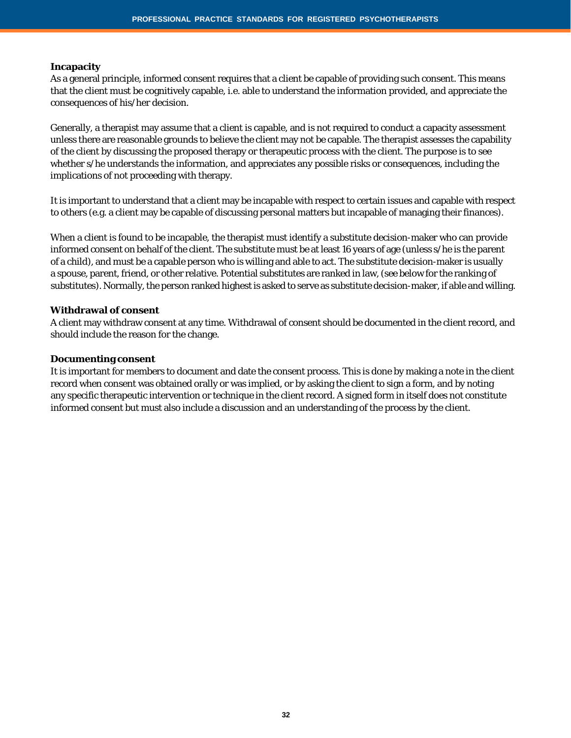### Incapacity

As a general principle, informed consent requires that a client be capable of providing such consent. This means that the client must be cognitively capable, i.e. able to understand the information provided, and appreciate the consequences of his/her decision.

Generally, a therapist may assume that a client is capable, and is not required to conduct a capacity assessment unless there are reasonable grounds to believe the client may not be capable. The therapist assesses the capability of the client by discussing the proposed therapy or therapeutic process with the client. The purpose is to see whether s/he understands the information, and appreciates any possible risks or consequences, including the implications of not proceeding with therapy.

It is important to understand that a client may be incapable with respect to certain issues and capable with respect to others (e.g. a client may be capable of discussing personal matters but incapable of managing their finances).

When a client is found to be incapable, the therapist must identify a substitute decision-maker who can provide informed consent on behalf of the client. The substitute must be at least 16 years of age (unless s/he is the parent of a child), and must be a capable person who is willing and able to act. The substitute decision-maker is usually a spouse, parent, friend, or other relative. Potential substitutes are ranked in law, (see below for the ranking of substitutes). Normally, the person ranked highest is asked to serve as substitute decision-maker, if able and willing.

### Withdrawal of consent

A client may withdraw consent at any time. Withdrawal of consent should be documented in the client record, and should include the reason for the change.

### Documenting consent

It is important for members to document and date the consent process. This is done by making a note in the client record when consent was obtained orally or was implied, or by asking the client to sign a form, and by noting any specific therapeutic intervention or technique in the client record. A signed form in itself does not constitute informed consent but must also include a discussion and an understanding of the process by the client.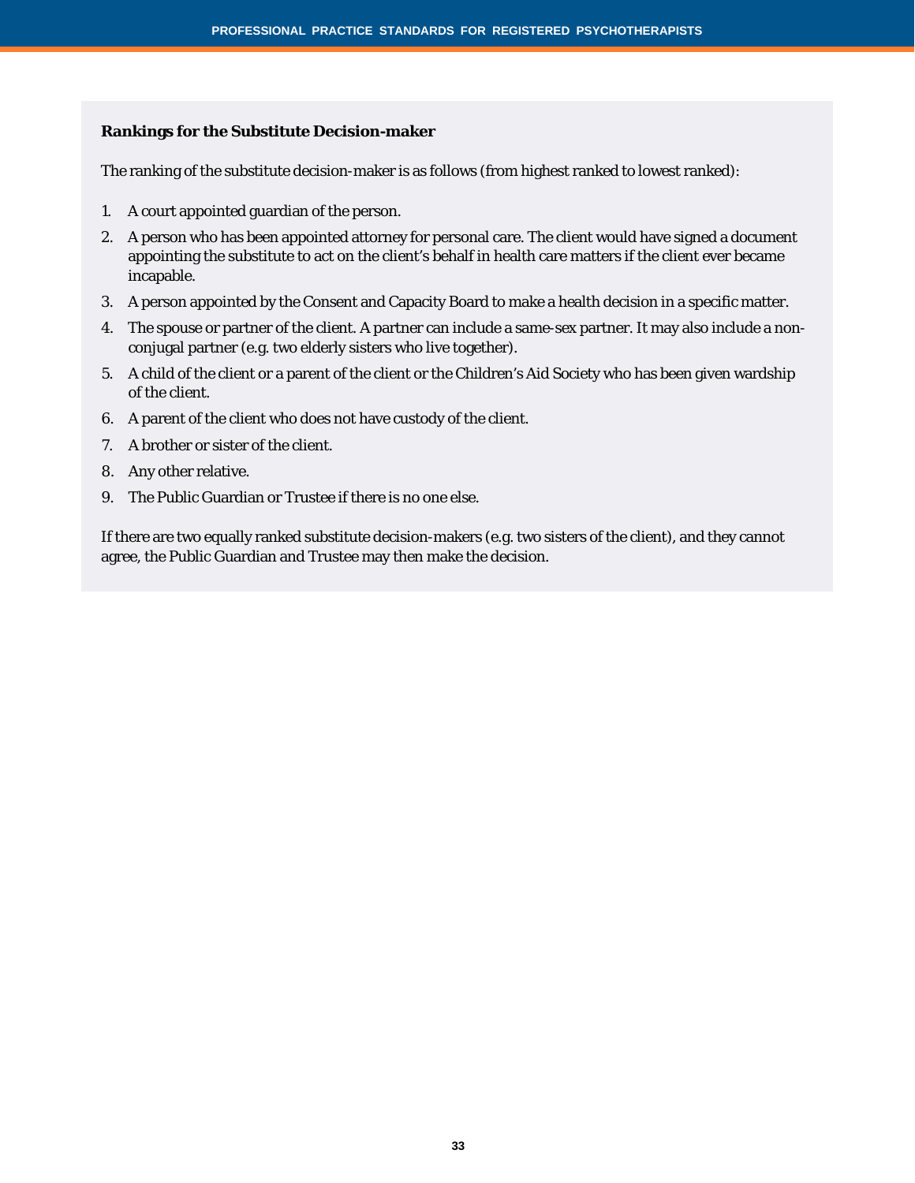**Rankings for the Substitute Decision-maker**

The ranking of the substitute decision-maker is as follows (from highest ranked to lowest ranked):

1. A court appointed guardian of the person.
2. A person who has been appointed attorney for personal care. The client would have signed a document appointing the substitute to act on the client's behalf in health care matters if the client ever became incapable.
3. A person appointed by the Consent and Capacity Board to make a health decision in a specific matter.
4. The spouse or partner of the client. A partner can include a same-sex partner. It may also include a non-conjugal partner (e.g. two elderly sisters who live together).
5. A child of the client or a parent of the client or the Children's Aid Society who has been given wardship of the client.
6. A parent of the client who does not have custody of the client.
7. A brother or sister of the client.
8. Any other relative.
9. The Public Guardian or Trustee if there is no one else.

If there are two equally ranked substitute decision-makers (e.g. two sisters of the client), and they cannot agree, the Public Guardian and Trustee may then make the decision.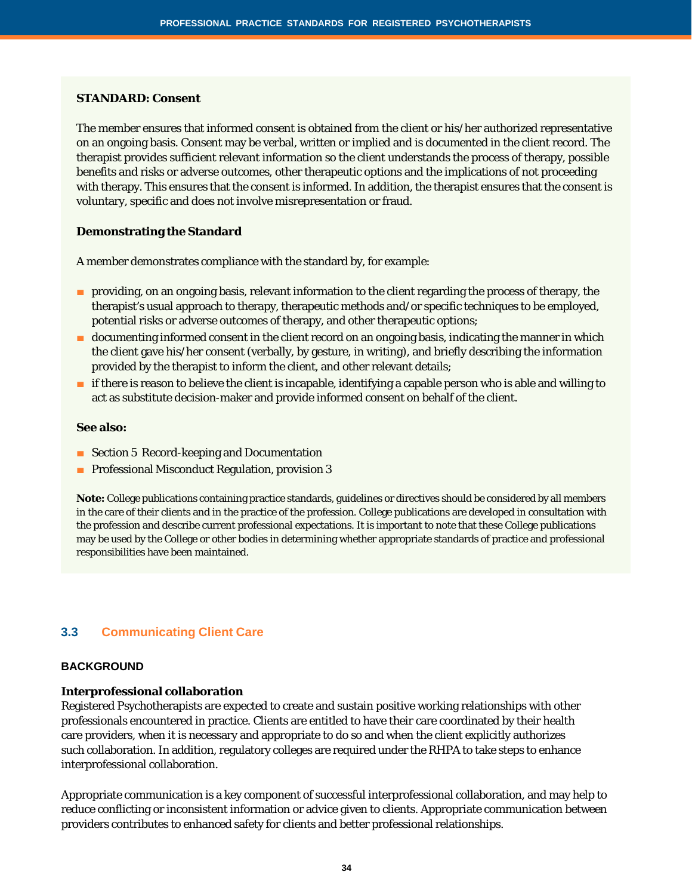**STANDARD: Consent**

The member ensures that informed consent is obtained from the client or his/her authorized representative on an ongoing basis. Consent may be verbal, written or implied and is documented in the client record. The therapist provides sufficient relevant information so the client understands the process of therapy, possible benefits and risks or adverse outcomes, other therapeutic options and the implications of not proceeding with therapy. This ensures that the consent is informed. In addition, the therapist ensures that the consent is voluntary, specific and does not involve misrepresentation or fraud.

**Demonstrating the Standard**

A member demonstrates compliance with the standard by, for example:

- providing, on an ongoing basis, relevant information to the client regarding the process of therapy, the therapist's usual approach to therapy, therapeutic methods and/or specific techniques to be employed, potential risks or adverse outcomes of therapy, and other therapeutic options;
- documenting informed consent in the client record on an ongoing basis, indicating the manner in which the client gave his/her consent (verbally, by gesture, in writing), and briefly describing the information provided by the therapist to inform the client, and other relevant details;
- if there is reason to believe the client is incapable, identifying a capable person who is able and willing to act as substitute decision-maker and provide informed consent on behalf of the client.

**See also:**

- Section 5 Record-keeping and Documentation
- Professional Misconduct Regulation, provision 3

**Note:** College publications containing practice standards, guidelines or directives should be considered by all members in the care of their clients and in the practice of the profession. College publications are developed in consultation with the profession and describe current professional expectations. It is important to note that these College publications may be used by the College or other bodies in determining whether appropriate standards of practice and professional responsibilities have been maintained.

## 3.3 Communicating Client Care

### BACKGROUND

**Interprofessional collaboration**

Registered Psychotherapists are expected to create and sustain positive working relationships with other professionals encountered in practice. Clients are entitled to have their care coordinated by their health care providers, when it is necessary and appropriate to do so and when the client explicitly authorizes such collaboration. In addition, regulatory colleges are required under the RHPA to take steps to enhance interprofessional collaboration.

Appropriate communication is a key component of successful interprofessional collaboration, and may help to reduce conflicting or inconsistent information or advice given to clients. Appropriate communication between providers contributes to enhanced safety for clients and better professional relationships.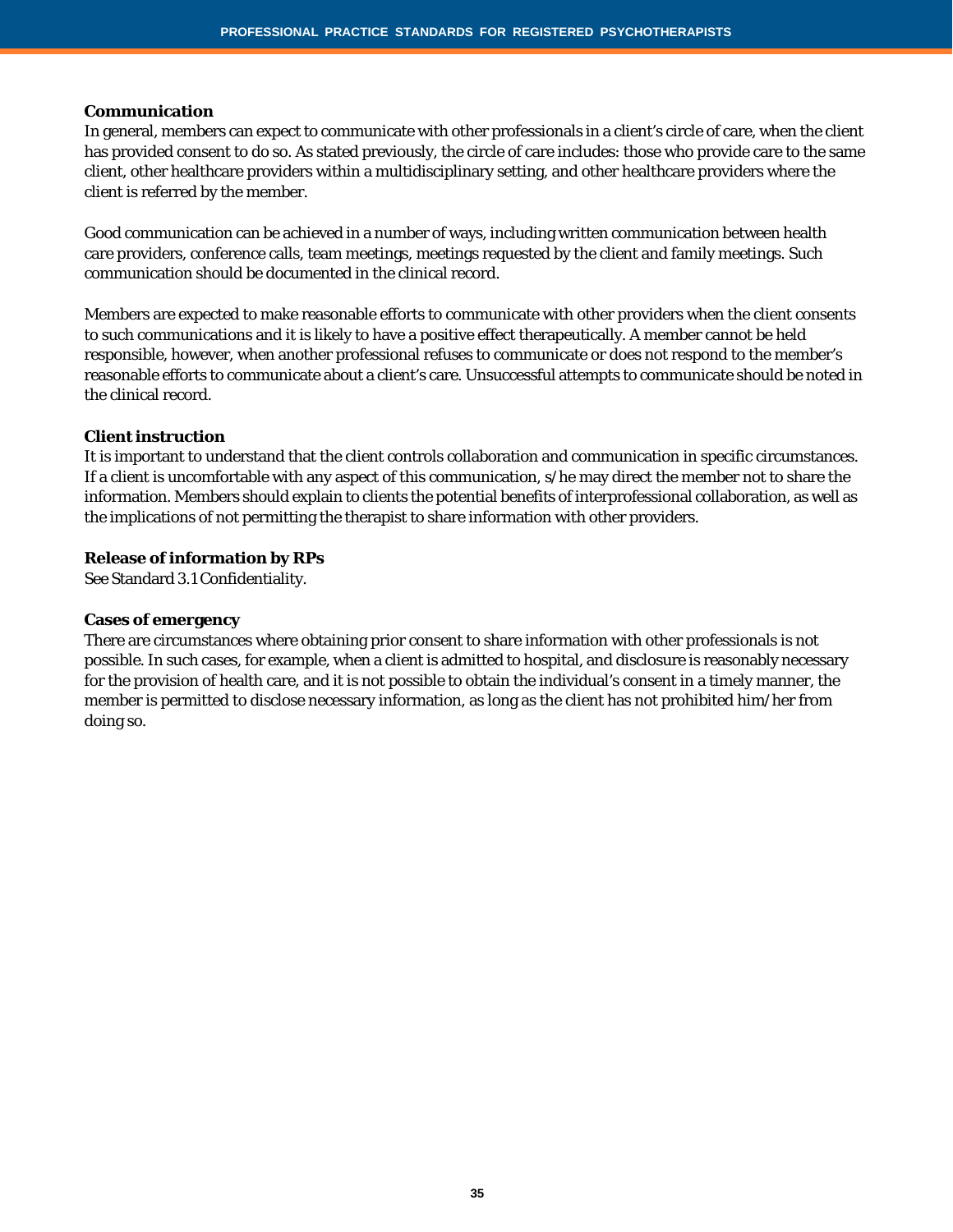**Communication**

In general, members can expect to communicate with other professionals in a client's circle of care, when the client has provided consent to do so. As stated previously, the circle of care includes: those who provide care to the same client, other healthcare providers within a multidisciplinary setting, and other healthcare providers where the client is referred by the member.

Good communication can be achieved in a number of ways, including written communication between health care providers, conference calls, team meetings, meetings requested by the client and family meetings. Such communication should be documented in the clinical record.

Members are expected to make reasonable efforts to communicate with other providers when the client consents to such communications and it is likely to have a positive effect therapeutically. A member cannot be held responsible, however, when another professional refuses to communicate or does not respond to the member's reasonable efforts to communicate about a client's care. Unsuccessful attempts to communicate should be noted in the clinical record.

**Client instruction**

It is important to understand that the client controls collaboration and communication in specific circumstances. If a client is uncomfortable with any aspect of this communication, s/he may direct the member not to share the information. Members should explain to clients the potential benefits of interprofessional collaboration, as well as the implications of not permitting the therapist to share information with other providers.

**Release of information by RPs**

See Standard 3.1 Confidentiality.

**Cases of emergency**

There are circumstances where obtaining prior consent to share information with other professionals is not possible. In such cases, for example, when a client is admitted to hospital, and disclosure is reasonably necessary for the provision of health care, and it is not possible to obtain the individual's consent in a timely manner, the member is permitted to disclose necessary information, as long as the client has not prohibited him/her from doing so.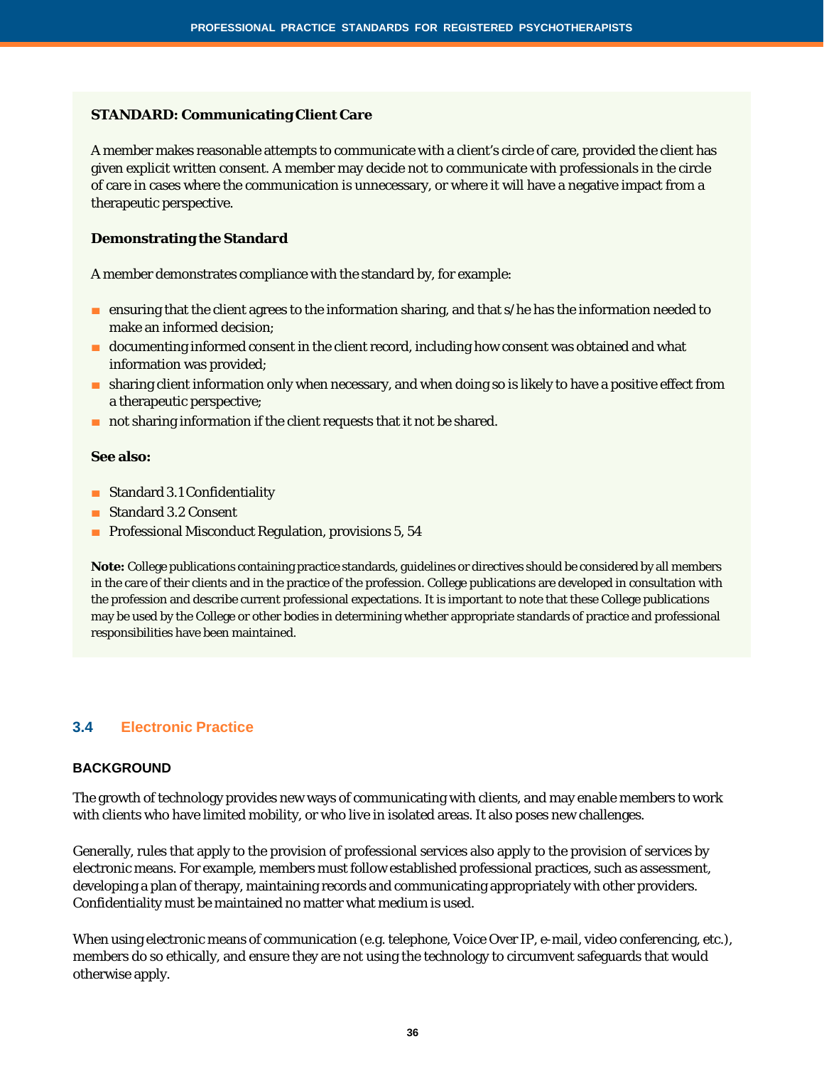**STANDARD: Communicating Client Care**

A member makes reasonable attempts to communicate with a client's circle of care, provided the client has given explicit written consent. A member may decide not to communicate with professionals in the circle of care in cases where the communication is unnecessary, or where it will have a negative impact from a therapeutic perspective.

**Demonstrating the Standard**

A member demonstrates compliance with the standard by, for example:

- ensuring that the client agrees to the information sharing, and that s/he has the information needed to make an informed decision;
- documenting informed consent in the client record, including how consent was obtained and what information was provided;
- sharing client information only when necessary, and when doing so is likely to have a positive effect from a therapeutic perspective;
- not sharing information if the client requests that it not be shared.

**See also:**

- Standard 3.1 Confidentiality
- Standard 3.2 Consent
- Professional Misconduct Regulation, provisions 5, 54

**Note:** College publications containing practice standards, guidelines or directives should be considered by all members in the care of their clients and in the practice of the profession. College publications are developed in consultation with the profession and describe current professional expectations. It is important to note that these College publications may be used by the College or other bodies in determining whether appropriate standards of practice and professional responsibilities have been maintained.

## 3.4 Electronic Practice

### BACKGROUND

The growth of technology provides new ways of communicating with clients, and may enable members to work with clients who have limited mobility, or who live in isolated areas. It also poses new challenges.

Generally, rules that apply to the provision of professional services also apply to the provision of services by electronic means. For example, members must follow established professional practices, such as assessment, developing a plan of therapy, maintaining records and communicating appropriately with other providers. Confidentiality must be maintained no matter what medium is used.

When using electronic means of communication (e.g. telephone, Voice Over IP, e-mail, video conferencing, etc.), members do so ethically, and ensure they are not using the technology to circumvent safeguards that would otherwise apply.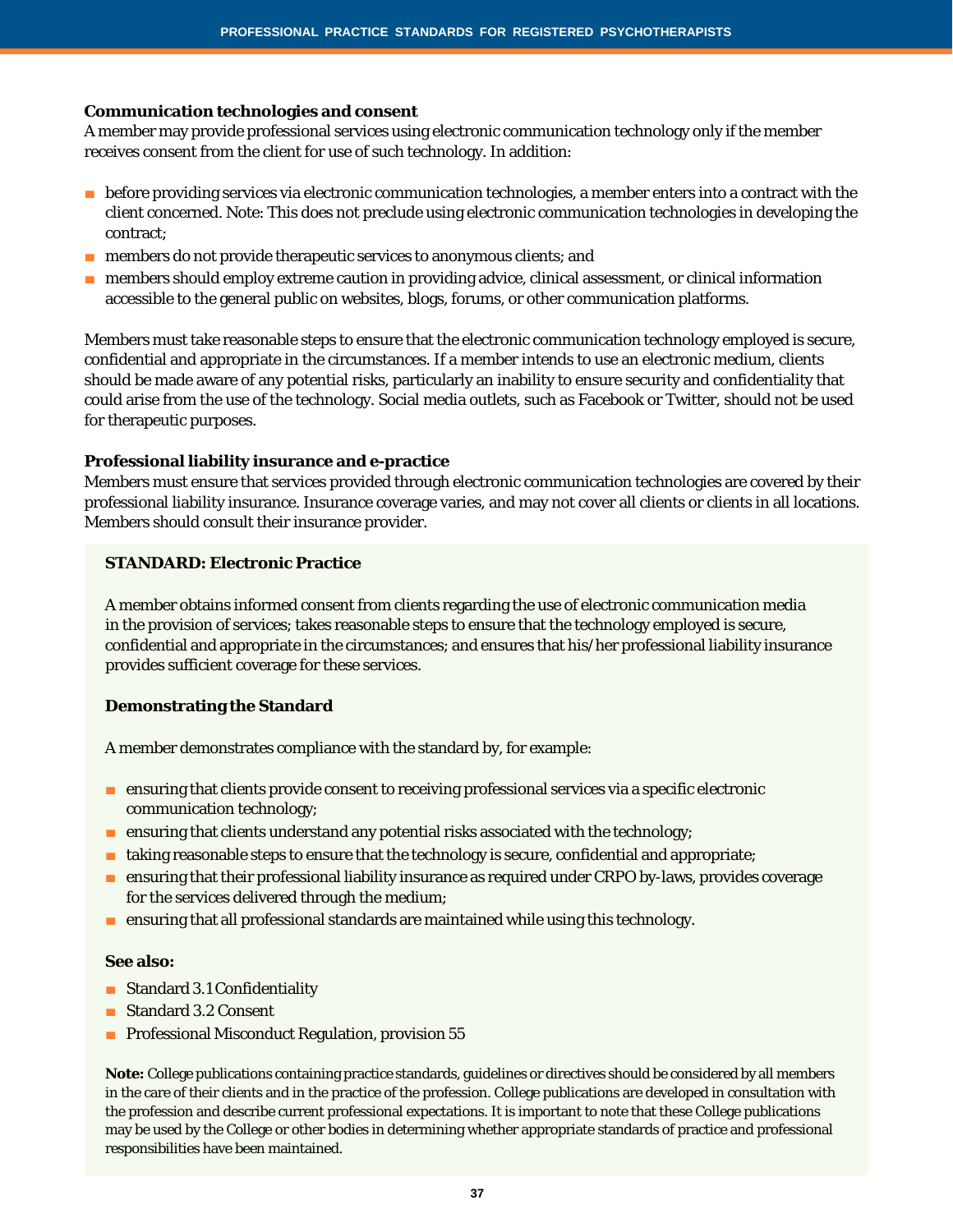### Communication technologies and consent

A member may provide professional services using electronic communication technology only if the member receives consent from the client for use of such technology. In addition:

- before providing services via electronic communication technologies, a member enters into a contract with the client concerned. Note: This does not preclude using electronic communication technologies in developing the contract;
- members do not provide therapeutic services to anonymous clients; and
- members should employ extreme caution in providing advice, clinical assessment, or clinical information accessible to the general public on websites, blogs, forums, or other communication platforms.

Members must take reasonable steps to ensure that the electronic communication technology employed is secure, confidential and appropriate in the circumstances. If a member intends to use an electronic medium, clients should be made aware of any potential risks, particularly an inability to ensure security and confidentiality that could arise from the use of the technology. Social media outlets, such as Facebook or Twitter, should not be used for therapeutic purposes.

### Professional liability insurance and e-practice

Members must ensure that services provided through electronic communication technologies are covered by their professional liability insurance. Insurance coverage varies, and may not cover all clients or clients in all locations. Members should consult their insurance provider.

### STANDARD: Electronic Practice

A member obtains informed consent from clients regarding the use of electronic communication media in the provision of services; takes reasonable steps to ensure that the technology employed is secure, confidential and appropriate in the circumstances; and ensures that his/her professional liability insurance provides sufficient coverage for these services.

### Demonstrating the Standard

A member demonstrates compliance with the standard by, for example:

- ensuring that clients provide consent to receiving professional services via a specific electronic communication technology;
- ensuring that clients understand any potential risks associated with the technology;
- taking reasonable steps to ensure that the technology is secure, confidential and appropriate;
- ensuring that their professional liability insurance as required under CRPO by-laws, provides coverage for the services delivered through the medium;
- ensuring that all professional standards are maintained while using this technology.

**See also:**

- Standard 3.1 Confidentiality
- Standard 3.2 Consent
- Professional Misconduct Regulation, provision 55

**Note:** College publications containing practice standards, guidelines or directives should be considered by all members in the care of their clients and in the practice of the profession. College publications are developed in consultation with the profession and describe current professional expectations. It is important to note that these College publications may be used by the College or other bodies in determining whether appropriate standards of practice and professional responsibilities have been maintained.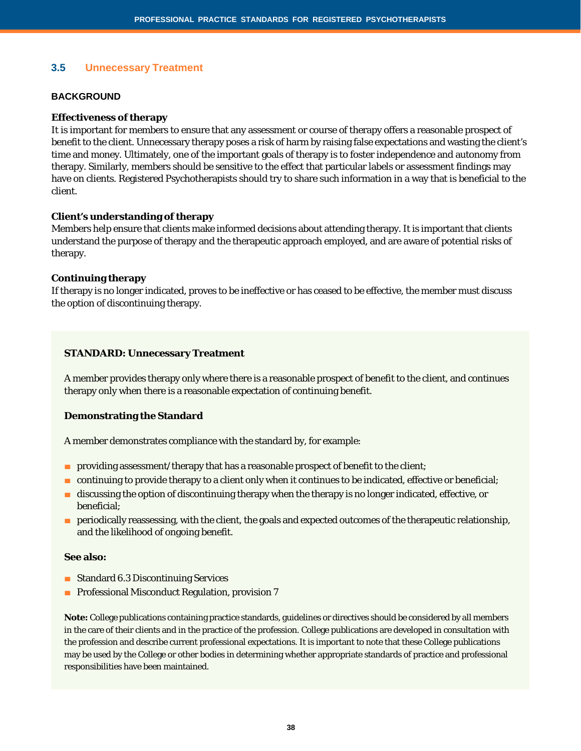## 3.5 Unnecessary Treatment

### BACKGROUND

**Effectiveness of therapy**

It is important for members to ensure that any assessment or course of therapy offers a reasonable prospect of benefit to the client. Unnecessary therapy poses a risk of harm by raising false expectations and wasting the client's time and money. Ultimately, one of the important goals of therapy is to foster independence and autonomy from therapy. Similarly, members should be sensitive to the effect that particular labels or assessment findings may have on clients. Registered Psychotherapists should try to share such information in a way that is beneficial to the client.

**Client's understanding of therapy**

Members help ensure that clients make informed decisions about attending therapy. It is important that clients understand the purpose of therapy and the therapeutic approach employed, and are aware of potential risks of therapy.

**Continuing therapy**

If therapy is no longer indicated, proves to be ineffective or has ceased to be effective, the member must discuss the option of discontinuing therapy.

**STANDARD: Unnecessary Treatment**

A member provides therapy only where there is a reasonable prospect of benefit to the client, and continues therapy only when there is a reasonable expectation of continuing benefit.

**Demonstrating the Standard**

A member demonstrates compliance with the standard by, for example:

- providing assessment/therapy that has a reasonable prospect of benefit to the client;
- continuing to provide therapy to a client only when it continues to be indicated, effective or beneficial;
- discussing the option of discontinuing therapy when the therapy is no longer indicated, effective, or beneficial;
- periodically reassessing, with the client, the goals and expected outcomes of the therapeutic relationship, and the likelihood of ongoing benefit.

**See also:**

- Standard 6.3 Discontinuing Services
- Professional Misconduct Regulation, provision 7

**Note:** College publications containing practice standards, guidelines or directives should be considered by all members in the care of their clients and in the practice of the profession. College publications are developed in consultation with the profession and describe current professional expectations. It is important to note that these College publications may be used by the College or other bodies in determining whether appropriate standards of practice and professional responsibilities have been maintained.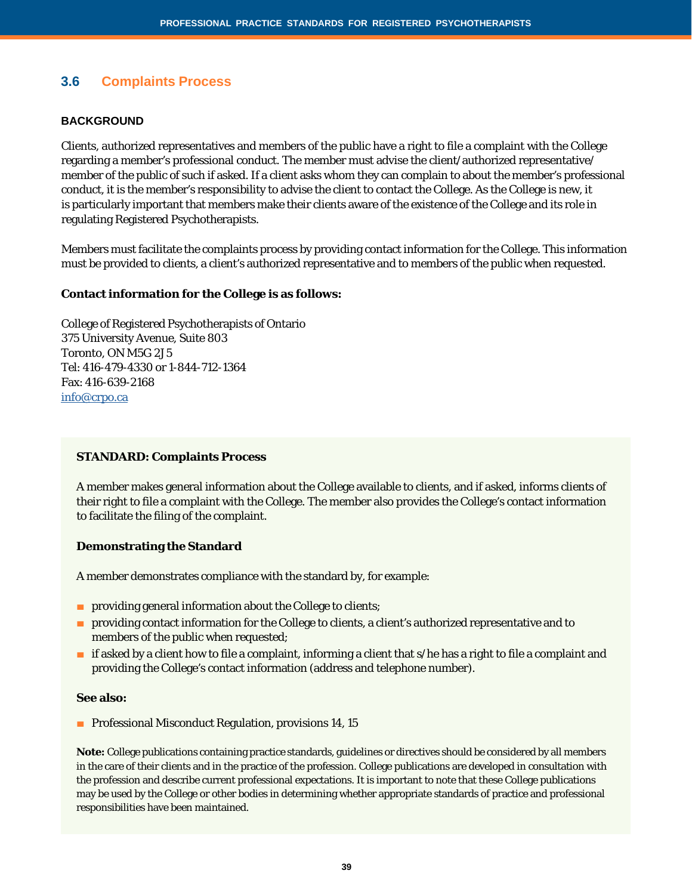## 3.6 Complaints Process

**BACKGROUND**

Clients, authorized representatives and members of the public have a right to file a complaint with the College regarding a member's professional conduct. The member must advise the client/authorized representative/member of the public of such if asked. If a client asks whom they can complain to about the member's professional conduct, it is the member's responsibility to advise the client to contact the College. As the College is new, it is particularly important that members make their clients aware of the existence of the College and its role in regulating Registered Psychotherapists.

Members must facilitate the complaints process by providing contact information for the College. This information must be provided to clients, a client's authorized representative and to members of the public when requested.

**Contact information for the College is as follows:**

College of Registered Psychotherapists of Ontario
375 University Avenue, Suite 803
Toronto, ON M5G 2J5
Tel: 416-479-4330 or 1-844-712-1364
Fax: 416-639-2168
info@crpo.ca

**STANDARD: Complaints Process**

A member makes general information about the College available to clients, and if asked, informs clients of their right to file a complaint with the College. The member also provides the College's contact information to facilitate the filing of the complaint.

**Demonstrating the Standard**

A member demonstrates compliance with the standard by, for example:

- providing general information about the College to clients;
- providing contact information for the College to clients, a client's authorized representative and to members of the public when requested;
- if asked by a client how to file a complaint, informing a client that s/he has a right to file a complaint and providing the College's contact information (address and telephone number).

**See also:**

- Professional Misconduct Regulation, provisions 14, 15

**Note:** College publications containing practice standards, guidelines or directives should be considered by all members in the care of their clients and in the practice of the profession. College publications are developed in consultation with the profession and describe current professional expectations. It is important to note that these College publications may be used by the College or other bodies in determining whether appropriate standards of practice and professional responsibilities have been maintained.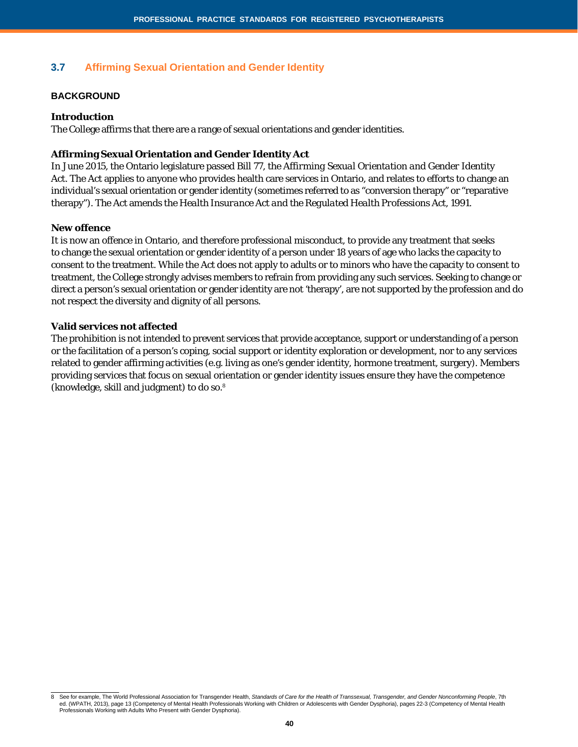## 3.7 Affirming Sexual Orientation and Gender Identity

### BACKGROUND

**Introduction**

The College affirms that there are a range of sexual orientations and gender identities.

**Affirming Sexual Orientation and Gender Identity Act**

In June 2015, the Ontario legislature passed Bill 77, the *Affirming Sexual Orientation and Gender Identity Act*. The Act applies to anyone who provides health care services in Ontario, and relates to efforts to change an individual's sexual orientation or gender identity (sometimes referred to as "conversion therapy" or "reparative therapy"). The Act amends the *Health Insurance Act* and the *Regulated Health Professions Act, 1991.*

**New offence**

It is now an offence in Ontario, and therefore professional misconduct, to provide any treatment that seeks to change the sexual orientation or gender identity of a person under 18 years of age who lacks the capacity to consent to the treatment. While the Act does not apply to adults or to minors who have the capacity to consent to treatment, the College strongly advises members to refrain from providing any such services. Seeking to change or direct a person's sexual orientation or gender identity are not 'therapy', are not supported by the profession and do not respect the diversity and dignity of all persons.

**Valid services not affected**

The prohibition is not intended to prevent services that provide acceptance, support or understanding of a person or the facilitation of a person's coping, social support or identity exploration or development, nor to any services related to gender affirming activities (e.g. living as one's gender identity, hormone treatment, surgery). Members providing services that focus on sexual orientation or gender identity issues ensure they have the competence (knowledge, skill and judgment) to do so.[8]

---

8 See for example, The World Professional Association for Transgender Health, *Standards of Care for the Health of Transsexual, Transgender, and Gender Nonconforming People*, 7th ed. (WPATH, 2013), page 13 (Competency of Mental Health Professionals Working with Children or Adolescents with Gender Dysphoria), pages 22-3 (Competency of Mental Health Professionals Working with Adults Who Present with Gender Dysphoria).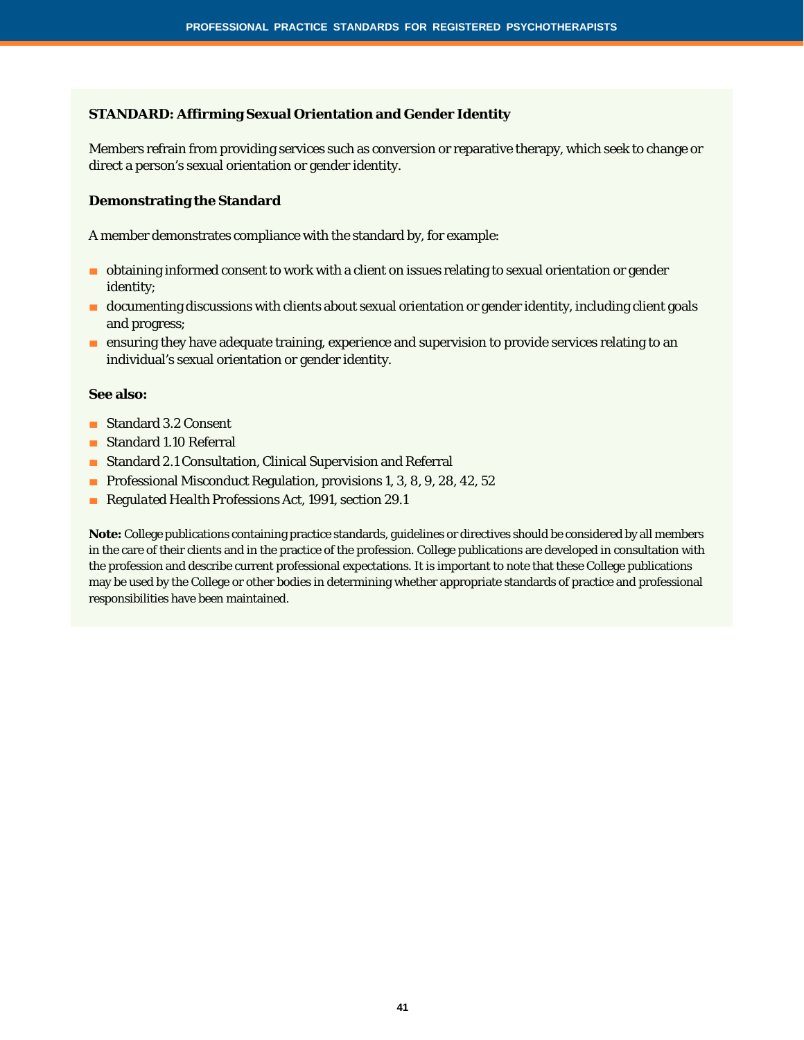**STANDARD: Affirming Sexual Orientation and Gender Identity**

Members refrain from providing services such as conversion or reparative therapy, which seek to change or direct a person's sexual orientation or gender identity.

**Demonstrating the Standard**

A member demonstrates compliance with the standard by, for example:

- obtaining informed consent to work with a client on issues relating to sexual orientation or gender identity;
- documenting discussions with clients about sexual orientation or gender identity, including client goals and progress;
- ensuring they have adequate training, experience and supervision to provide services relating to an individual's sexual orientation or gender identity.

**See also:**

- Standard 3.2 Consent
- Standard 1.10 Referral
- Standard 2.1 Consultation, Clinical Supervision and Referral
- Professional Misconduct Regulation, provisions 1, 3, 8, 9, 28, 42, 52
- *Regulated Health Professions Act, 1991*, section 29.1

**Note:** College publications containing practice standards, guidelines or directives should be considered by all members in the care of their clients and in the practice of the profession. College publications are developed in consultation with the profession and describe current professional expectations. It is important to note that these College publications may be used by the College or other bodies in determining whether appropriate standards of practice and professional responsibilities have been maintained.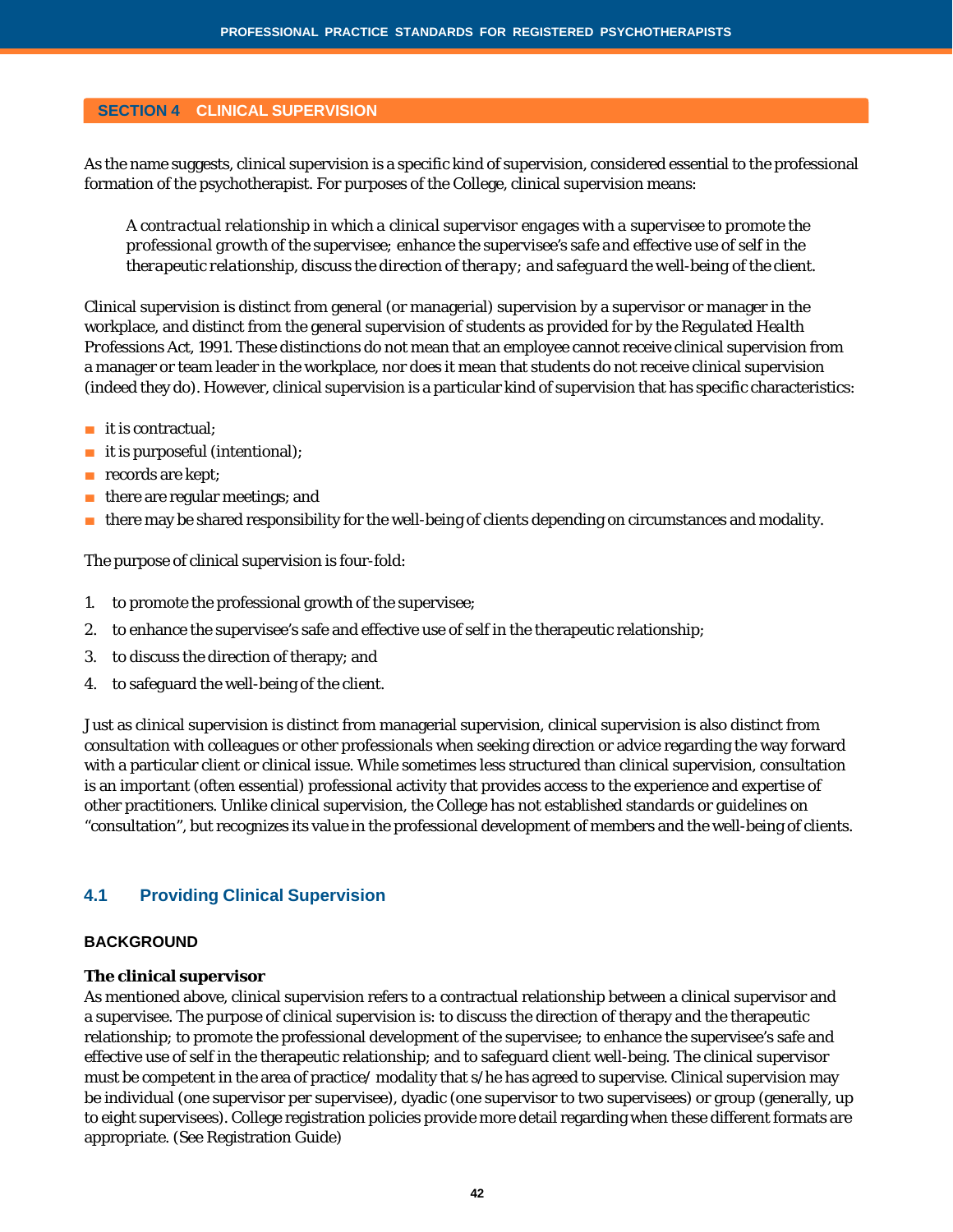## SECTION 4 CLINICAL SUPERVISION

As the name suggests, clinical supervision is a specific kind of supervision, considered essential to the professional formation of the psychotherapist. For purposes of the College, clinical supervision means:

> *A contractual relationship in which a clinical supervisor engages with a supervisee to promote the professional growth of the supervisee; enhance the supervisee's safe and effective use of self in the therapeutic relationship, discuss the direction of therapy; and safeguard the well-being of the client.*

Clinical supervision is distinct from general (or managerial) supervision by a supervisor or manager in the workplace, and distinct from the general supervision of students as provided for by the *Regulated Health Professions Act, 1991*. These distinctions do not mean that an employee cannot receive clinical supervision from a manager or team leader in the workplace, nor does it mean that students do not receive clinical supervision (indeed they do). However, clinical supervision is a particular kind of supervision that has specific characteristics:

- it is contractual;
- it is purposeful (intentional);
- records are kept;
- there are regular meetings; and
- there may be shared responsibility for the well-being of clients depending on circumstances and modality.

The purpose of clinical supervision is four-fold:

1. to promote the professional growth of the supervisee;
2. to enhance the supervisee's safe and effective use of self in the therapeutic relationship;
3. to discuss the direction of therapy; and
4. to safeguard the well-being of the client.

Just as clinical supervision is distinct from managerial supervision, clinical supervision is also distinct from consultation with colleagues or other professionals when seeking direction or advice regarding the way forward with a particular client or clinical issue. While sometimes less structured than clinical supervision, consultation is an important (often essential) professional activity that provides access to the experience and expertise of other practitioners. Unlike clinical supervision, the College has not established standards or guidelines on "consultation", but recognizes its value in the professional development of members and the well-being of clients.

### 4.1 Providing Clinical Supervision

#### BACKGROUND

**The clinical supervisor**

As mentioned above, clinical supervision refers to a contractual relationship between a clinical supervisor and a supervisee. The purpose of clinical supervision is: to discuss the direction of therapy and the therapeutic relationship; to promote the professional development of the supervisee; to enhance the supervisee's safe and effective use of self in the therapeutic relationship; and to safeguard client well-being. The clinical supervisor must be competent in the area of practice/ modality that s/he has agreed to supervise. Clinical supervision may be individual (one supervisor per supervisee), dyadic (one supervisor to two supervisees) or group (generally, up to eight supervisees). College registration policies provide more detail regarding when these different formats are appropriate. (See Registration Guide)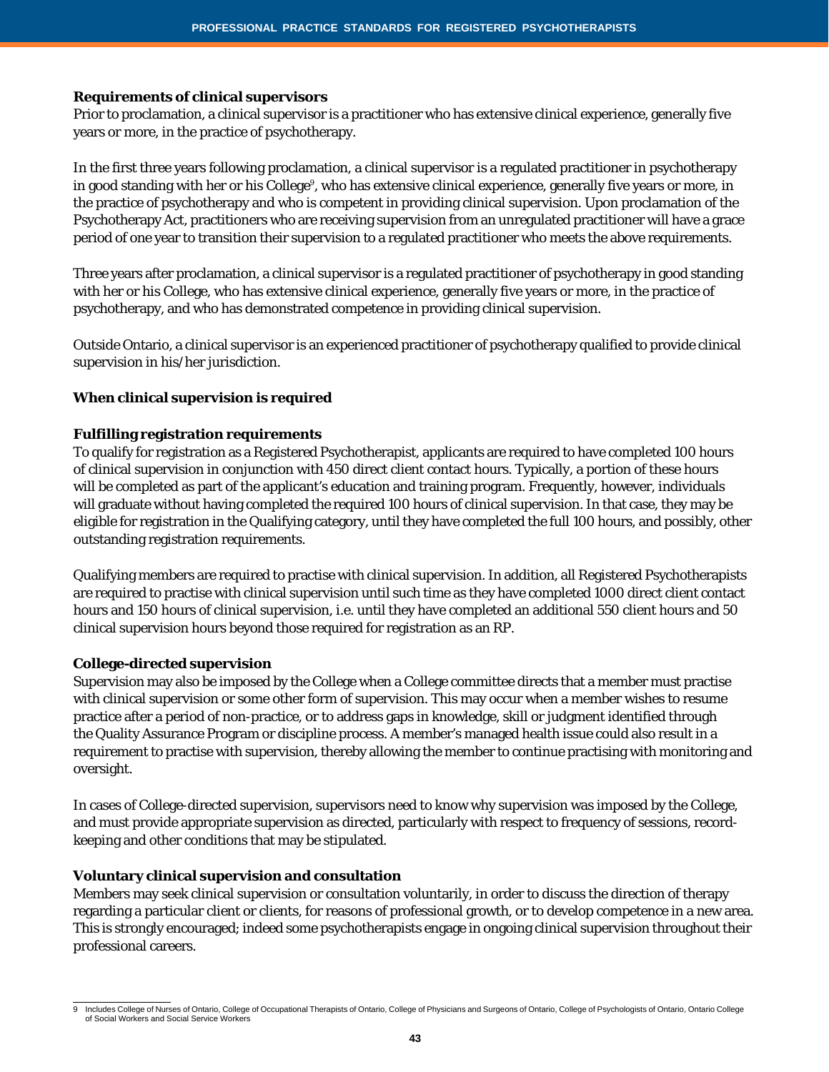**Requirements of clinical supervisors**

Prior to proclamation, a clinical supervisor is a practitioner who has extensive clinical experience, generally five years or more, in the practice of psychotherapy.

In the first three years following proclamation, a clinical supervisor is a regulated practitioner in psychotherapy in good standing with her or his College[9], who has extensive clinical experience, generally five years or more, in the practice of psychotherapy and who is competent in providing clinical supervision. Upon proclamation of the Psychotherapy Act, practitioners who are receiving supervision from an unregulated practitioner will have a grace period of one year to transition their supervision to a regulated practitioner who meets the above requirements.

Three years after proclamation, a clinical supervisor is a regulated practitioner of psychotherapy in good standing with her or his College, who has extensive clinical experience, generally five years or more, in the practice of psychotherapy, and who has demonstrated competence in providing clinical supervision.

Outside Ontario, a clinical supervisor is an experienced practitioner of psychotherapy qualified to provide clinical supervision in his/her jurisdiction.

## When clinical supervision is required

### Fulfilling registration requirements

To qualify for registration as a Registered Psychotherapist, applicants are required to have completed 100 hours of clinical supervision in conjunction with 450 direct client contact hours. Typically, a portion of these hours will be completed as part of the applicant's education and training program. Frequently, however, individuals will graduate without having completed the required 100 hours of clinical supervision. In that case, they may be eligible for registration in the Qualifying category, until they have completed the full 100 hours, and possibly, other outstanding registration requirements.

Qualifying members are required to practise with clinical supervision. In addition, all Registered Psychotherapists are required to practise with clinical supervision until such time as they have completed 1000 direct client contact hours and 150 hours of clinical supervision, i.e. until they have completed an additional 550 client hours and 50 clinical supervision hours beyond those required for registration as an RP.

### College-directed supervision

Supervision may also be imposed by the College when a College committee directs that a member must practise with clinical supervision or some other form of supervision. This may occur when a member wishes to resume practice after a period of non-practice, or to address gaps in knowledge, skill or judgment identified through the Quality Assurance Program or discipline process. A member's managed health issue could also result in a requirement to practise with supervision, thereby allowing the member to continue practising with monitoring and oversight.

In cases of College-directed supervision, supervisors need to know why supervision was imposed by the College, and must provide appropriate supervision as directed, particularly with respect to frequency of sessions, record-keeping and other conditions that may be stipulated.

### Voluntary clinical supervision and consultation

Members may seek clinical supervision or consultation voluntarily, in order to discuss the direction of therapy regarding a particular client or clients, for reasons of professional growth, or to develop competence in a new area. This is strongly encouraged; indeed some psychotherapists engage in ongoing clinical supervision throughout their professional careers.

---

9 Includes College of Nurses of Ontario, College of Occupational Therapists of Ontario, College of Physicians and Surgeons of Ontario, College of Psychologists of Ontario, Ontario College of Social Workers and Social Service Workers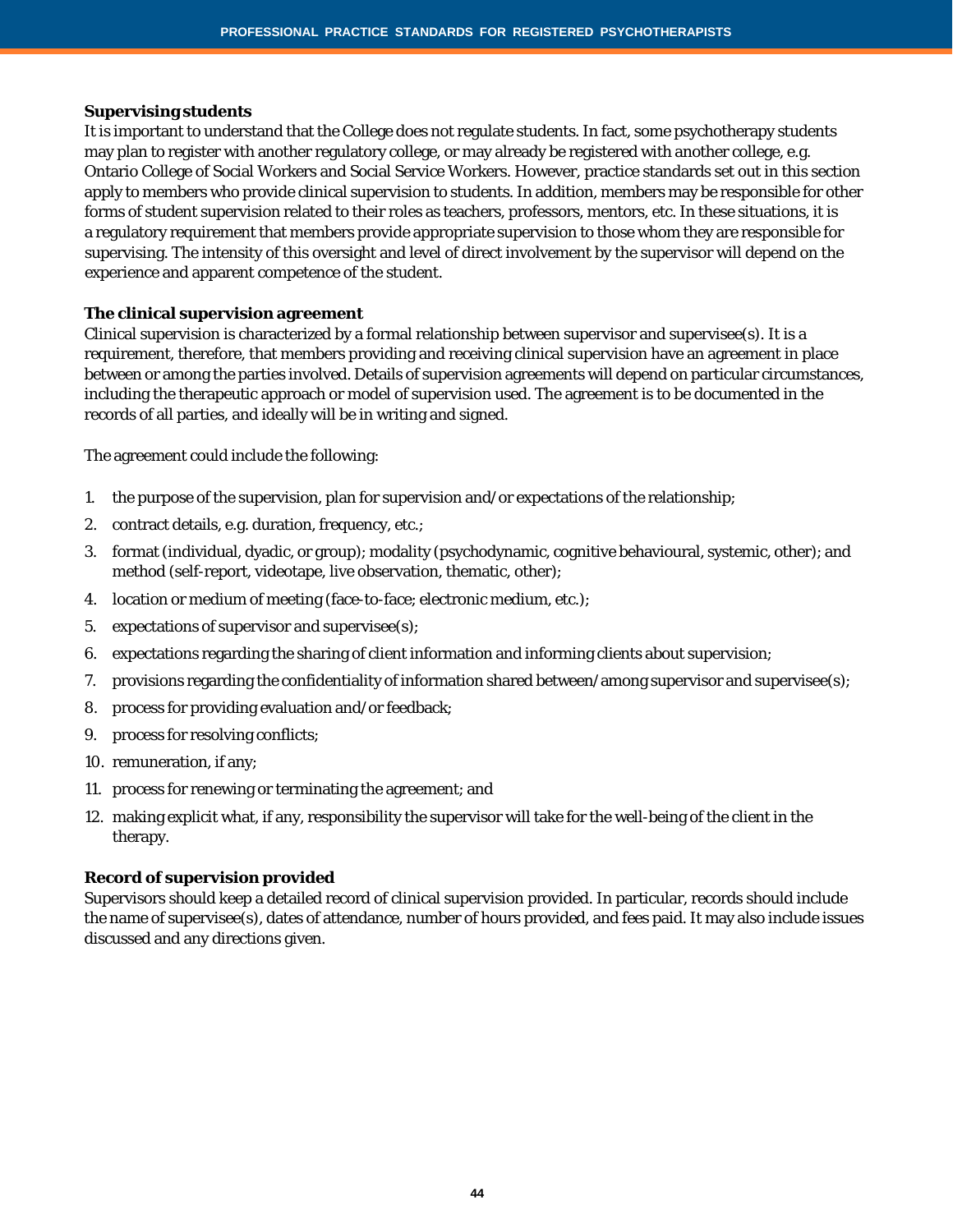**Supervising students**

It is important to understand that the College does not regulate students. In fact, some psychotherapy students may plan to register with another regulatory college, or may already be registered with another college, e.g. Ontario College of Social Workers and Social Service Workers. However, practice standards set out in this section apply to members who provide clinical supervision to students. In addition, members may be responsible for other forms of student supervision related to their roles as teachers, professors, mentors, etc. In these situations, it is a regulatory requirement that members provide appropriate supervision to those whom they are responsible for supervising. The intensity of this oversight and level of direct involvement by the supervisor will depend on the experience and apparent competence of the student.

**The clinical supervision agreement**

Clinical supervision is characterized by a formal relationship between supervisor and supervisee(s). It is a requirement, therefore, that members providing and receiving clinical supervision have an agreement in place between or among the parties involved. Details of supervision agreements will depend on particular circumstances, including the therapeutic approach or model of supervision used. The agreement is to be documented in the records of all parties, and ideally will be in writing and signed.

The agreement could include the following:

1. the purpose of the supervision, plan for supervision and/or expectations of the relationship;
2. contract details, e.g. duration, frequency, etc.;
3. format (individual, dyadic, or group); modality (psychodynamic, cognitive behavioural, systemic, other); and method (self-report, videotape, live observation, thematic, other);
4. location or medium of meeting (face-to-face; electronic medium, etc.);
5. expectations of supervisor and supervisee(s);
6. expectations regarding the sharing of client information and informing clients about supervision;
7. provisions regarding the confidentiality of information shared between/among supervisor and supervisee(s);
8. process for providing evaluation and/or feedback;
9. process for resolving conflicts;
10. remuneration, if any;
11. process for renewing or terminating the agreement; and
12. making explicit what, if any, responsibility the supervisor will take for the well-being of the client in the therapy.

**Record of supervision provided**

Supervisors should keep a detailed record of clinical supervision provided. In particular, records should include the name of supervisee(s), dates of attendance, number of hours provided, and fees paid. It may also include issues discussed and any directions given.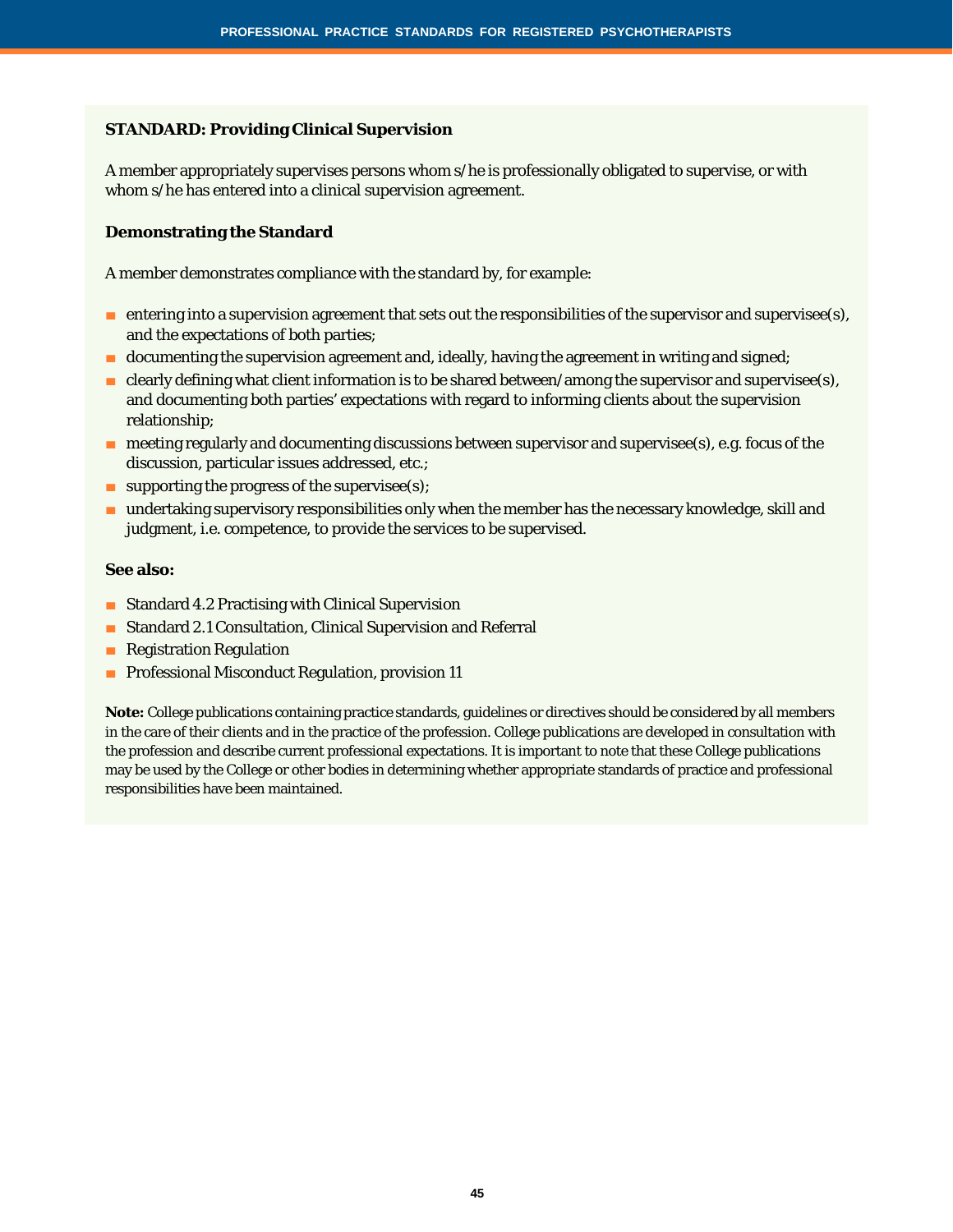**STANDARD: Providing Clinical Supervision**

A member appropriately supervises persons whom s/he is professionally obligated to supervise, or with whom s/he has entered into a clinical supervision agreement.

**Demonstrating the Standard**

A member demonstrates compliance with the standard by, for example:

- entering into a supervision agreement that sets out the responsibilities of the supervisor and supervisee(s), and the expectations of both parties;
- documenting the supervision agreement and, ideally, having the agreement in writing and signed;
- clearly defining what client information is to be shared between/among the supervisor and supervisee(s), and documenting both parties' expectations with regard to informing clients about the supervision relationship;
- meeting regularly and documenting discussions between supervisor and supervisee(s), e.g. focus of the discussion, particular issues addressed, etc.;
- supporting the progress of the supervisee(s);
- undertaking supervisory responsibilities only when the member has the necessary knowledge, skill and judgment, i.e. competence, to provide the services to be supervised.

**See also:**

- Standard 4.2 Practising with Clinical Supervision
- Standard 2.1 Consultation, Clinical Supervision and Referral
- Registration Regulation
- Professional Misconduct Regulation, provision 11

**Note:** College publications containing practice standards, guidelines or directives should be considered by all members in the care of their clients and in the practice of the profession. College publications are developed in consultation with the profession and describe current professional expectations. It is important to note that these College publications may be used by the College or other bodies in determining whether appropriate standards of practice and professional responsibilities have been maintained.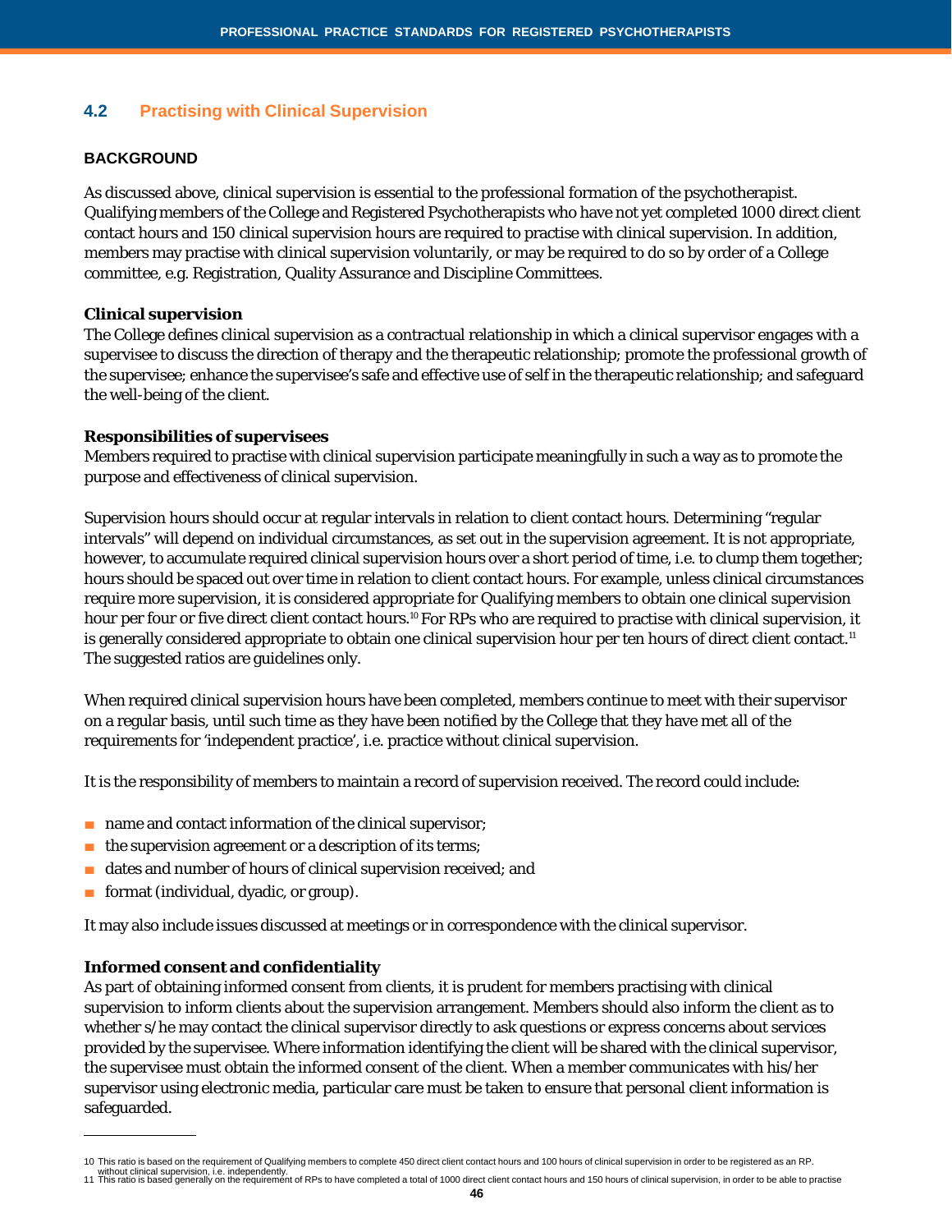## 4.2 Practising with Clinical Supervision

### BACKGROUND

As discussed above, clinical supervision is essential to the professional formation of the psychotherapist. Qualifying members of the College and Registered Psychotherapists who have not yet completed 1000 direct client contact hours and 150 clinical supervision hours are required to practise with clinical supervision. In addition, members may practise with clinical supervision voluntarily, or may be required to do so by order of a College committee, e.g. Registration, Quality Assurance and Discipline Committees.

**Clinical supervision**

The College defines clinical supervision as a contractual relationship in which a clinical supervisor engages with a supervisee to discuss the direction of therapy and the therapeutic relationship; promote the professional growth of the supervisee; enhance the supervisee's safe and effective use of self in the therapeutic relationship; and safeguard the well-being of the client.

**Responsibilities of supervisees**

Members required to practise with clinical supervision participate meaningfully in such a way as to promote the purpose and effectiveness of clinical supervision.

Supervision hours should occur at regular intervals in relation to client contact hours. Determining "regular intervals" will depend on individual circumstances, as set out in the supervision agreement. It is not appropriate, however, to accumulate required clinical supervision hours over a short period of time, i.e. to clump them together; hours should be spaced out over time in relation to client contact hours. For example, unless clinical circumstances require more supervision, it is considered appropriate for Qualifying members to obtain one clinical supervision hour per four or five direct client contact hours.[10] For RPs who are required to practise with clinical supervision, it is generally considered appropriate to obtain one clinical supervision hour per ten hours of direct client contact.[11] The suggested ratios are guidelines only.

When required clinical supervision hours have been completed, members continue to meet with their supervisor on a regular basis, until such time as they have been notified by the College that they have met all of the requirements for 'independent practice', i.e. practice without clinical supervision.

It is the responsibility of members to maintain a record of supervision received. The record could include:

- name and contact information of the clinical supervisor;
- the supervision agreement or a description of its terms;
- dates and number of hours of clinical supervision received; and
- format (individual, dyadic, or group).

It may also include issues discussed at meetings or in correspondence with the clinical supervisor.

**Informed consent and confidentiality**

As part of obtaining informed consent from clients, it is prudent for members practising with clinical supervision to inform clients about the supervision arrangement. Members should also inform the client as to whether s/he may contact the clinical supervisor directly to ask questions or express concerns about services provided by the supervisee. Where information identifying the client will be shared with the clinical supervisor, the supervisee must obtain the informed consent of the client. When a member communicates with his/her supervisor using electronic media, particular care must be taken to ensure that personal client information is safeguarded.

---

10 This ratio is based on the requirement of Qualifying members to complete 450 direct client contact hours and 100 hours of clinical supervision in order to be registered as an RP.

11 This ratio is based generally on the requirement of RPs to have completed a total of 1000 direct client contact hours and 150 hours of clinical supervision, in order to be able to practise without clinical supervision, i.e. independently.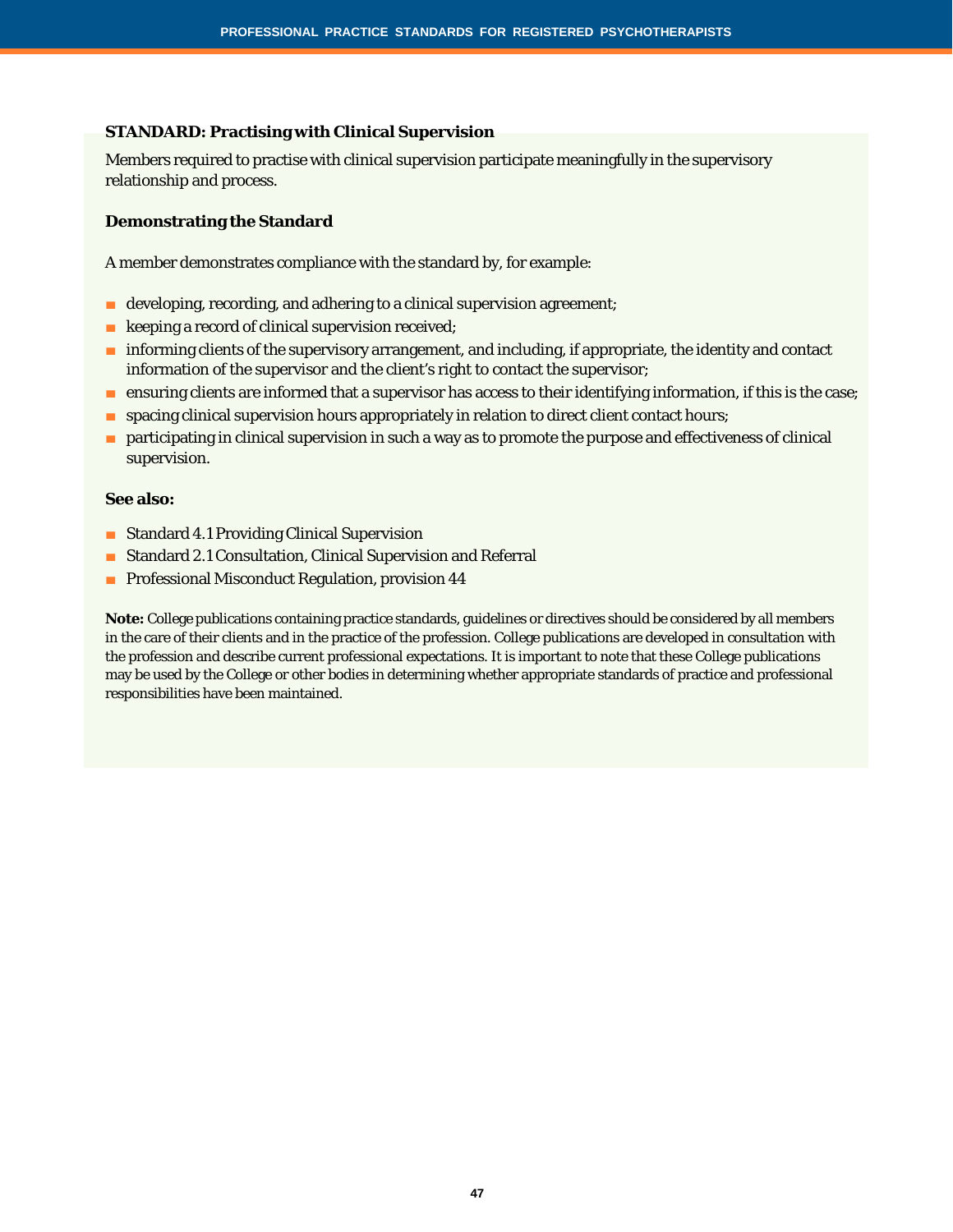### STANDARD: Practising with Clinical Supervision

Members required to practise with clinical supervision participate meaningfully in the supervisory relationship and process.

#### Demonstrating the Standard

A member demonstrates compliance with the standard by, for example:

- developing, recording, and adhering to a clinical supervision agreement;
- keeping a record of clinical supervision received;
- informing clients of the supervisory arrangement, and including, if appropriate, the identity and contact information of the supervisor and the client's right to contact the supervisor;
- ensuring clients are informed that a supervisor has access to their identifying information, if this is the case;
- spacing clinical supervision hours appropriately in relation to direct client contact hours;
- participating in clinical supervision in such a way as to promote the purpose and effectiveness of clinical supervision.

#### See also:

- Standard 4.1 Providing Clinical Supervision
- Standard 2.1 Consultation, Clinical Supervision and Referral
- Professional Misconduct Regulation, provision 44

**Note:** College publications containing practice standards, guidelines or directives should be considered by all members in the care of their clients and in the practice of the profession. College publications are developed in consultation with the profession and describe current professional expectations. It is important to note that these College publications may be used by the College or other bodies in determining whether appropriate standards of practice and professional responsibilities have been maintained.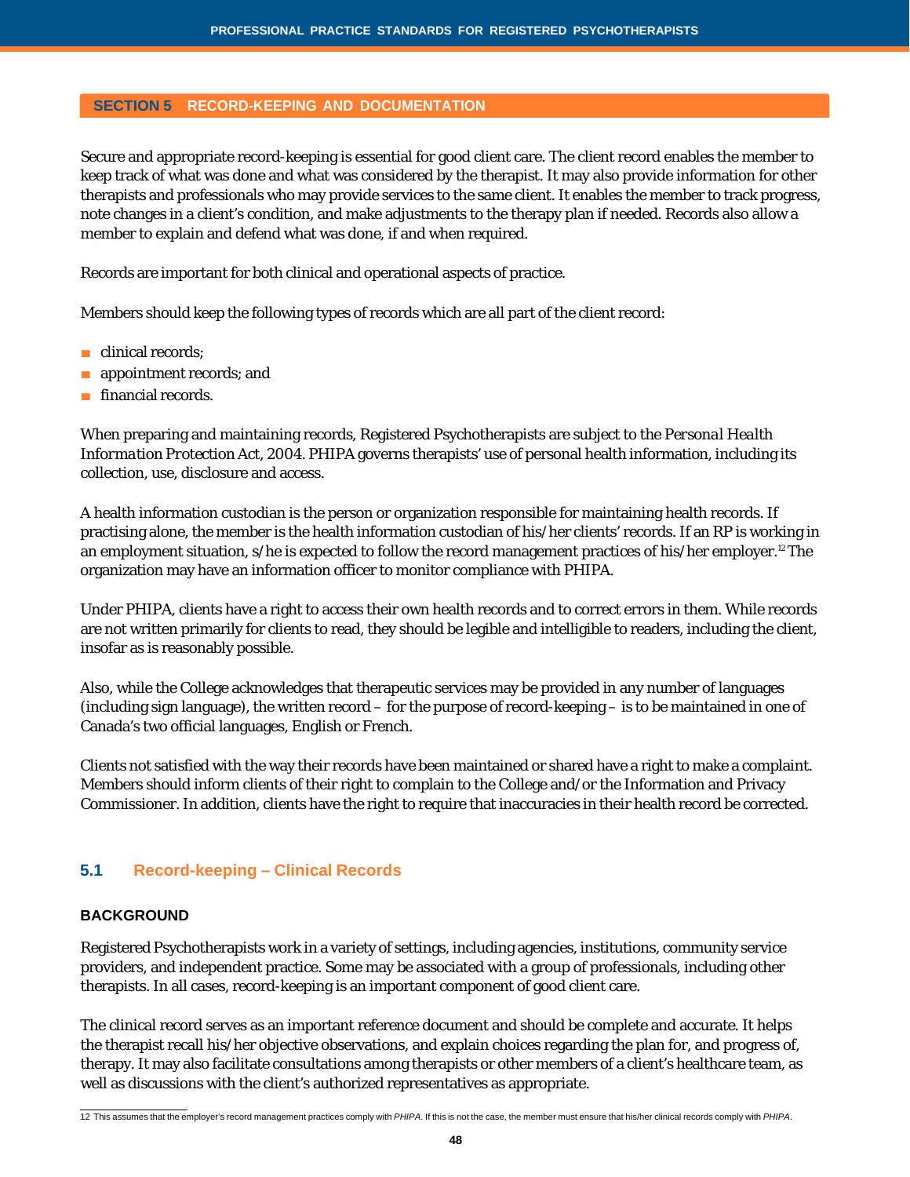## SECTION 5 RECORD-KEEPING AND DOCUMENTATION

Secure and appropriate record-keeping is essential for good client care. The client record enables the member to keep track of what was done and what was considered by the therapist. It may also provide information for other therapists and professionals who may provide services to the same client. It enables the member to track progress, note changes in a client's condition, and make adjustments to the therapy plan if needed. Records also allow a member to explain and defend what was done, if and when required.

Records are important for both clinical and operational aspects of practice.

Members should keep the following types of records which are all part of the client record:

- clinical records;
- appointment records; and
- financial records.

When preparing and maintaining records, Registered Psychotherapists are subject to the *Personal Health Information Protection Act, 2004*. PHIPA governs therapists' use of personal health information, including its collection, use, disclosure and access.

A health information custodian is the person or organization responsible for maintaining health records. If practising alone, the member is the health information custodian of his/her clients' records. If an RP is working in an employment situation, s/he is expected to follow the record management practices of his/her employer.[12] The organization may have an information officer to monitor compliance with PHIPA.

Under PHIPA, clients have a right to access their own health records and to correct errors in them. While records are not written primarily for clients to read, they should be legible and intelligible to readers, including the client, insofar as is reasonably possible.

Also, while the College acknowledges that therapeutic services may be provided in any number of languages (including sign language), the written record – for the purpose of record-keeping – is to be maintained in one of Canada's two official languages, English or French.

Clients not satisfied with the way their records have been maintained or shared have a right to make a complaint. Members should inform clients of their right to complain to the College and/or the Information and Privacy Commissioner. In addition, clients have the right to require that inaccuracies in their health record be corrected.

### 5.1 Record-keeping – Clinical Records

#### BACKGROUND

Registered Psychotherapists work in a variety of settings, including agencies, institutions, community service providers, and independent practice. Some may be associated with a group of professionals, including other therapists. In all cases, record-keeping is an important component of good client care.

The clinical record serves as an important reference document and should be complete and accurate. It helps the therapist recall his/her objective observations, and explain choices regarding the plan for, and progress of, therapy. It may also facilitate consultations among therapists or other members of a client's healthcare team, as well as discussions with the client's authorized representatives as appropriate.

---

12 This assumes that the employer's record management practices comply with *PHIPA*. If this is not the case, the member must ensure that his/her clinical records comply with *PHIPA*.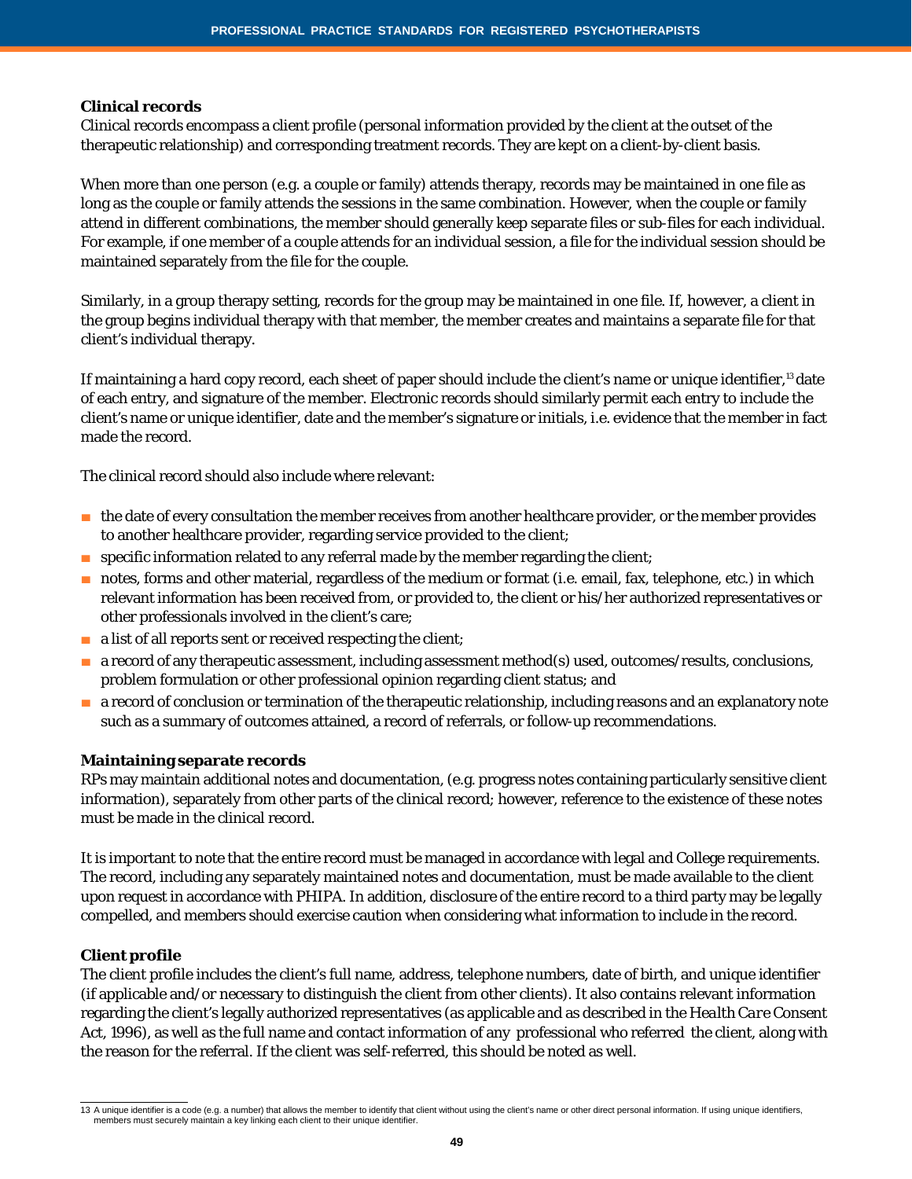### Clinical records

Clinical records encompass a client profile (personal information provided by the client at the outset of the therapeutic relationship) and corresponding treatment records. They are kept on a client-by-client basis.

When more than one person (e.g. a couple or family) attends therapy, records may be maintained in one file as long as the couple or family attends the sessions in the same combination. However, when the couple or family attend in different combinations, the member should generally keep separate files or sub-files for each individual. For example, if one member of a couple attends for an individual session, a file for the individual session should be maintained separately from the file for the couple.

Similarly, in a group therapy setting, records for the group may be maintained in one file. If, however, a client in the group begins individual therapy with that member, the member creates and maintains a separate file for that client's individual therapy.

If maintaining a hard copy record, each sheet of paper should include the client's name or unique identifier,[13] date of each entry, and signature of the member. Electronic records should similarly permit each entry to include the client's name or unique identifier, date and the member's signature or initials, i.e. evidence that the member in fact made the record.

The clinical record should also include where relevant:

- the date of every consultation the member receives from another healthcare provider, or the member provides to another healthcare provider, regarding service provided to the client;
- specific information related to any referral made by the member regarding the client;
- notes, forms and other material, regardless of the medium or format (i.e. email, fax, telephone, etc.) in which relevant information has been received from, or provided to, the client or his/her authorized representatives or other professionals involved in the client's care;
- a list of all reports sent or received respecting the client;
- a record of any therapeutic assessment, including assessment method(s) used, outcomes/results, conclusions, problem formulation or other professional opinion regarding client status; and
- a record of conclusion or termination of the therapeutic relationship, including reasons and an explanatory note such as a summary of outcomes attained, a record of referrals, or follow-up recommendations.

### Maintaining separate records

RPs may maintain additional notes and documentation, (e.g. progress notes containing particularly sensitive client information), separately from other parts of the clinical record; however, reference to the existence of these notes must be made in the clinical record.

It is important to note that the entire record must be managed in accordance with legal and College requirements. The record, including any separately maintained notes and documentation, must be made available to the client upon request in accordance with PHIPA. In addition, disclosure of the entire record to a third party may be legally compelled, and members should exercise caution when considering what information to include in the record.

### Client profile

The client profile includes the client's full name, address, telephone numbers, date of birth, and unique identifier (if applicable and/or necessary to distinguish the client from other clients). It also contains relevant information regarding the client's legally authorized representatives (as applicable and as described in the *Health Care Consent Act, 1996*), as well as the full name and contact information of any professional who referred the client, along with the reason for the referral. If the client was self-referred, this should be noted as well.

---

13 A unique identifier is a code (e.g. a number) that allows the member to identify that client without using the client's name or other direct personal information. If using unique identifiers, members must securely maintain a key linking each client to their unique identifier.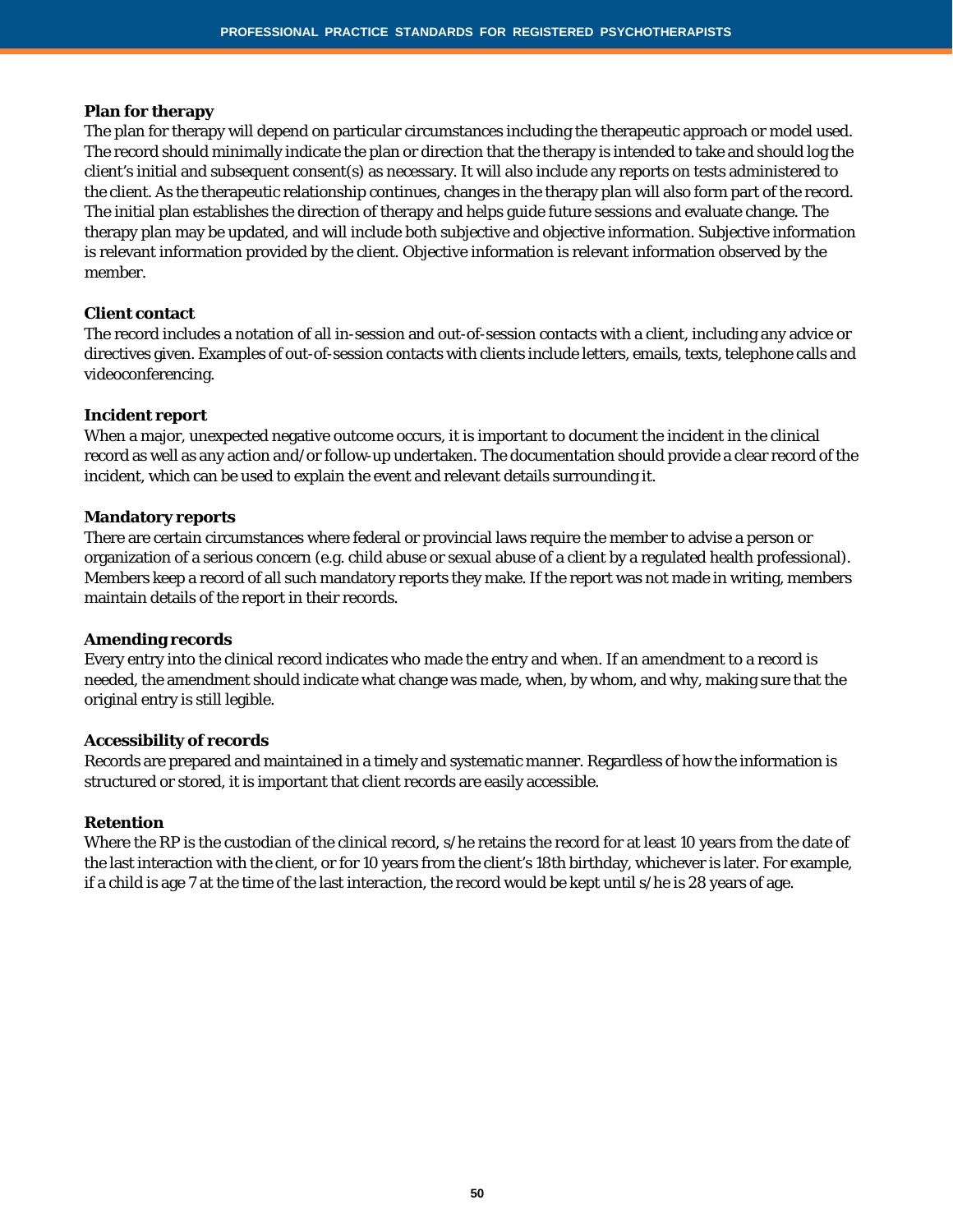**Plan for therapy**

The plan for therapy will depend on particular circumstances including the therapeutic approach or model used. The record should minimally indicate the plan or direction that the therapy is intended to take and should log the client's initial and subsequent consent(s) as necessary. It will also include any reports on tests administered to the client. As the therapeutic relationship continues, changes in the therapy plan will also form part of the record. The initial plan establishes the direction of therapy and helps guide future sessions and evaluate change. The therapy plan may be updated, and will include both subjective and objective information. Subjective information is relevant information provided by the client. Objective information is relevant information observed by the member.

**Client contact**

The record includes a notation of all in-session and out-of-session contacts with a client, including any advice or directives given. Examples of out-of-session contacts with clients include letters, emails, texts, telephone calls and videoconferencing.

**Incident report**

When a major, unexpected negative outcome occurs, it is important to document the incident in the clinical record as well as any action and/or follow-up undertaken. The documentation should provide a clear record of the incident, which can be used to explain the event and relevant details surrounding it.

**Mandatory reports**

There are certain circumstances where federal or provincial laws require the member to advise a person or organization of a serious concern (e.g. child abuse or sexual abuse of a client by a regulated health professional). Members keep a record of all such mandatory reports they make. If the report was not made in writing, members maintain details of the report in their records.

**Amending records**

Every entry into the clinical record indicates who made the entry and when. If an amendment to a record is needed, the amendment should indicate what change was made, when, by whom, and why, making sure that the original entry is still legible.

**Accessibility of records**

Records are prepared and maintained in a timely and systematic manner. Regardless of how the information is structured or stored, it is important that client records are easily accessible.

**Retention**

Where the RP is the custodian of the clinical record, s/he retains the record for at least 10 years from the date of the last interaction with the client, or for 10 years from the client's 18th birthday, whichever is later. For example, if a child is age 7 at the time of the last interaction, the record would be kept until s/he is 28 years of age.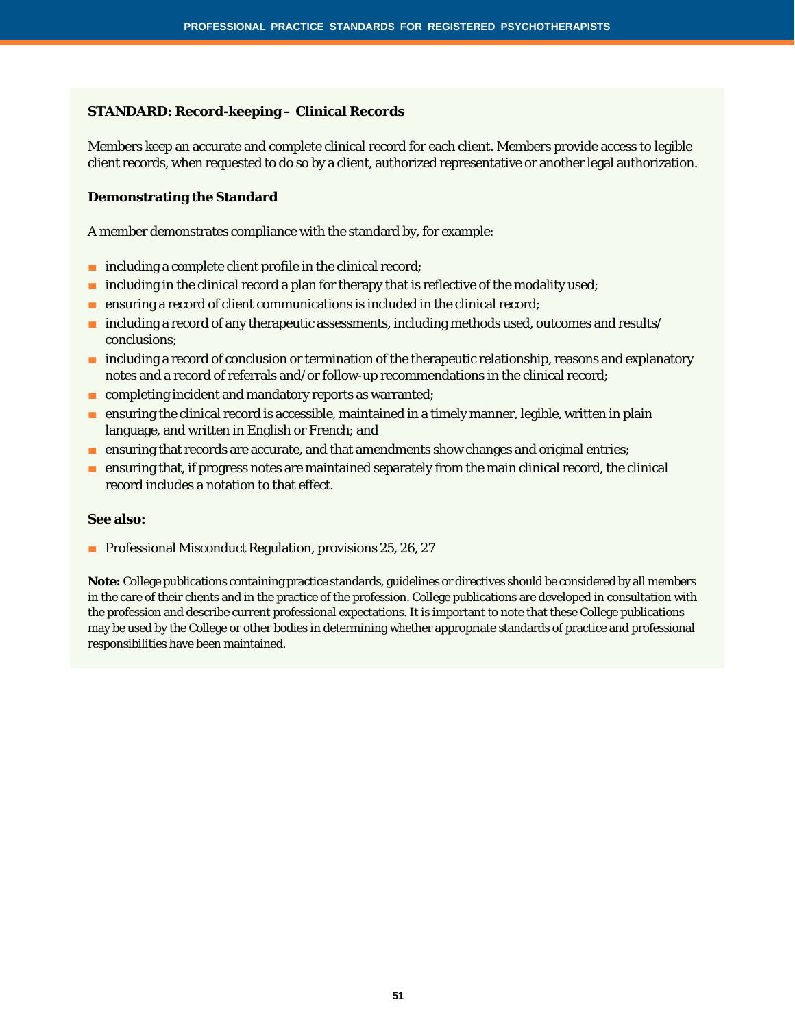## STANDARD: Record-keeping – Clinical Records

Members keep an accurate and complete clinical record for each client. Members provide access to legible client records, when requested to do so by a client, authorized representative or another legal authorization.

### Demonstrating the Standard

A member demonstrates compliance with the standard by, for example:

- including a complete client profile in the clinical record;
- including in the clinical record a plan for therapy that is reflective of the modality used;
- ensuring a record of client communications is included in the clinical record;
- including a record of any therapeutic assessments, including methods used, outcomes and results/ conclusions;
- including a record of conclusion or termination of the therapeutic relationship, reasons and explanatory notes and a record of referrals and/or follow-up recommendations in the clinical record;
- completing incident and mandatory reports as warranted;
- ensuring the clinical record is accessible, maintained in a timely manner, legible, written in plain language, and written in English or French; and
- ensuring that records are accurate, and that amendments show changes and original entries;
- ensuring that, if progress notes are maintained separately from the main clinical record, the clinical record includes a notation to that effect.

### See also:

- Professional Misconduct Regulation, provisions 25, 26, 27

**Note:** College publications containing practice standards, guidelines or directives should be considered by all members in the care of their clients and in the practice of the profession. College publications are developed in consultation with the profession and describe current professional expectations. It is important to note that these College publications may be used by the College or other bodies in determining whether appropriate standards of practice and professional responsibilities have been maintained.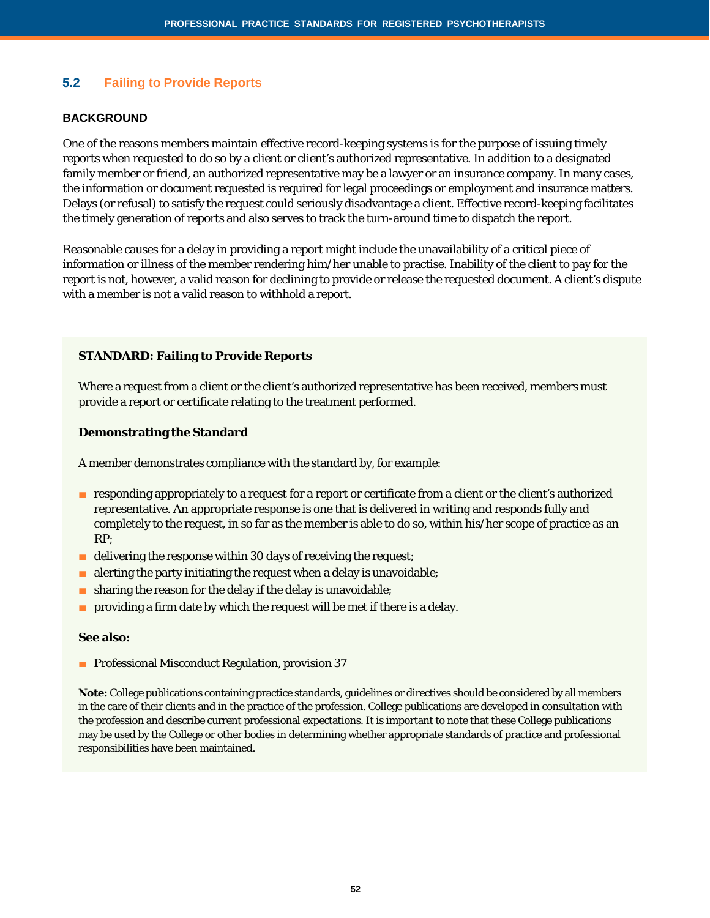## 5.2 Failing to Provide Reports

### BACKGROUND

One of the reasons members maintain effective record-keeping systems is for the purpose of issuing timely reports when requested to do so by a client or client's authorized representative. In addition to a designated family member or friend, an authorized representative may be a lawyer or an insurance company. In many cases, the information or document requested is required for legal proceedings or employment and insurance matters. Delays (or refusal) to satisfy the request could seriously disadvantage a client. Effective record-keeping facilitates the timely generation of reports and also serves to track the turn-around time to dispatch the report.

Reasonable causes for a delay in providing a report might include the unavailability of a critical piece of information or illness of the member rendering him/her unable to practise. Inability of the client to pay for the report is not, however, a valid reason for declining to provide or release the requested document. A client's dispute with a member is not a valid reason to withhold a report.

**STANDARD: Failing to Provide Reports**

Where a request from a client or the client's authorized representative has been received, members must provide a report or certificate relating to the treatment performed.

**Demonstrating the Standard**

A member demonstrates compliance with the standard by, for example:

- responding appropriately to a request for a report or certificate from a client or the client's authorized representative. An appropriate response is one that is delivered in writing and responds fully and completely to the request, in so far as the member is able to do so, within his/her scope of practice as an RP;
- delivering the response within 30 days of receiving the request;
- alerting the party initiating the request when a delay is unavoidable;
- sharing the reason for the delay if the delay is unavoidable;
- providing a firm date by which the request will be met if there is a delay.

**See also:**

- Professional Misconduct Regulation, provision 37

**Note:** College publications containing practice standards, guidelines or directives should be considered by all members in the care of their clients and in the practice of the profession. College publications are developed in consultation with the profession and describe current professional expectations. It is important to note that these College publications may be used by the College or other bodies in determining whether appropriate standards of practice and professional responsibilities have been maintained.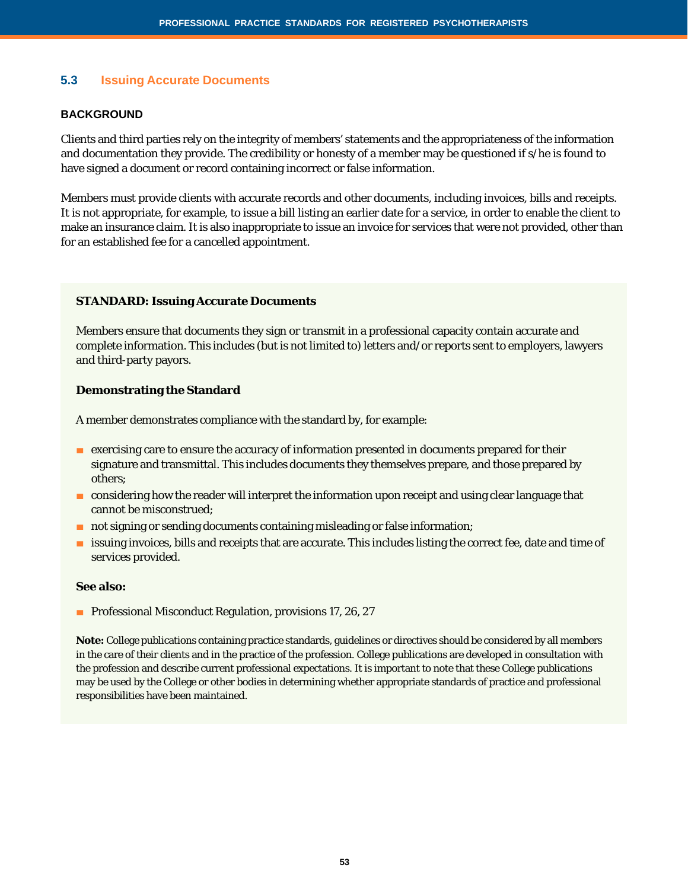## 5.3 Issuing Accurate Documents

### BACKGROUND

Clients and third parties rely on the integrity of members' statements and the appropriateness of the information and documentation they provide. The credibility or honesty of a member may be questioned if s/he is found to have signed a document or record containing incorrect or false information.

Members must provide clients with accurate records and other documents, including invoices, bills and receipts. It is not appropriate, for example, to issue a bill listing an earlier date for a service, in order to enable the client to make an insurance claim. It is also inappropriate to issue an invoice for services that were not provided, other than for an established fee for a cancelled appointment.

**STANDARD: Issuing Accurate Documents**

Members ensure that documents they sign or transmit in a professional capacity contain accurate and complete information. This includes (but is not limited to) letters and/or reports sent to employers, lawyers and third-party payors.

**Demonstrating the Standard**

A member demonstrates compliance with the standard by, for example:

- exercising care to ensure the accuracy of information presented in documents prepared for their signature and transmittal. This includes documents they themselves prepare, and those prepared by others;
- considering how the reader will interpret the information upon receipt and using clear language that cannot be misconstrued;
- not signing or sending documents containing misleading or false information;
- issuing invoices, bills and receipts that are accurate. This includes listing the correct fee, date and time of services provided.

**See also:**

- Professional Misconduct Regulation, provisions 17, 26, 27

**Note:** College publications containing practice standards, guidelines or directives should be considered by all members in the care of their clients and in the practice of the profession. College publications are developed in consultation with the profession and describe current professional expectations. It is important to note that these College publications may be used by the College or other bodies in determining whether appropriate standards of practice and professional responsibilities have been maintained.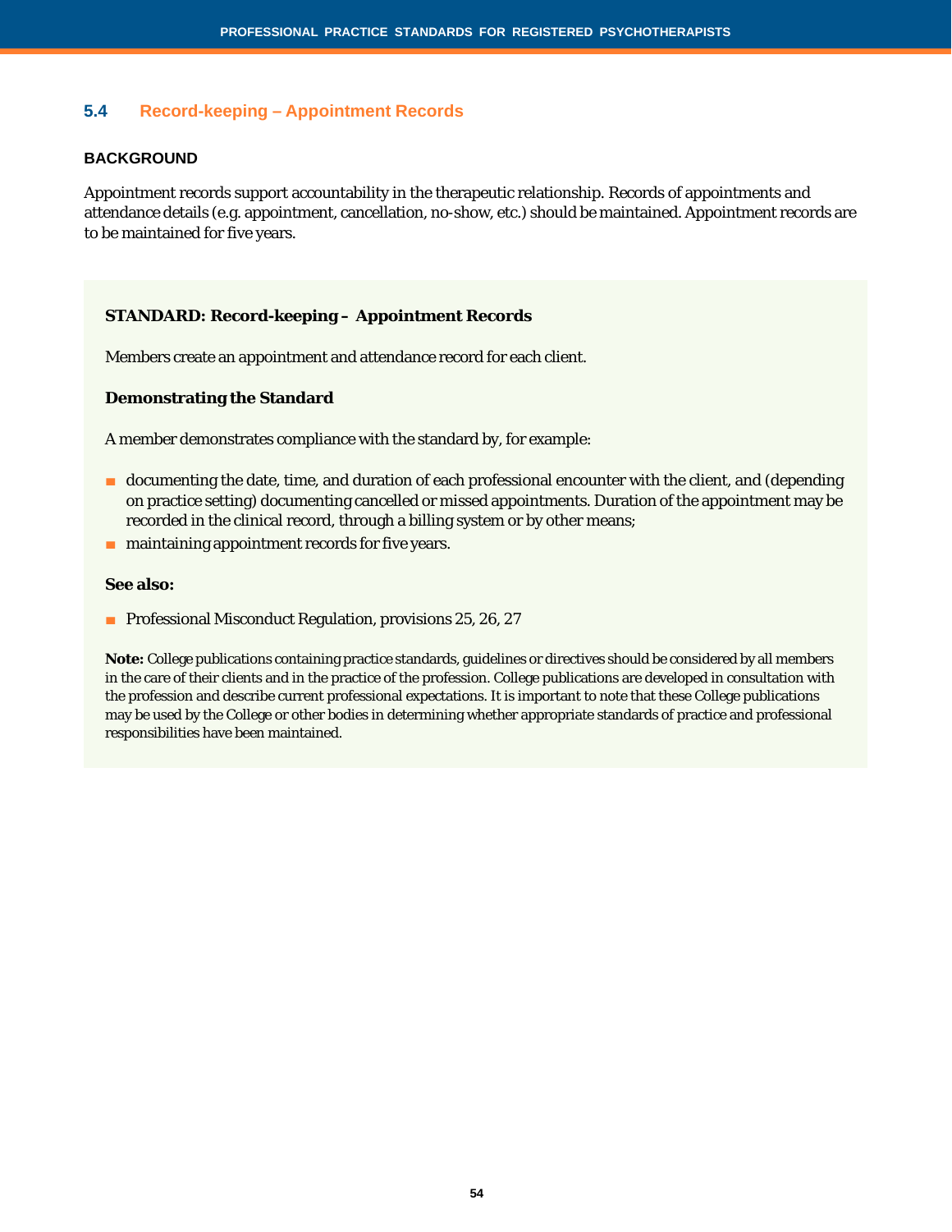## 5.4 Record-keeping – Appointment Records

### BACKGROUND

Appointment records support accountability in the therapeutic relationship. Records of appointments and attendance details (e.g. appointment, cancellation, no-show, etc.) should be maintained. Appointment records are to be maintained for five years.

**STANDARD: Record-keeping – Appointment Records**

Members create an appointment and attendance record for each client.

**Demonstrating the Standard**

A member demonstrates compliance with the standard by, for example:

- documenting the date, time, and duration of each professional encounter with the client, and (depending on practice setting) documenting cancelled or missed appointments. Duration of the appointment may be recorded in the clinical record, through a billing system or by other means;
- maintaining appointment records for five years.

**See also:**

- Professional Misconduct Regulation, provisions 25, 26, 27

**Note:** College publications containing practice standards, guidelines or directives should be considered by all members in the care of their clients and in the practice of the profession. College publications are developed in consultation with the profession and describe current professional expectations. It is important to note that these College publications may be used by the College or other bodies in determining whether appropriate standards of practice and professional responsibilities have been maintained.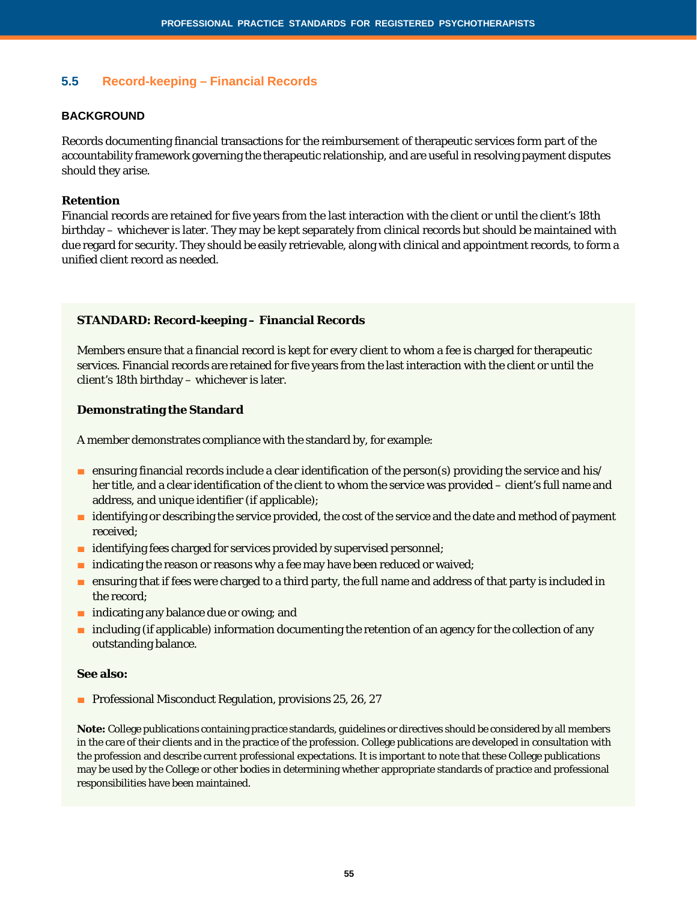## 5.5 Record-keeping – Financial Records

### BACKGROUND

Records documenting financial transactions for the reimbursement of therapeutic services form part of the accountability framework governing the therapeutic relationship, and are useful in resolving payment disputes should they arise.

**Retention**

Financial records are retained for five years from the last interaction with the client or until the client's 18th birthday – whichever is later. They may be kept separately from clinical records but should be maintained with due regard for security. They should be easily retrievable, along with clinical and appointment records, to form a unified client record as needed.

**STANDARD: Record-keeping – Financial Records**

Members ensure that a financial record is kept for every client to whom a fee is charged for therapeutic services. Financial records are retained for five years from the last interaction with the client or until the client's 18th birthday – whichever is later.

**Demonstrating the Standard**

A member demonstrates compliance with the standard by, for example:

- ensuring financial records include a clear identification of the person(s) providing the service and his/her title, and a clear identification of the client to whom the service was provided – client's full name and address, and unique identifier (if applicable);
- identifying or describing the service provided, the cost of the service and the date and method of payment received;
- identifying fees charged for services provided by supervised personnel;
- indicating the reason or reasons why a fee may have been reduced or waived;
- ensuring that if fees were charged to a third party, the full name and address of that party is included in the record;
- indicating any balance due or owing; and
- including (if applicable) information documenting the retention of an agency for the collection of any outstanding balance.

**See also:**

- Professional Misconduct Regulation, provisions 25, 26, 27

**Note:** College publications containing practice standards, guidelines or directives should be considered by all members in the care of their clients and in the practice of the profession. College publications are developed in consultation with the profession and describe current professional expectations. It is important to note that these College publications may be used by the College or other bodies in determining whether appropriate standards of practice and professional responsibilities have been maintained.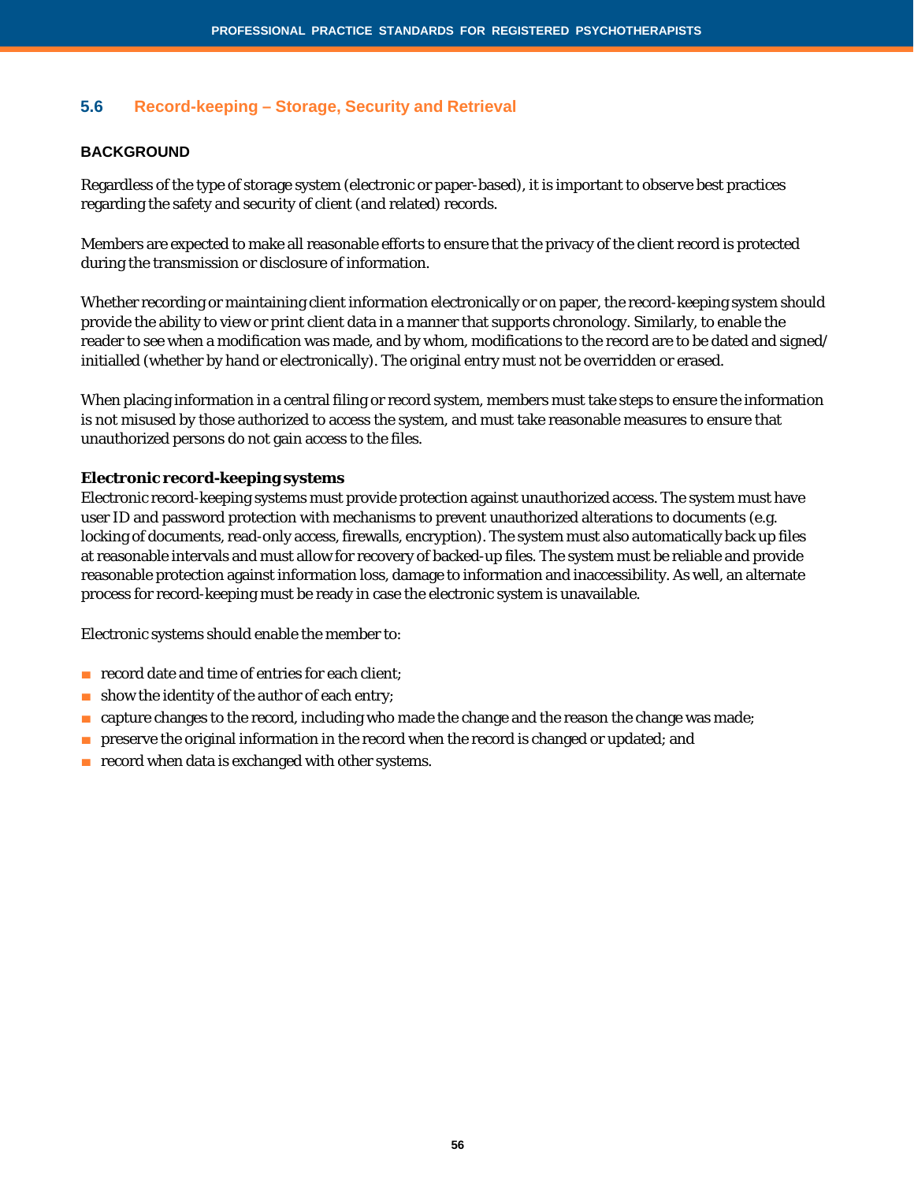## 5.6 Record-keeping – Storage, Security and Retrieval

### BACKGROUND

Regardless of the type of storage system (electronic or paper-based), it is important to observe best practices regarding the safety and security of client (and related) records.

Members are expected to make all reasonable efforts to ensure that the privacy of the client record is protected during the transmission or disclosure of information.

Whether recording or maintaining client information electronically or on paper, the record-keeping system should provide the ability to view or print client data in a manner that supports chronology. Similarly, to enable the reader to see when a modification was made, and by whom, modifications to the record are to be dated and signed/initialled (whether by hand or electronically). The original entry must not be overridden or erased.

When placing information in a central filing or record system, members must take steps to ensure the information is not misused by those authorized to access the system, and must take reasonable measures to ensure that unauthorized persons do not gain access to the files.

**Electronic record-keeping systems**

Electronic record-keeping systems must provide protection against unauthorized access. The system must have user ID and password protection with mechanisms to prevent unauthorized alterations to documents (e.g. locking of documents, read-only access, firewalls, encryption). The system must also automatically back up files at reasonable intervals and must allow for recovery of backed-up files. The system must be reliable and provide reasonable protection against information loss, damage to information and inaccessibility. As well, an alternate process for record-keeping must be ready in case the electronic system is unavailable.

Electronic systems should enable the member to:

- record date and time of entries for each client;
- show the identity of the author of each entry;
- capture changes to the record, including who made the change and the reason the change was made;
- preserve the original information in the record when the record is changed or updated; and
- record when data is exchanged with other systems.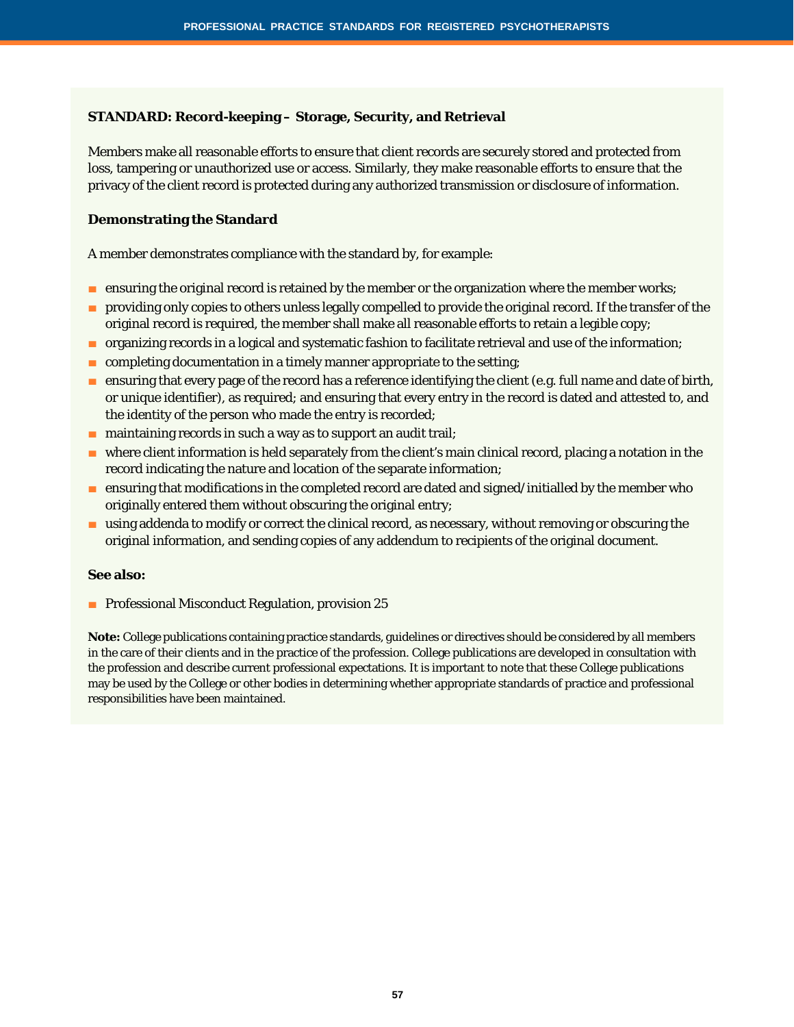### STANDARD: Record-keeping – Storage, Security, and Retrieval

Members make all reasonable efforts to ensure that client records are securely stored and protected from loss, tampering or unauthorized use or access. Similarly, they make reasonable efforts to ensure that the privacy of the client record is protected during any authorized transmission or disclosure of information.

#### Demonstrating the Standard

A member demonstrates compliance with the standard by, for example:

- ensuring the original record is retained by the member or the organization where the member works;
- providing only copies to others unless legally compelled to provide the original record. If the transfer of the original record is required, the member shall make all reasonable efforts to retain a legible copy;
- organizing records in a logical and systematic fashion to facilitate retrieval and use of the information;
- completing documentation in a timely manner appropriate to the setting;
- ensuring that every page of the record has a reference identifying the client (e.g. full name and date of birth, or unique identifier), as required; and ensuring that every entry in the record is dated and attested to, and the identity of the person who made the entry is recorded;
- maintaining records in such a way as to support an audit trail;
- where client information is held separately from the client's main clinical record, placing a notation in the record indicating the nature and location of the separate information;
- ensuring that modifications in the completed record are dated and signed/initialled by the member who originally entered them without obscuring the original entry;
- using addenda to modify or correct the clinical record, as necessary, without removing or obscuring the original information, and sending copies of any addendum to recipients of the original document.

#### See also:

- Professional Misconduct Regulation, provision 25

**Note:** College publications containing practice standards, guidelines or directives should be considered by all members in the care of their clients and in the practice of the profession. College publications are developed in consultation with the profession and describe current professional expectations. It is important to note that these College publications may be used by the College or other bodies in determining whether appropriate standards of practice and professional responsibilities have been maintained.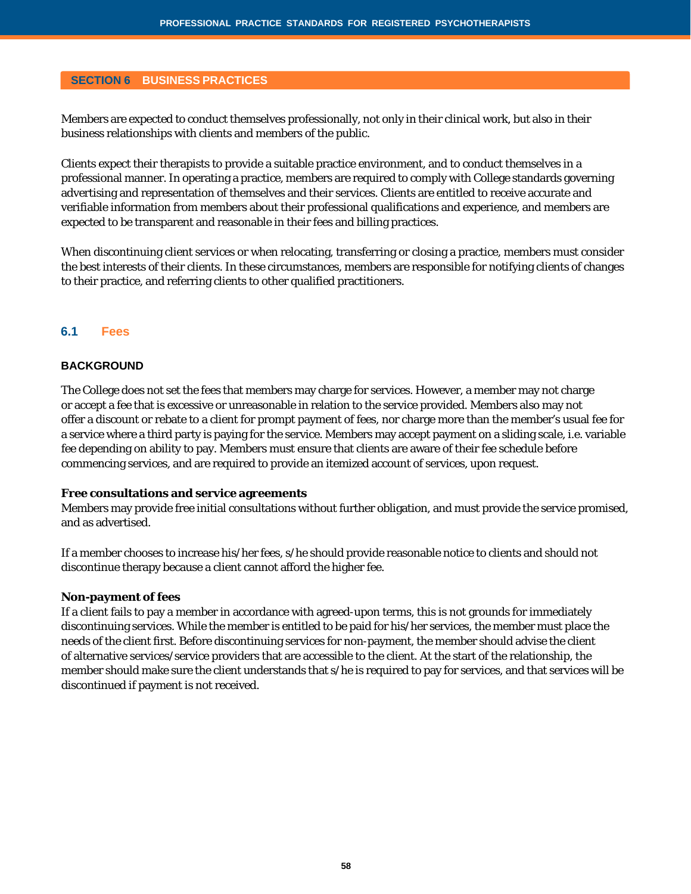## SECTION 6 BUSINESS PRACTICES

Members are expected to conduct themselves professionally, not only in their clinical work, but also in their business relationships with clients and members of the public.

Clients expect their therapists to provide a suitable practice environment, and to conduct themselves in a professional manner. In operating a practice, members are required to comply with College standards governing advertising and representation of themselves and their services. Clients are entitled to receive accurate and verifiable information from members about their professional qualifications and experience, and members are expected to be transparent and reasonable in their fees and billing practices.

When discontinuing client services or when relocating, transferring or closing a practice, members must consider the best interests of their clients. In these circumstances, members are responsible for notifying clients of changes to their practice, and referring clients to other qualified practitioners.

### 6.1 Fees

#### BACKGROUND

The College does not set the fees that members may charge for services. However, a member may not charge or accept a fee that is excessive or unreasonable in relation to the service provided. Members also may not offer a discount or rebate to a client for prompt payment of fees, nor charge more than the member's usual fee for a service where a third party is paying for the service. Members may accept payment on a sliding scale, i.e. variable fee depending on ability to pay. Members must ensure that clients are aware of their fee schedule before commencing services, and are required to provide an itemized account of services, upon request.

**Free consultations and service agreements**
Members may provide free initial consultations without further obligation, and must provide the service promised, and as advertised.

If a member chooses to increase his/her fees, s/he should provide reasonable notice to clients and should not discontinue therapy because a client cannot afford the higher fee.

**Non-payment of fees**
If a client fails to pay a member in accordance with agreed-upon terms, this is not grounds for immediately discontinuing services. While the member is entitled to be paid for his/her services, the member must place the needs of the client first. Before discontinuing services for non-payment, the member should advise the client of alternative services/service providers that are accessible to the client. At the start of the relationship, the member should make sure the client understands that s/he is required to pay for services, and that services will be discontinued if payment is not received.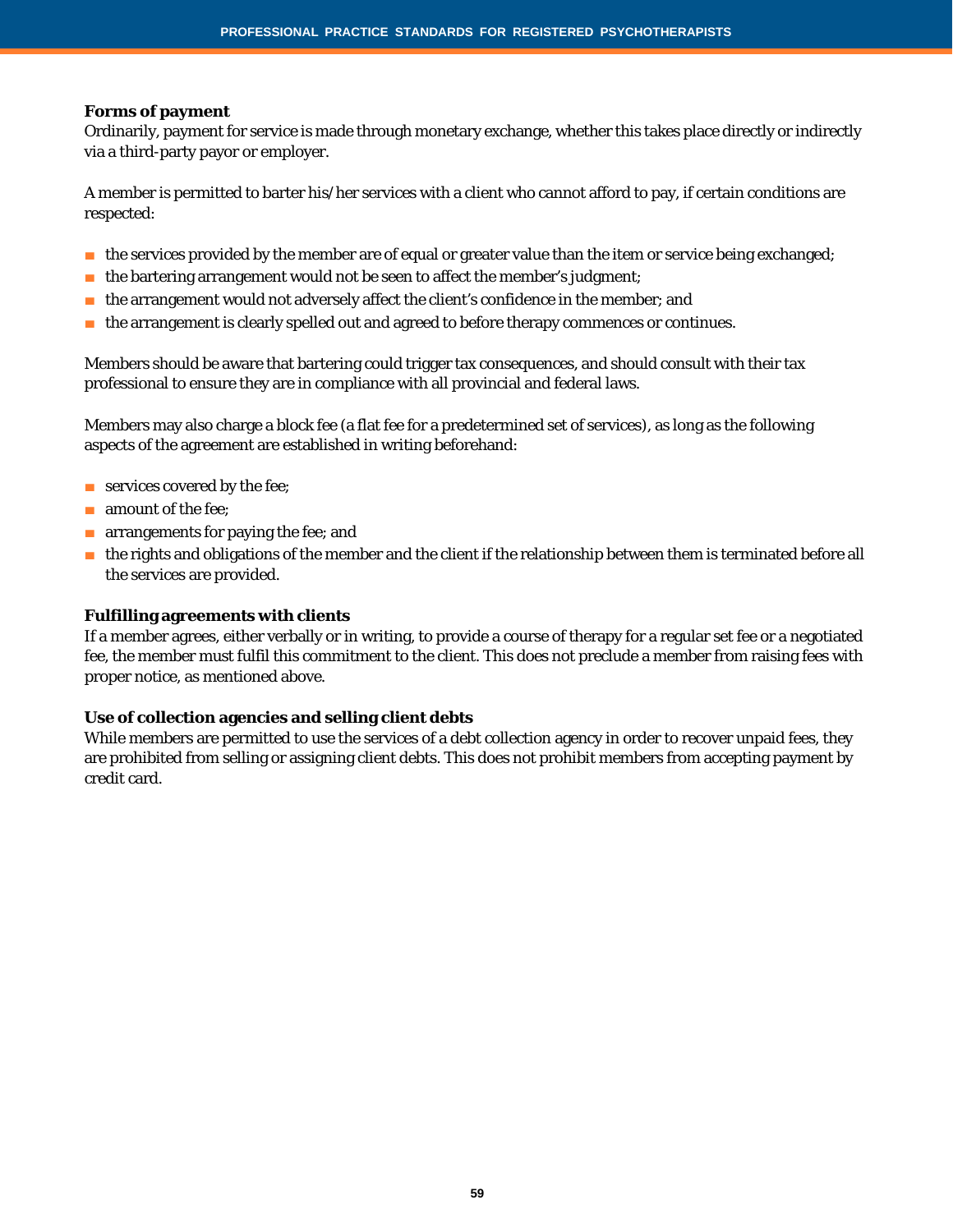**Forms of payment**

Ordinarily, payment for service is made through monetary exchange, whether this takes place directly or indirectly via a third-party payor or employer.

A member is permitted to barter his/her services with a client who cannot afford to pay, if certain conditions are respected:

- the services provided by the member are of equal or greater value than the item or service being exchanged;
- the bartering arrangement would not be seen to affect the member's judgment;
- the arrangement would not adversely affect the client's confidence in the member; and
- the arrangement is clearly spelled out and agreed to before therapy commences or continues.

Members should be aware that bartering could trigger tax consequences, and should consult with their tax professional to ensure they are in compliance with all provincial and federal laws.

Members may also charge a block fee (a flat fee for a predetermined set of services), as long as the following aspects of the agreement are established in writing beforehand:

- services covered by the fee;
- amount of the fee;
- arrangements for paying the fee; and
- the rights and obligations of the member and the client if the relationship between them is terminated before all the services are provided.

**Fulfilling agreements with clients**

If a member agrees, either verbally or in writing, to provide a course of therapy for a regular set fee or a negotiated fee, the member must fulfil this commitment to the client. This does not preclude a member from raising fees with proper notice, as mentioned above.

**Use of collection agencies and selling client debts**

While members are permitted to use the services of a debt collection agency in order to recover unpaid fees, they are prohibited from selling or assigning client debts. This does not prohibit members from accepting payment by credit card.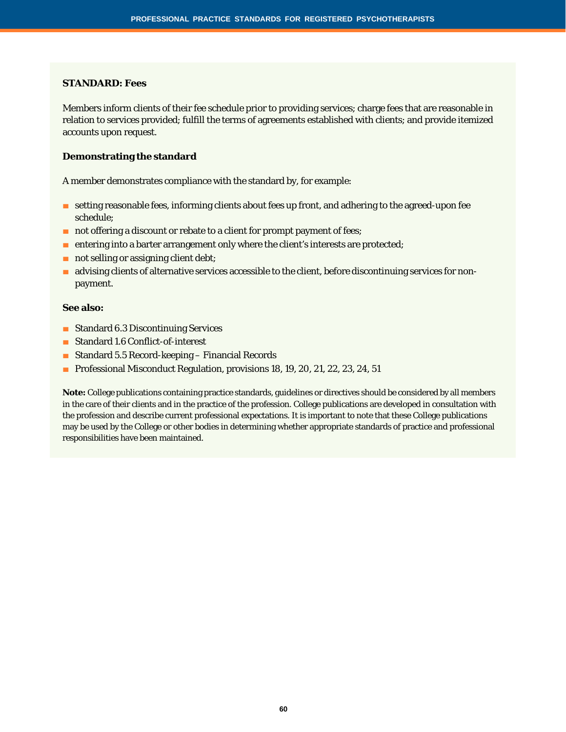**STANDARD: Fees**

Members inform clients of their fee schedule prior to providing services; charge fees that are reasonable in relation to services provided; fulfill the terms of agreements established with clients; and provide itemized accounts upon request.

**Demonstrating the standard**

A member demonstrates compliance with the standard by, for example:

- setting reasonable fees, informing clients about fees up front, and adhering to the agreed-upon fee schedule;
- not offering a discount or rebate to a client for prompt payment of fees;
- entering into a barter arrangement only where the client's interests are protected;
- not selling or assigning client debt;
- advising clients of alternative services accessible to the client, before discontinuing services for non-payment.

**See also:**

- Standard 6.3 Discontinuing Services
- Standard 1.6 Conflict-of-interest
- Standard 5.5 Record-keeping – Financial Records
- Professional Misconduct Regulation, provisions 18, 19, 20, 21, 22, 23, 24, 51

**Note:** College publications containing practice standards, guidelines or directives should be considered by all members in the care of their clients and in the practice of the profession. College publications are developed in consultation with the profession and describe current professional expectations. It is important to note that these College publications may be used by the College or other bodies in determining whether appropriate standards of practice and professional responsibilities have been maintained.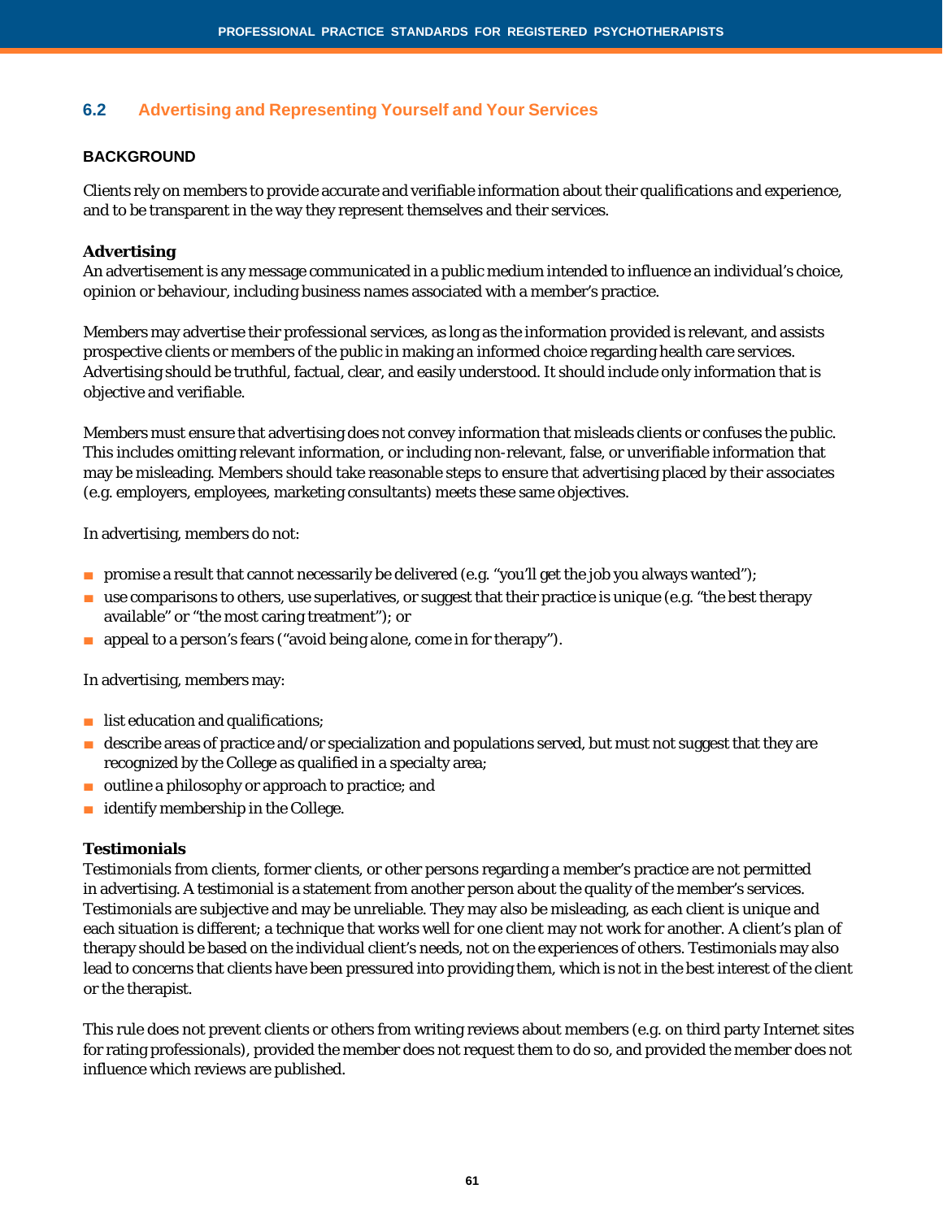## 6.2 Advertising and Representing Yourself and Your Services

### BACKGROUND

Clients rely on members to provide accurate and verifiable information about their qualifications and experience, and to be transparent in the way they represent themselves and their services.

**Advertising**

An advertisement is any message communicated in a public medium intended to influence an individual's choice, opinion or behaviour, including business names associated with a member's practice.

Members may advertise their professional services, as long as the information provided is relevant, and assists prospective clients or members of the public in making an informed choice regarding health care services. Advertising should be truthful, factual, clear, and easily understood. It should include only information that is objective and verifiable.

Members must ensure that advertising does not convey information that misleads clients or confuses the public. This includes omitting relevant information, or including non-relevant, false, or unverifiable information that may be misleading. Members should take reasonable steps to ensure that advertising placed by their associates (e.g. employers, employees, marketing consultants) meets these same objectives.

In advertising, members do not:

- promise a result that cannot necessarily be delivered (e.g. "you'll get the job you always wanted");
- use comparisons to others, use superlatives, or suggest that their practice is unique (e.g. "the best therapy available" or "the most caring treatment"); or
- appeal to a person's fears ("avoid being alone, come in for therapy").

In advertising, members may:

- list education and qualifications;
- describe areas of practice and/or specialization and populations served, but must not suggest that they are recognized by the College as qualified in a specialty area;
- outline a philosophy or approach to practice; and
- identify membership in the College.

**Testimonials**

Testimonials from clients, former clients, or other persons regarding a member's practice are not permitted in advertising. A testimonial is a statement from another person about the quality of the member's services. Testimonials are subjective and may be unreliable. They may also be misleading, as each client is unique and each situation is different; a technique that works well for one client may not work for another. A client's plan of therapy should be based on the individual client's needs, not on the experiences of others. Testimonials may also lead to concerns that clients have been pressured into providing them, which is not in the best interest of the client or the therapist.

This rule does not prevent clients or others from writing reviews about members (e.g. on third party Internet sites for rating professionals), provided the member does not request them to do so, and provided the member does not influence which reviews are published.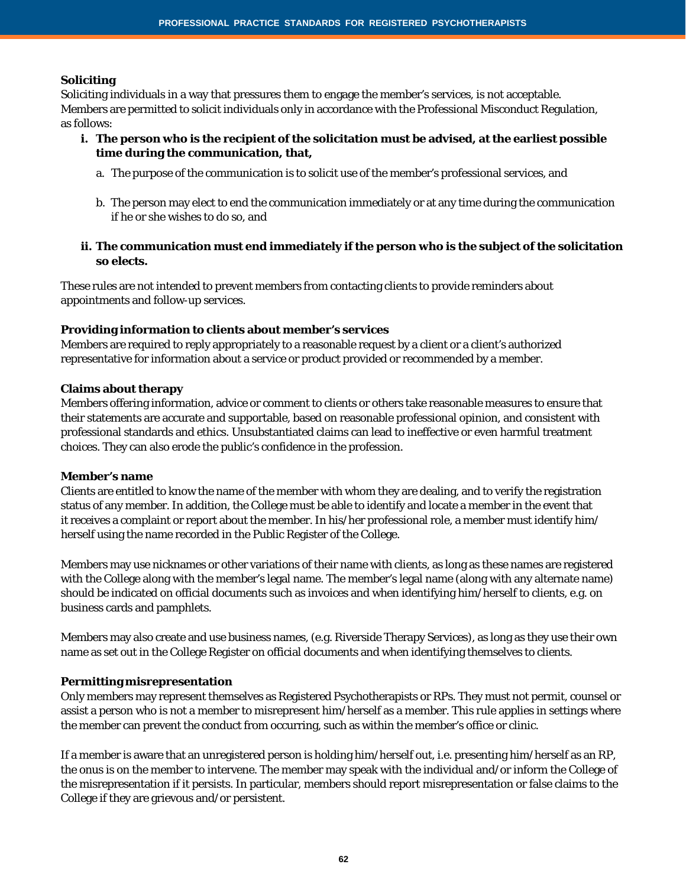**Soliciting**

Soliciting individuals in a way that pressures them to engage the member's services, is not acceptable. Members are permitted to solicit individuals only in accordance with the Professional Misconduct Regulation, as follows:

- **i. The person who is the recipient of the solicitation must be advised, at the earliest possible time during the communication, that,**
  - a. The purpose of the communication is to solicit use of the member's professional services, and
  - b. The person may elect to end the communication immediately or at any time during the communication if he or she wishes to do so, and
- **ii. The communication must end immediately if the person who is the subject of the solicitation so elects.**

These rules are not intended to prevent members from contacting clients to provide reminders about appointments and follow-up services.

**Providing information to clients about member's services**

Members are required to reply appropriately to a reasonable request by a client or a client's authorized representative for information about a service or product provided or recommended by a member.

**Claims about therapy**

Members offering information, advice or comment to clients or others take reasonable measures to ensure that their statements are accurate and supportable, based on reasonable professional opinion, and consistent with professional standards and ethics. Unsubstantiated claims can lead to ineffective or even harmful treatment choices. They can also erode the public's confidence in the profession.

**Member's name**

Clients are entitled to know the name of the member with whom they are dealing, and to verify the registration status of any member. In addition, the College must be able to identify and locate a member in the event that it receives a complaint or report about the member. In his/her professional role, a member must identify him/herself using the name recorded in the Public Register of the College.

Members may use nicknames or other variations of their name with clients, as long as these names are registered with the College along with the member's legal name. The member's legal name (along with any alternate name) should be indicated on official documents such as invoices and when identifying him/herself to clients, e.g. on business cards and pamphlets.

Members may also create and use business names, (e.g. Riverside Therapy Services), as long as they use their own name as set out in the College Register on official documents and when identifying themselves to clients.

**Permitting misrepresentation**

Only members may represent themselves as Registered Psychotherapists or RPs. They must not permit, counsel or assist a person who is not a member to misrepresent him/herself as a member. This rule applies in settings where the member can prevent the conduct from occurring, such as within the member's office or clinic.

If a member is aware that an unregistered person is holding him/herself out, i.e. presenting him/herself as an RP, the onus is on the member to intervene. The member may speak with the individual and/or inform the College of the misrepresentation if it persists. In particular, members should report misrepresentation or false claims to the College if they are grievous and/or persistent.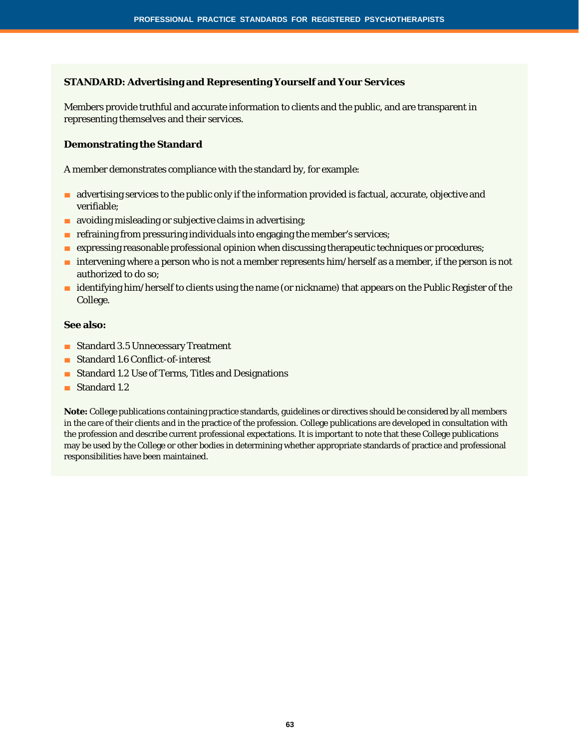### STANDARD: Advertising and Representing Yourself and Your Services

Members provide truthful and accurate information to clients and the public, and are transparent in representing themselves and their services.

#### Demonstrating the Standard

A member demonstrates compliance with the standard by, for example:

- advertising services to the public only if the information provided is factual, accurate, objective and verifiable;
- avoiding misleading or subjective claims in advertising;
- refraining from pressuring individuals into engaging the member's services;
- expressing reasonable professional opinion when discussing therapeutic techniques or procedures;
- intervening where a person who is not a member represents him/herself as a member, if the person is not authorized to do so;
- identifying him/herself to clients using the name (or nickname) that appears on the Public Register of the College.

#### See also:

- Standard 3.5 Unnecessary Treatment
- Standard 1.6 Conflict-of-interest
- Standard 1.2 Use of Terms, Titles and Designations
- Standard 1.2

**Note:** College publications containing practice standards, guidelines or directives should be considered by all members in the care of their clients and in the practice of the profession. College publications are developed in consultation with the profession and describe current professional expectations. It is important to note that these College publications may be used by the College or other bodies in determining whether appropriate standards of practice and professional responsibilities have been maintained.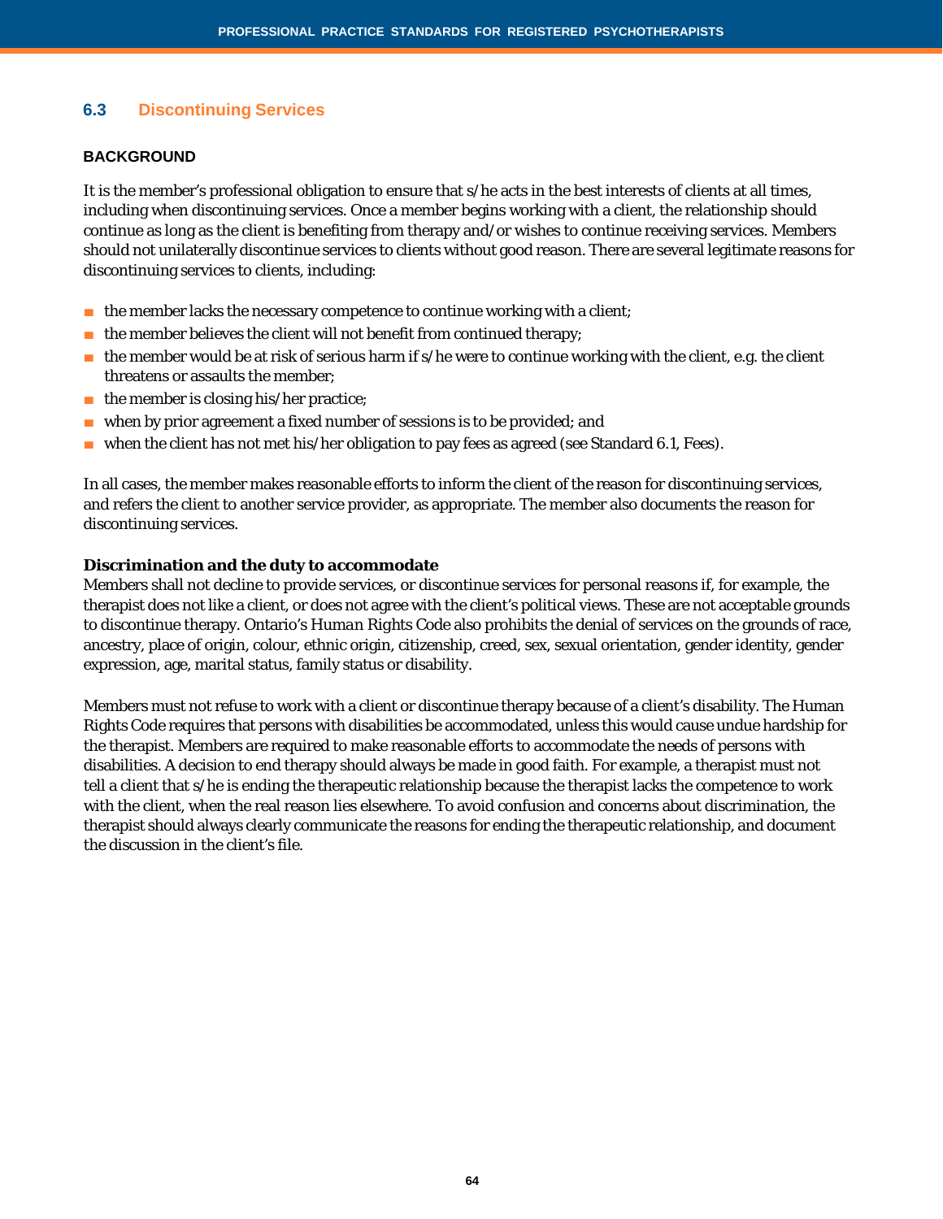## 6.3 Discontinuing Services

### BACKGROUND

It is the member's professional obligation to ensure that s/he acts in the best interests of clients at all times, including when discontinuing services. Once a member begins working with a client, the relationship should continue as long as the client is benefiting from therapy and/or wishes to continue receiving services. Members should not unilaterally discontinue services to clients without good reason. There are several legitimate reasons for discontinuing services to clients, including:

- the member lacks the necessary competence to continue working with a client;
- the member believes the client will not benefit from continued therapy;
- the member would be at risk of serious harm if s/he were to continue working with the client, e.g. the client threatens or assaults the member;
- the member is closing his/her practice;
- when by prior agreement a fixed number of sessions is to be provided; and
- when the client has not met his/her obligation to pay fees as agreed (see Standard 6.1, Fees).

In all cases, the member makes reasonable efforts to inform the client of the reason for discontinuing services, and refers the client to another service provider, as appropriate. The member also documents the reason for discontinuing services.

**Discrimination and the duty to accommodate**

Members shall not decline to provide services, or discontinue services for personal reasons if, for example, the therapist does not like a client, or does not agree with the client's political views. These are not acceptable grounds to discontinue therapy. Ontario's Human Rights Code also prohibits the denial of services on the grounds of race, ancestry, place of origin, colour, ethnic origin, citizenship, creed, sex, sexual orientation, gender identity, gender expression, age, marital status, family status or disability.

Members must not refuse to work with a client or discontinue therapy because of a client's disability. The Human Rights Code requires that persons with disabilities be accommodated, unless this would cause undue hardship for the therapist. Members are required to make reasonable efforts to accommodate the needs of persons with disabilities. A decision to end therapy should always be made in good faith. For example, a therapist must not tell a client that s/he is ending the therapeutic relationship because the therapist lacks the competence to work with the client, when the real reason lies elsewhere. To avoid confusion and concerns about discrimination, the therapist should always clearly communicate the reasons for ending the therapeutic relationship, and document the discussion in the client's file.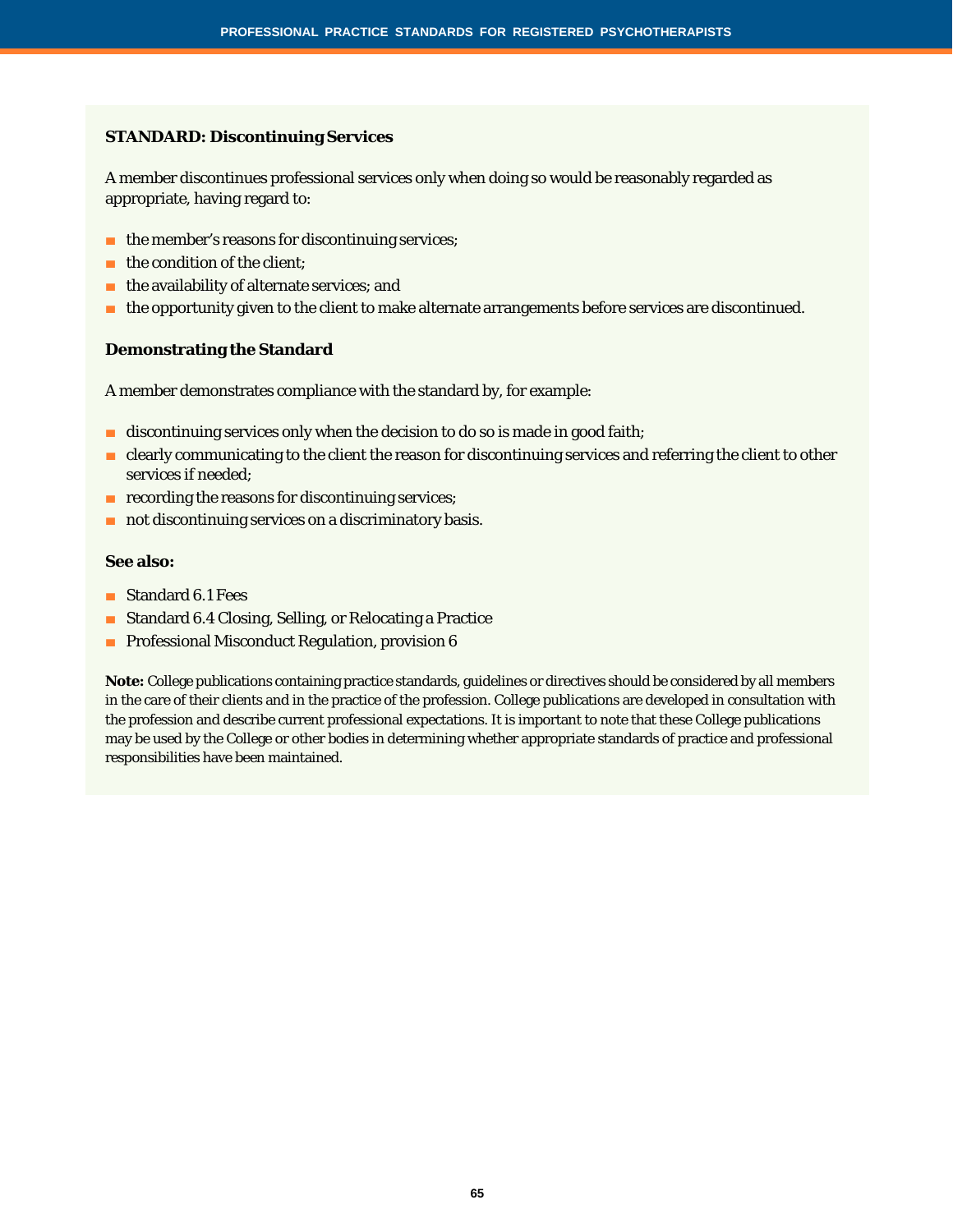**STANDARD: Discontinuing Services**

A member discontinues professional services only when doing so would be reasonably regarded as appropriate, having regard to:

- the member's reasons for discontinuing services;
- the condition of the client;
- the availability of alternate services; and
- the opportunity given to the client to make alternate arrangements before services are discontinued.

**Demonstrating the Standard**

A member demonstrates compliance with the standard by, for example:

- discontinuing services only when the decision to do so is made in good faith;
- clearly communicating to the client the reason for discontinuing services and referring the client to other services if needed;
- recording the reasons for discontinuing services;
- not discontinuing services on a discriminatory basis.

**See also:**

- Standard 6.1 Fees
- Standard 6.4 Closing, Selling, or Relocating a Practice
- Professional Misconduct Regulation, provision 6

**Note:** College publications containing practice standards, guidelines or directives should be considered by all members in the care of their clients and in the practice of the profession. College publications are developed in consultation with the profession and describe current professional expectations. It is important to note that these College publications may be used by the College or other bodies in determining whether appropriate standards of practice and professional responsibilities have been maintained.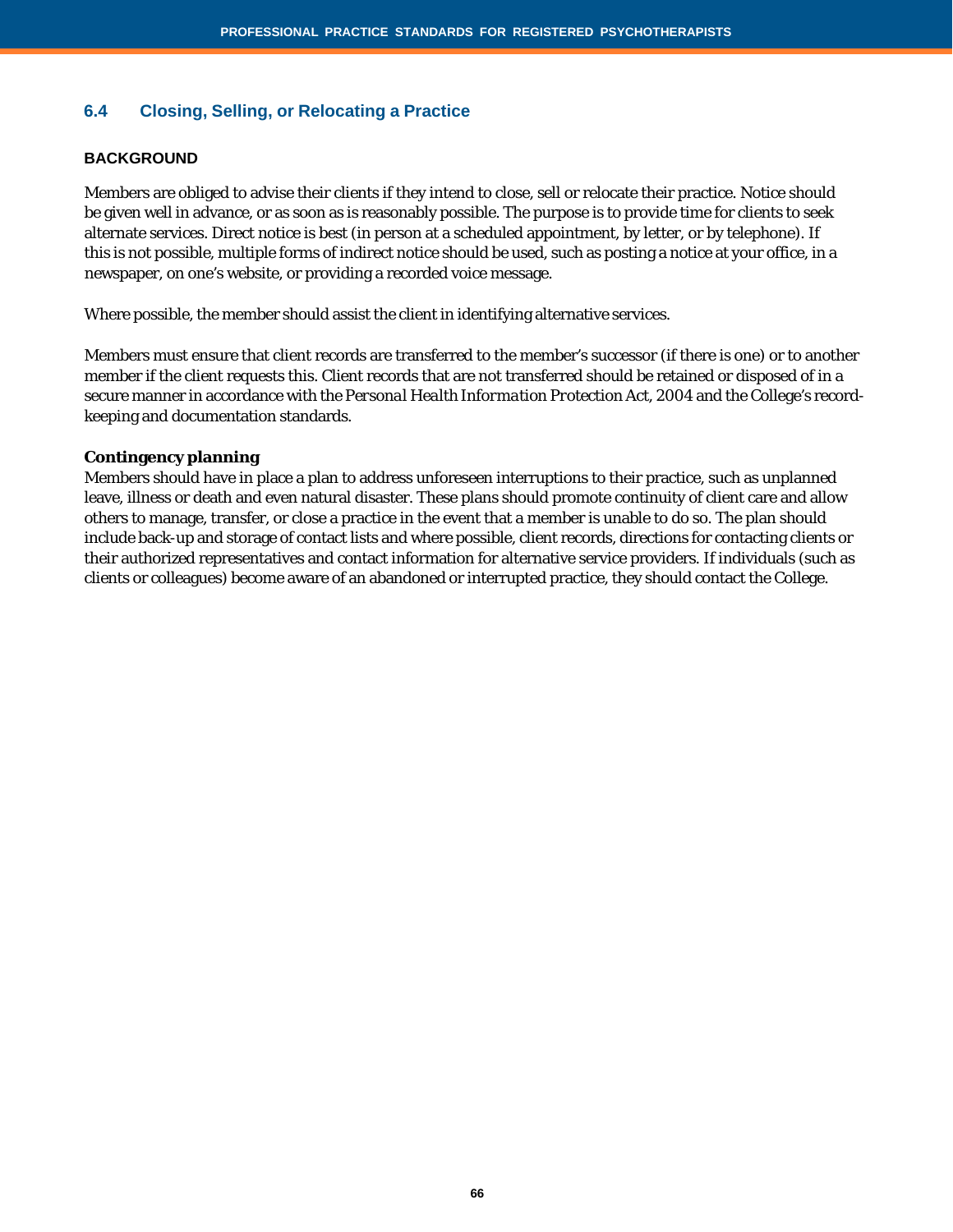## 6.4 Closing, Selling, or Relocating a Practice

### BACKGROUND

Members are obliged to advise their clients if they intend to close, sell or relocate their practice. Notice should be given well in advance, or as soon as is reasonably possible. The purpose is to provide time for clients to seek alternate services. Direct notice is best (in person at a scheduled appointment, by letter, or by telephone). If this is not possible, multiple forms of indirect notice should be used, such as posting a notice at your office, in a newspaper, on one's website, or providing a recorded voice message.

Where possible, the member should assist the client in identifying alternative services.

Members must ensure that client records are transferred to the member's successor (if there is one) or to another member if the client requests this. Client records that are not transferred should be retained or disposed of in a secure manner in accordance with the *Personal Health Information Protection Act, 2004* and the College's record-keeping and documentation standards.

**Contingency planning**

Members should have in place a plan to address unforeseen interruptions to their practice, such as unplanned leave, illness or death and even natural disaster. These plans should promote continuity of client care and allow others to manage, transfer, or close a practice in the event that a member is unable to do so. The plan should include back-up and storage of contact lists and where possible, client records, directions for contacting clients or their authorized representatives and contact information for alternative service providers. If individuals (such as clients or colleagues) become aware of an abandoned or interrupted practice, they should contact the College.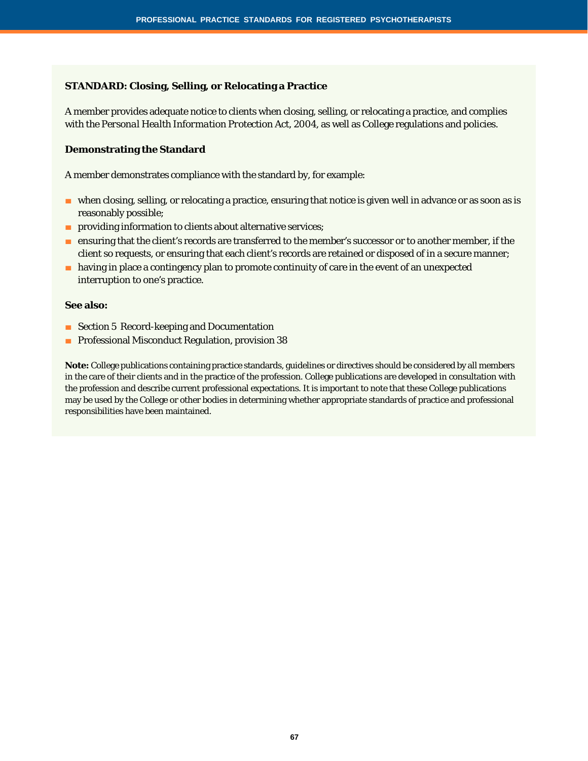**STANDARD: Closing, Selling, or Relocating a Practice**

A member provides adequate notice to clients when closing, selling, or relocating a practice, and complies with the *Personal Health Information Protection Act, 2004*, as well as College regulations and policies.

**Demonstrating the Standard**

A member demonstrates compliance with the standard by, for example:

- when closing, selling, or relocating a practice, ensuring that notice is given well in advance or as soon as is reasonably possible;
- providing information to clients about alternative services;
- ensuring that the client's records are transferred to the member's successor or to another member, if the client so requests, or ensuring that each client's records are retained or disposed of in a secure manner;
- having in place a contingency plan to promote continuity of care in the event of an unexpected interruption to one's practice.

**See also:**

- Section 5 Record-keeping and Documentation
- Professional Misconduct Regulation, provision 38

**Note:** College publications containing practice standards, guidelines or directives should be considered by all members in the care of their clients and in the practice of the profession. College publications are developed in consultation with the profession and describe current professional expectations. It is important to note that these College publications may be used by the College or other bodies in determining whether appropriate standards of practice and professional responsibilities have been maintained.